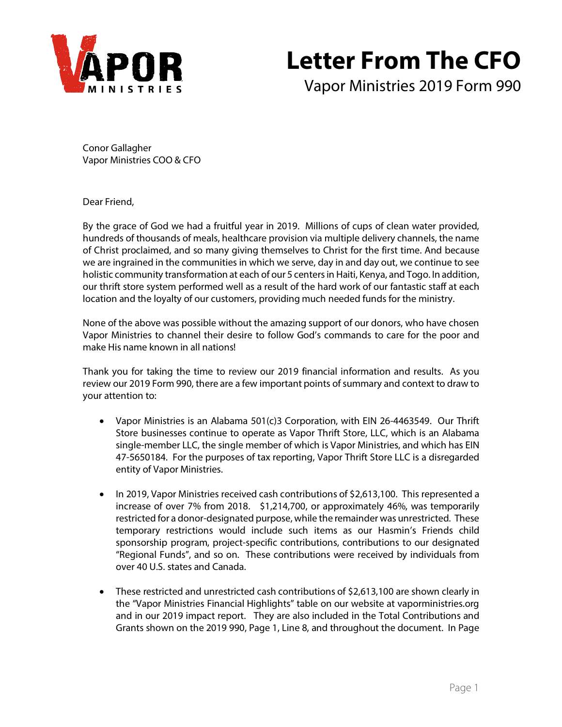# Letter From The CFO

Vapor Ministries 2019 Form 990

Conor Gallagher
Vapor Ministries COO & CFO

Dear Friend,

By the grace of God we had a fruitful year in 2019. Millions of cups of clean water provided, hundreds of thousands of meals, healthcare provision via multiple delivery channels, the name of Christ proclaimed, and so many giving themselves to Christ for the first time. And because we are ingrained in the communities in which we serve, day in and day out, we continue to see holistic community transformation at each of our 5 centers in Haiti, Kenya, and Togo. In addition, our thrift store system performed well as a result of the hard work of our fantastic staff at each location and the loyalty of our customers, providing much needed funds for the ministry.

None of the above was possible without the amazing support of our donors, who have chosen Vapor Ministries to channel their desire to follow God's commands to care for the poor and make His name known in all nations!

Thank you for taking the time to review our 2019 financial information and results. As you review our 2019 Form 990, there are a few important points of summary and context to draw to your attention to:

- Vapor Ministries is an Alabama 501(c)3 Corporation, with EIN 26-4463549. Our Thrift Store businesses continue to operate as Vapor Thrift Store, LLC, which is an Alabama single-member LLC, the single member of which is Vapor Ministries, and which has EIN 47-5650184. For the purposes of tax reporting, Vapor Thrift Store LLC is a disregarded entity of Vapor Ministries.
- In 2019, Vapor Ministries received cash contributions of $2,613,100. This represented a increase of over 7% from 2018. $1,214,700, or approximately 46%, was temporarily restricted for a donor-designated purpose, while the remainder was unrestricted. These temporary restrictions would include such items as our Hasmin's Friends child sponsorship program, project-specific contributions, contributions to our designated "Regional Funds", and so on. These contributions were received by individuals from over 40 U.S. states and Canada.
- These restricted and unrestricted cash contributions of $2,613,100 are shown clearly in the "Vapor Ministries Financial Highlights" table on our website at vaporministries.org and in our 2019 impact report. They are also included in the Total Contributions and Grants shown on the 2019 990, Page 1, Line 8, and throughout the document. In Page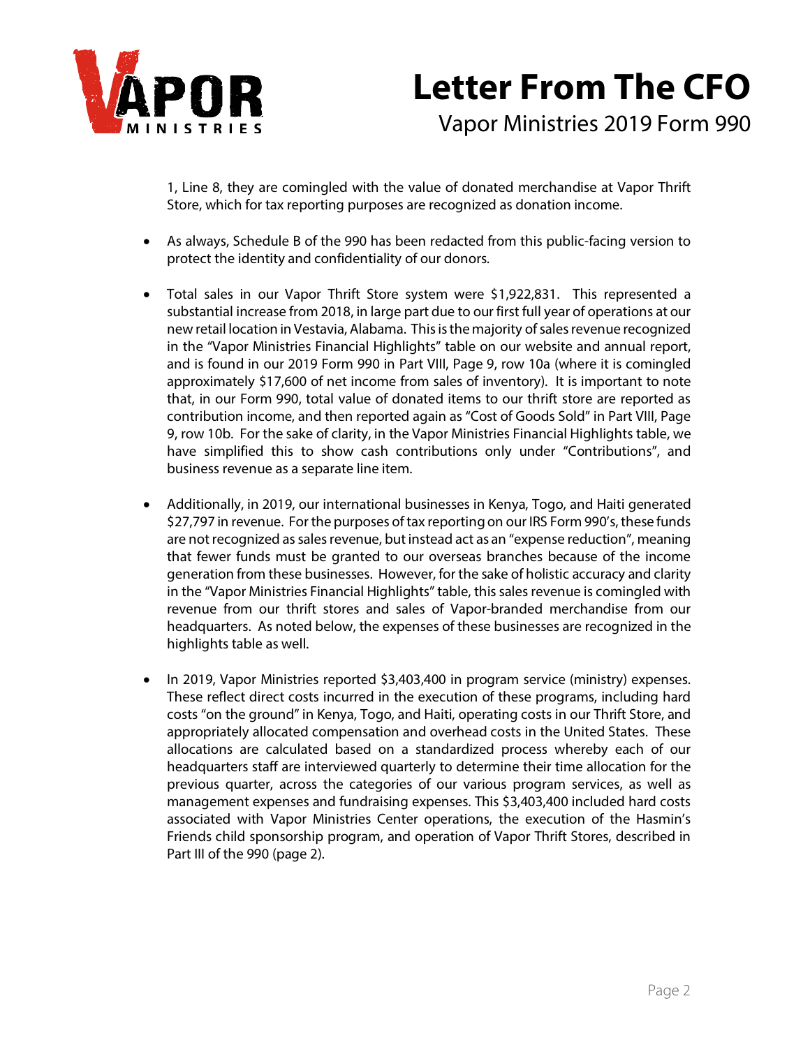1, Line 8, they are comingled with the value of donated merchandise at Vapor Thrift Store, which for tax reporting purposes are recognized as donation income.

- As always, Schedule B of the 990 has been redacted from this public-facing version to protect the identity and confidentiality of our donors.

- Total sales in our Vapor Thrift Store system were $1,922,831. This represented a substantial increase from 2018, in large part due to our first full year of operations at our new retail location in Vestavia, Alabama. This is the majority of sales revenue recognized in the "Vapor Ministries Financial Highlights" table on our website and annual report, and is found in our 2019 Form 990 in Part VIII, Page 9, row 10a (where it is comingled approximately $17,600 of net income from sales of inventory). It is important to note that, in our Form 990, total value of donated items to our thrift store are reported as contribution income, and then reported again as "Cost of Goods Sold" in Part VIII, Page 9, row 10b. For the sake of clarity, in the Vapor Ministries Financial Highlights table, we have simplified this to show cash contributions only under "Contributions", and business revenue as a separate line item.

- Additionally, in 2019, our international businesses in Kenya, Togo, and Haiti generated $27,797 in revenue. For the purposes of tax reporting on our IRS Form 990's, these funds are not recognized as sales revenue, but instead act as an "expense reduction", meaning that fewer funds must be granted to our overseas branches because of the income generation from these businesses. However, for the sake of holistic accuracy and clarity in the "Vapor Ministries Financial Highlights" table, this sales revenue is comingled with revenue from our thrift stores and sales of Vapor-branded merchandise from our headquarters. As noted below, the expenses of these businesses are recognized in the highlights table as well.

- In 2019, Vapor Ministries reported $3,403,400 in program service (ministry) expenses. These reflect direct costs incurred in the execution of these programs, including hard costs "on the ground" in Kenya, Togo, and Haiti, operating costs in our Thrift Store, and appropriately allocated compensation and overhead costs in the United States. These allocations are calculated based on a standardized process whereby each of our headquarters staff are interviewed quarterly to determine their time allocation for the previous quarter, across the categories of our various program services, as well as management expenses and fundraising expenses. This $3,403,400 included hard costs associated with Vapor Ministries Center operations, the execution of the Hasmin's Friends child sponsorship program, and operation of Vapor Thrift Stores, described in Part III of the 990 (page 2).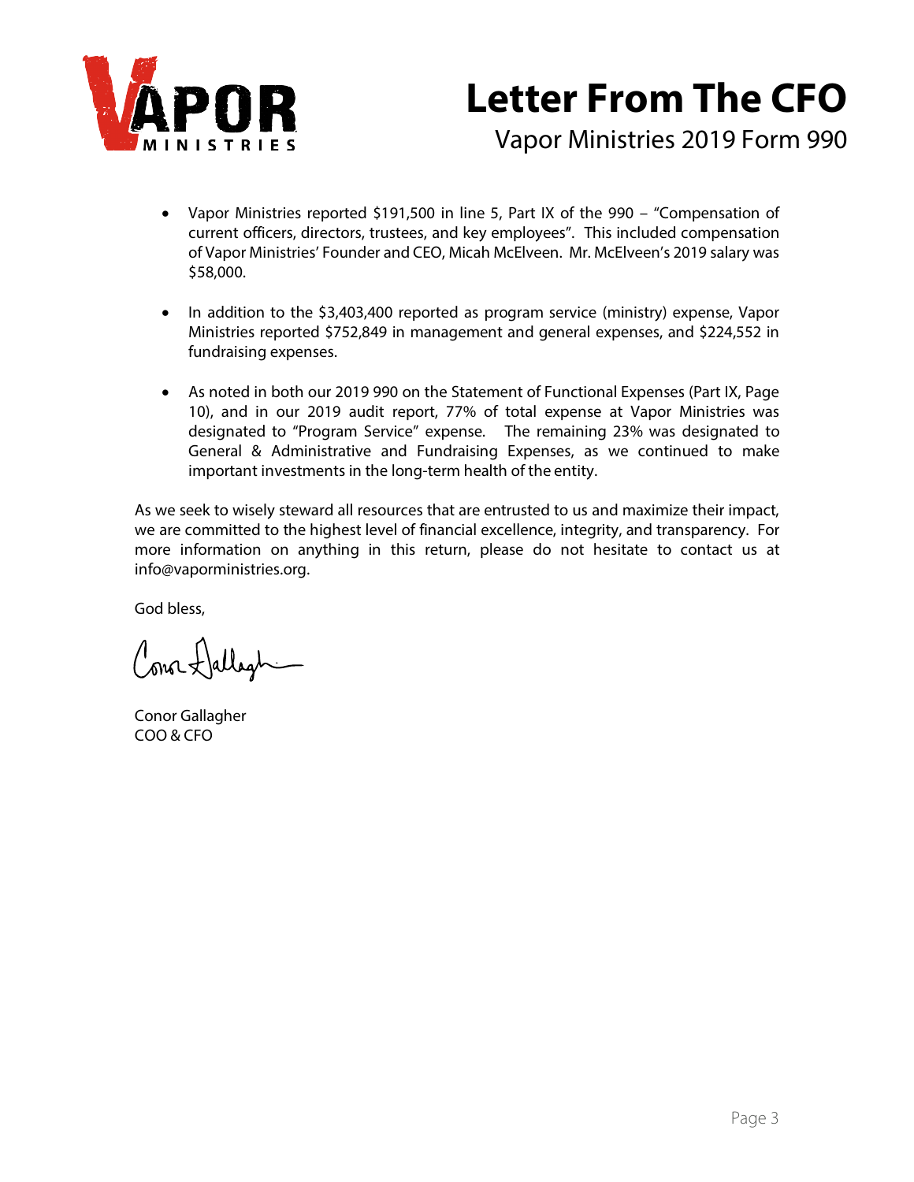# Letter From The CFO

## Vapor Ministries 2019 Form 990

- Vapor Ministries reported $191,500 in line 5, Part IX of the 990 – "Compensation of current officers, directors, trustees, and key employees". This included compensation of Vapor Ministries' Founder and CEO, Micah McElveen. Mr. McElveen's 2019 salary was $58,000.

- In addition to the $3,403,400 reported as program service (ministry) expense, Vapor Ministries reported $752,849 in management and general expenses, and $224,552 in fundraising expenses.

- As noted in both our 2019 990 on the Statement of Functional Expenses (Part IX, Page 10), and in our 2019 audit report, 77% of total expense at Vapor Ministries was designated to "Program Service" expense. The remaining 23% was designated to General & Administrative and Fundraising Expenses, as we continued to make important investments in the long-term health of the entity.

As we seek to wisely steward all resources that are entrusted to us and maximize their impact, we are committed to the highest level of financial excellence, integrity, and transparency. For more information on anything in this return, please do not hesitate to contact us at info@vaporministries.org.

God bless,

Conor Gallagher
COO & CFO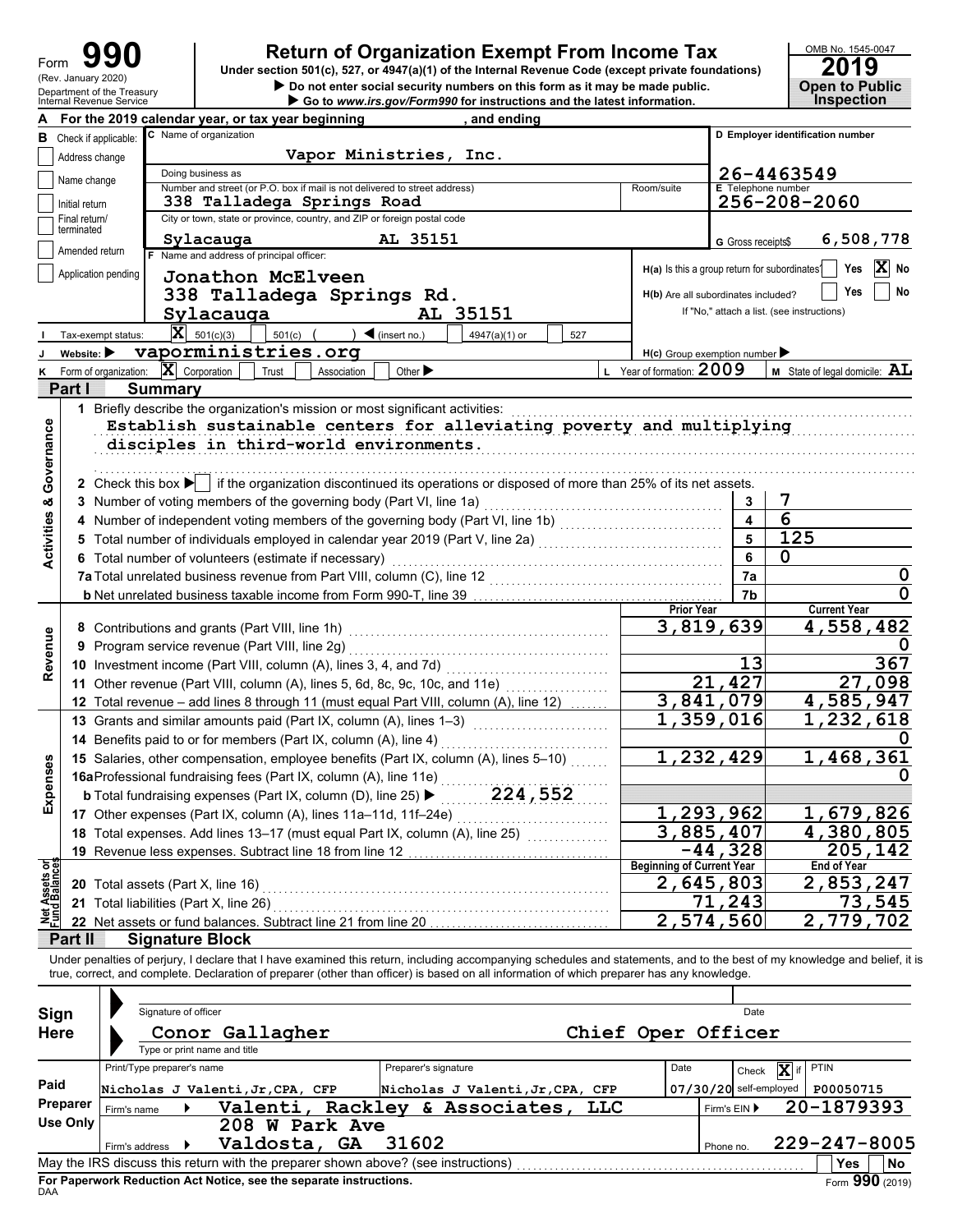Form **990** (Rev. January 2020) Department of the Treasury Internal Revenue Service

# Return of Organization Exempt From Income Tax

Under section 501(c), 527, or 4947(a)(1) of the Internal Revenue Code (except private foundations)

▶ Do not enter social security numbers on this form as it may be made public.

▶ Go to *www.irs.gov/Form990* for instructions and the latest information.

OMB No. 1545-0047

**2019**

**Open to Public Inspection**

**A** For the 2019 calendar year, or tax year beginning , and ending

**B** Check if applicable:
- Address change
- Name change
- Initial return
- Final return/terminated
- Amended return
- Application pending

**C** Name of organization: Vapor Ministries, Inc.

Doing business as

Number and street (or P.O. box if mail is not delivered to street address): 338 Talladega Springs Road — Room/suite

City or town, state or province, country, and ZIP or foreign postal code: Sylacauga AL 35151

**D** Employer identification number: 26-4463549

**E** Telephone number: 256-208-2060

**G** Gross receipts $ 6,508,778

**F** Name and address of principal officer: Jonathon McElveen, 338 Talladega Springs Rd., Sylacauga AL 35151

**H(a)** Is this a group return for subordinates? Yes [ ] No [X]

**H(b)** Are all subordinates included? Yes [ ] No [ ] If "No," attach a list. (see instructions)

**I** Tax-exempt status: [X] 501(c)(3) [ ] 501(c) ( ) ◀ (insert no.) [ ] 4947(a)(1) or [ ] 527

**J** Website: ▶ vaporministries.org

**H(c)** Group exemption number ▶

**K** Form of organization: [X] Corporation [ ] Trust [ ] Association [ ] Other ▶

**L** Year of formation: 2009

**M** State of legal domicile: AL

## Part I Summary

**Activities & Governance**

1 Briefly describe the organization's mission or most significant activities:
Establish sustainable centers for alleviating poverty and multiplying disciples in third-world environments.

2 Check this box ▶ [ ] if the organization discontinued its operations or disposed of more than 25% of its net assets.

| | | | |
|---|---|---|---|
| 3 | Number of voting members of the governing body (Part VI, line 1a) | 3 | 7 |
| 4 | Number of independent voting members of the governing body (Part VI, line 1b) | 4 | 6 |
| 5 | Total number of individuals employed in calendar year 2019 (Part V, line 2a) | 5 | 125 |
| 6 | Total number of volunteers (estimate if necessary) | 6 | 0 |
| 7a | Total unrelated business revenue from Part VIII, column (C), line 12 | 7a | 0 |
| b | Net unrelated business taxable income from Form 990-T, line 39 | 7b | 0 |

| | | Prior Year | Current Year |
|---|---|---|---|
| **Revenue** | | | |
| 8 | Contributions and grants (Part VIII, line 1h) | 3,819,639 | 4,558,482 |
| 9 | Program service revenue (Part VIII, line 2g) | | 0 |
| 10 | Investment income (Part VIII, column (A), lines 3, 4, and 7d) | 13 | 367 |
| 11 | Other revenue (Part VIII, column (A), lines 5, 6d, 8c, 9c, 10c, and 11e) | 21,427 | 27,098 |
| 12 | Total revenue – add lines 8 through 11 (must equal Part VIII, column (A), line 12) | 3,841,079 | 4,585,947 |
| **Expenses** | | | |
| 13 | Grants and similar amounts paid (Part IX, column (A), lines 1–3) | 1,359,016 | 1,232,618 |
| 14 | Benefits paid to or for members (Part IX, column (A), line 4) | | 0 |
| 15 | Salaries, other compensation, employee benefits (Part IX, column (A), lines 5–10) | 1,232,429 | 1,468,361 |
| 16a | Professional fundraising fees (Part IX, column (A), line 11e) | | 0 |
| b | Total fundraising expenses (Part IX, column (D), line 25) ▶ 224,552 | | |
| 17 | Other expenses (Part IX, column (A), lines 11a–11d, 11f–24e) | 1,293,962 | 1,679,826 |
| 18 | Total expenses. Add lines 13–17 (must equal Part IX, column (A), line 25) | 3,885,407 | 4,380,805 |
| 19 | Revenue less expenses. Subtract line 18 from line 12 | -44,328 | 205,142 |
| **Net Assets or Fund Balances** | | **Beginning of Current Year** | **End of Year** |
| 20 | Total assets (Part X, line 16) | 2,645,803 | 2,853,247 |
| 21 | Total liabilities (Part X, line 26) | 71,243 | 73,545 |
| 22 | Net assets or fund balances. Subtract line 21 from line 20 | 2,574,560 | 2,779,702 |

## Part II Signature Block

Under penalties of perjury, I declare that I have examined this return, including accompanying schedules and statements, and to the best of my knowledge and belief, it is true, correct, and complete. Declaration of preparer (other than officer) is based on all information of which preparer has any knowledge.

**Sign Here**

Signature of officer — Date

Conor Gallagher — Chief Oper Officer

Type or print name and title

**Paid Preparer Use Only**

| Print/Type preparer's name | Preparer's signature | Date | Check [X] if self-employed | PTIN |
|---|---|---|---|---|
| Nicholas J Valenti, Jr, CPA, CFP | Nicholas J Valenti, Jr, CPA, CFP | 07/30/20 | X | P00050715 |

Firm's name ▶ Valenti, Rackley & Associates, LLC — Firm's EIN ▶ 20-1879393

Firm's address ▶ 208 W Park Ave, Valdosta, GA 31602 — Phone no. 229-247-8005

May the IRS discuss this return with the preparer shown above? (see instructions) [ ] Yes [ ] No

**For Paperwork Reduction Act Notice, see the separate instructions.**

DAA — Form **990** (2019)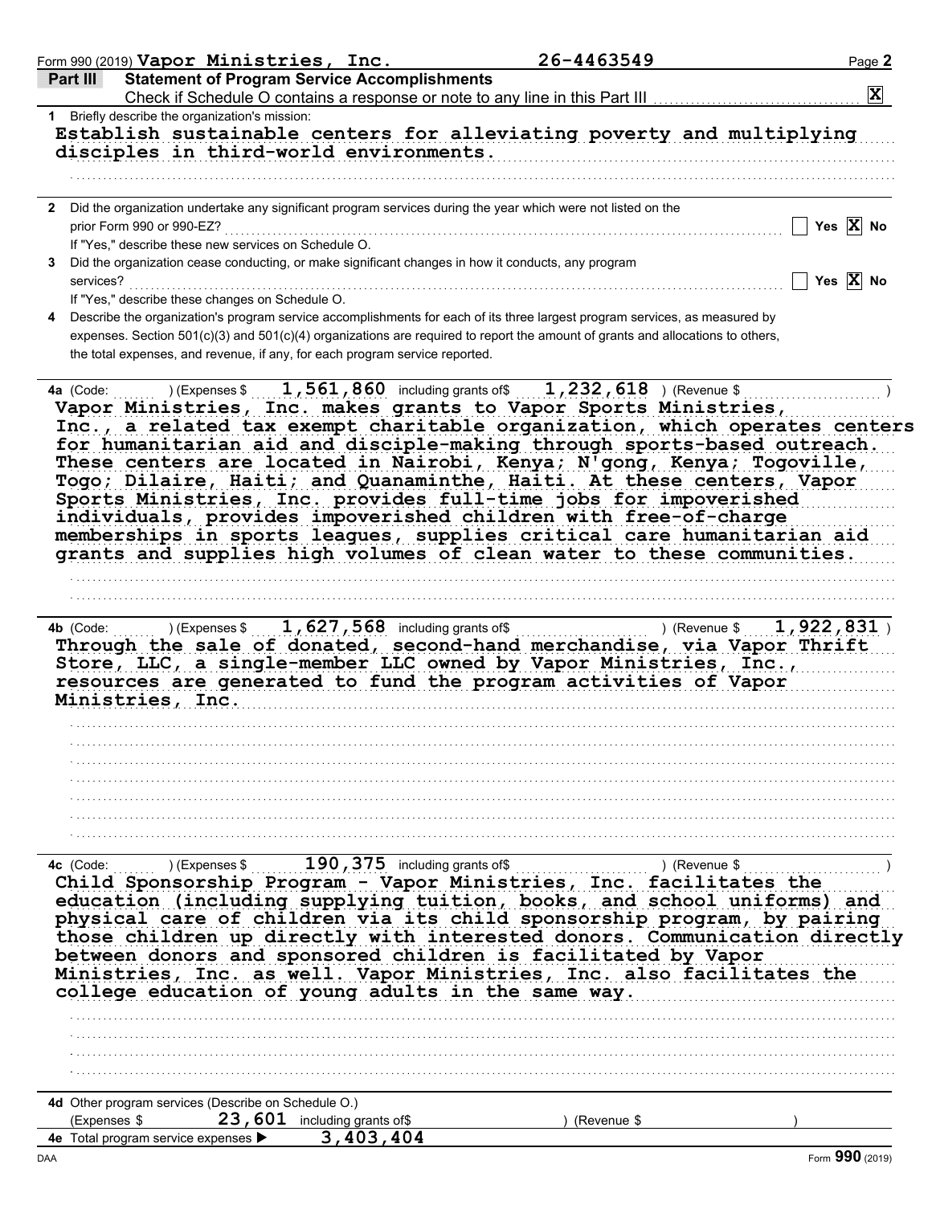Form 990 (2019) **Vapor Ministries, Inc.** **26-4463549** Page **2**

## Part III — Statement of Program Service Accomplishments

Check if Schedule O contains a response or note to any line in this Part III .......... [X]

**1** Briefly describe the organization's mission:

Establish sustainable centers for alleviating poverty and multiplying disciples in third-world environments.

**2** Did the organization undertake any significant program services during the year which were not listed on the prior Form 990 or 990-EZ? .......... [ ] Yes [X] No

If "Yes," describe these new services on Schedule O.

**3** Did the organization cease conducting, or make significant changes in how it conducts, any program services? .......... [ ] Yes [X] No

If "Yes," describe these changes on Schedule O.

**4** Describe the organization's program service accomplishments for each of its three largest program services, as measured by expenses. Section 501(c)(3) and 501(c)(4) organizations are required to report the amount of grants and allocations to others, the total expenses, and revenue, if any, for each program service reported.

**4a** (Code: ) (Expenses $ **1,561,860** including grants of$ **1,232,618** ) (Revenue $ )

Vapor Ministries, Inc. makes grants to Vapor Sports Ministries, Inc., a related tax exempt charitable organization, which operates centers for humanitarian aid and disciple-making through sports-based outreach. These centers are located in Nairobi, Kenya; N'gong, Kenya; Togoville, Togo; Dilaire, Haiti; and Quanaminthe, Haiti. At these centers, Vapor Sports Ministries, Inc. provides full-time jobs for impoverished individuals, provides impoverished children with free-of-charge memberships in sports leagues, supplies critical care humanitarian aid grants and supplies high volumes of clean water to these communities.

**4b** (Code: ) (Expenses $ **1,627,568** including grants of$ ) (Revenue $ **1,922,831** )

Through the sale of donated, second-hand merchandise, via Vapor Thrift Store, LLC, a single-member LLC owned by Vapor Ministries, Inc., resources are generated to fund the program activities of Vapor Ministries, Inc.

**4c** (Code: ) (Expenses $ **190,375** including grants of$ ) (Revenue $ )

Child Sponsorship Program - Vapor Ministries, Inc. facilitates the education (including supplying tuition, books, and school uniforms) and physical care of children via its child sponsorship program, by pairing those children up directly with interested donors. Communication directly between donors and sponsored children is facilitated by Vapor Ministries, Inc. as well. Vapor Ministries, Inc. also facilitates the college education of young adults in the same way.

**4d** Other program services (Describe on Schedule O.)
(Expenses $ **23,601** including grants of$ ) (Revenue $ )

**4e** Total program service expenses ▶ **3,403,404**

Form **990** (2019)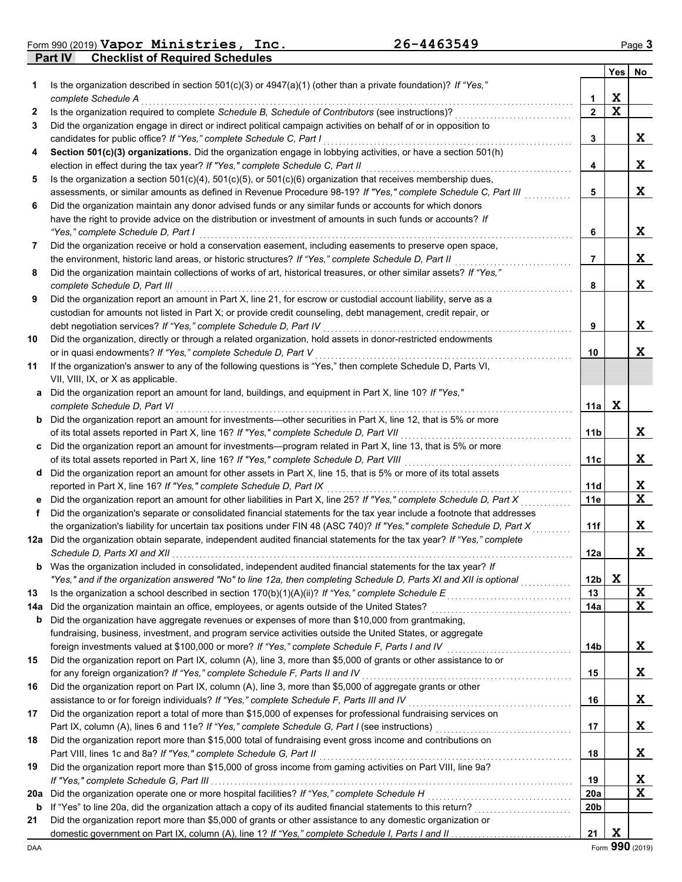Form 990 (2019) **Vapor Ministries, Inc.** **26-4463549** Page **3**

## Part IV Checklist of Required Schedules

| | | | Yes | No |
|---|---|---|---|---|
| **1** | Is the organization described in section 501(c)(3) or 4947(a)(1) (other than a private foundation)? *If "Yes," complete Schedule A* | **1** | X | |
| **2** | Is the organization required to complete *Schedule B, Schedule of Contributors* (see instructions)? | **2** | X | |
| **3** | Did the organization engage in direct or indirect political campaign activities on behalf of or in opposition to candidates for public office? *If "Yes," complete Schedule C, Part I* | **3** | | X |
| **4** | **Section 501(c)(3) organizations.** Did the organization engage in lobbying activities, or have a section 501(h) election in effect during the tax year? *If "Yes," complete Schedule C, Part II* | **4** | | X |
| **5** | Is the organization a section 501(c)(4), 501(c)(5), or 501(c)(6) organization that receives membership dues, assessments, or similar amounts as defined in Revenue Procedure 98-19? *If "Yes," complete Schedule C, Part III* | **5** | | X |
| **6** | Did the organization maintain any donor advised funds or any similar funds or accounts for which donors have the right to provide advice on the distribution or investment of amounts in such funds or accounts? *If "Yes," complete Schedule D, Part I* | **6** | | X |
| **7** | Did the organization receive or hold a conservation easement, including easements to preserve open space, the environment, historic land areas, or historic structures? *If "Yes," complete Schedule D, Part II* | **7** | | X |
| **8** | Did the organization maintain collections of works of art, historical treasures, or other similar assets? *If "Yes," complete Schedule D, Part III* | **8** | | X |
| **9** | Did the organization report an amount in Part X, line 21, for escrow or custodial account liability, serve as a custodian for amounts not listed in Part X; or provide credit counseling, debt management, credit repair, or debt negotiation services? *If "Yes," complete Schedule D, Part IV* | **9** | | X |
| **10** | Did the organization, directly or through a related organization, hold assets in donor-restricted endowments or in quasi endowments? *If "Yes," complete Schedule D, Part V* | **10** | | X |
| **11** | If the organization's answer to any of the following questions is "Yes," then complete Schedule D, Parts VI, VII, VIII, IX, or X as applicable. | | | |
| **a** | Did the organization report an amount for land, buildings, and equipment in Part X, line 10? *If "Yes," complete Schedule D, Part VI* | **11a** | X | |
| **b** | Did the organization report an amount for investments—other securities in Part X, line 12, that is 5% or more of its total assets reported in Part X, line 16? *If "Yes," complete Schedule D, Part VII* | **11b** | | X |
| **c** | Did the organization report an amount for investments—program related in Part X, line 13, that is 5% or more of its total assets reported in Part X, line 16? *If "Yes," complete Schedule D, Part VIII* | **11c** | | X |
| **d** | Did the organization report an amount for other assets in Part X, line 15, that is 5% or more of its total assets reported in Part X, line 16? *If "Yes," complete Schedule D, Part IX* | **11d** | | X |
| **e** | Did the organization report an amount for other liabilities in Part X, line 25? *If "Yes," complete Schedule D, Part X* | **11e** | | X |
| **f** | Did the organization's separate or consolidated financial statements for the tax year include a footnote that addresses the organization's liability for uncertain tax positions under FIN 48 (ASC 740)? *If "Yes," complete Schedule D, Part X* | **11f** | | X |
| **12a** | Did the organization obtain separate, independent audited financial statements for the tax year? *If "Yes," complete Schedule D, Parts XI and XII* | **12a** | | X |
| **b** | Was the organization included in consolidated, independent audited financial statements for the tax year? *If "Yes," and if the organization answered "No" to line 12a, then completing Schedule D, Parts XI and XII is optional* | **12b** | X | |
| **13** | Is the organization a school described in section 170(b)(1)(A)(ii)? *If "Yes," complete Schedule E* | **13** | | X |
| **14a** | Did the organization maintain an office, employees, or agents outside of the United States? | **14a** | | X |
| **b** | Did the organization have aggregate revenues or expenses of more than $10,000 from grantmaking, fundraising, business, investment, and program service activities outside the United States, or aggregate foreign investments valued at $100,000 or more? *If "Yes," complete Schedule F, Parts I and IV* | **14b** | | X |
| **15** | Did the organization report on Part IX, column (A), line 3, more than $5,000 of grants or other assistance to or for any foreign organization? *If "Yes," complete Schedule F, Parts II and IV* | **15** | | X |
| **16** | Did the organization report on Part IX, column (A), line 3, more than $5,000 of aggregate grants or other assistance to or for foreign individuals? *If "Yes," complete Schedule F, Parts III and IV* | **16** | | X |
| **17** | Did the organization report a total of more than $15,000 of expenses for professional fundraising services on Part IX, column (A), lines 6 and 11e? *If "Yes," complete Schedule G, Part I* (see instructions) | **17** | | X |
| **18** | Did the organization report more than $15,000 total of fundraising event gross income and contributions on Part VIII, lines 1c and 8a? *If "Yes," complete Schedule G, Part II* | **18** | | X |
| **19** | Did the organization report more than $15,000 of gross income from gaming activities on Part VIII, line 9a? *If "Yes," complete Schedule G, Part III* | **19** | | X |
| **20a** | Did the organization operate one or more hospital facilities? *If "Yes," complete Schedule H* | **20a** | | X |
| **b** | If "Yes" to line 20a, did the organization attach a copy of its audited financial statements to this return? | **20b** | | |
| **21** | Did the organization report more than $5,000 of grants or other assistance to any domestic organization or domestic government on Part IX, column (A), line 1? *If "Yes," complete Schedule I, Parts I and II* | **21** | X | |

DAA Form **990** (2019)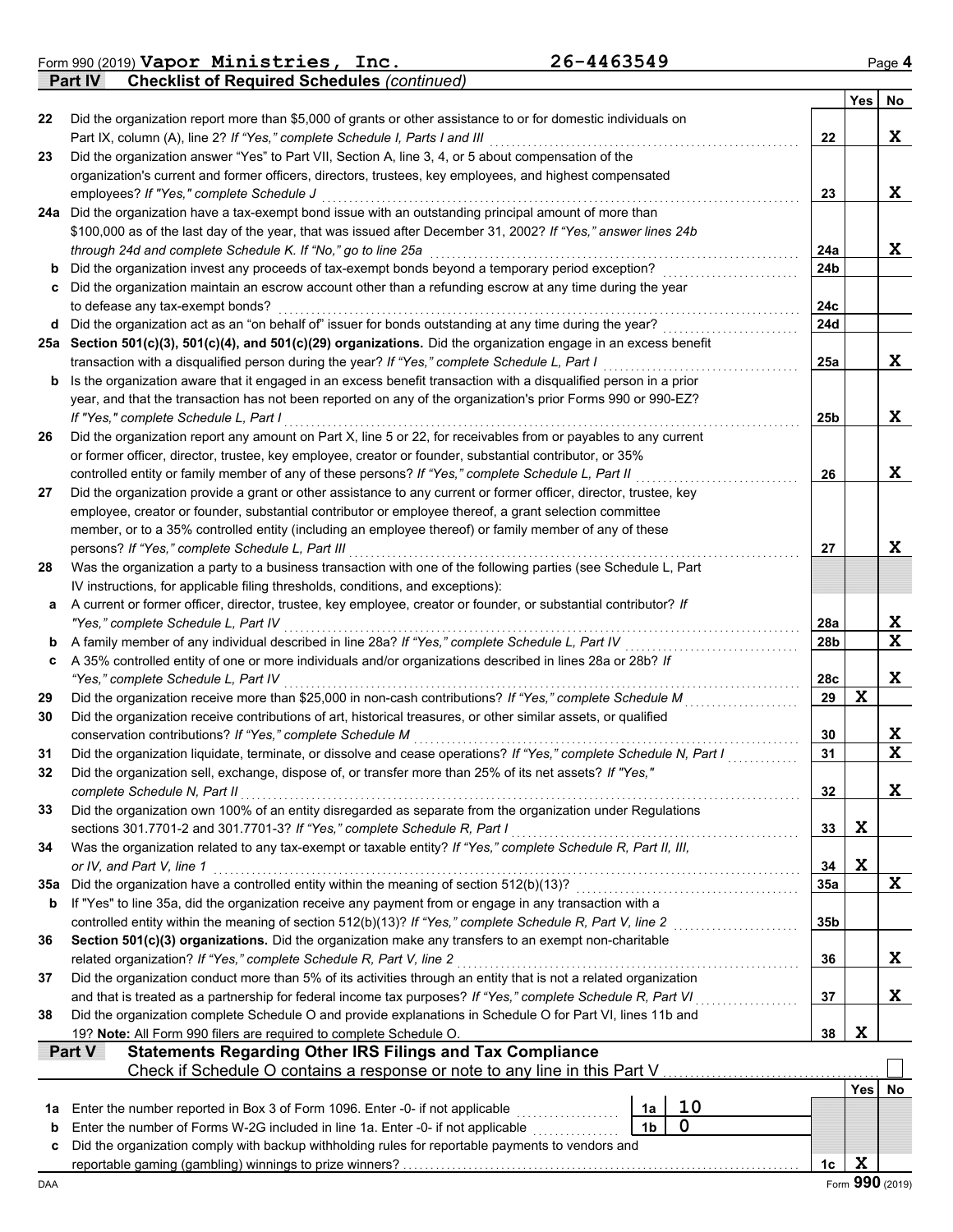Form 990 (2019) **Vapor Ministries, Inc.** 26-4463549

## Part IV Checklist of Required Schedules *(continued)*

| | | | Yes | No |
|---|---|---|---|---|
| 22 | Did the organization report more than $5,000 of grants or other assistance to or for domestic individuals on Part IX, column (A), line 2? *If "Yes," complete Schedule I, Parts I and III* | 22 | | X |
| 23 | Did the organization answer "Yes" to Part VII, Section A, line 3, 4, or 5 about compensation of the organization's current and former officers, directors, trustees, key employees, and highest compensated employees? *If "Yes," complete Schedule J* | 23 | | X |
| 24a | Did the organization have a tax-exempt bond issue with an outstanding principal amount of more than $100,000 as of the last day of the year, that was issued after December 31, 2002? *If "Yes," answer lines 24b through 24d and complete Schedule K. If "No," go to line 25a* | 24a | | X |
| b | Did the organization invest any proceeds of tax-exempt bonds beyond a temporary period exception? | 24b | | |
| c | Did the organization maintain an escrow account other than a refunding escrow at any time during the year to defease any tax-exempt bonds? | 24c | | |
| d | Did the organization act as an "on behalf of" issuer for bonds outstanding at any time during the year? | 24d | | |
| 25a | **Section 501(c)(3), 501(c)(4), and 501(c)(29) organizations.** Did the organization engage in an excess benefit transaction with a disqualified person during the year? *If "Yes," complete Schedule L, Part I* | 25a | | X |
| b | Is the organization aware that it engaged in an excess benefit transaction with a disqualified person in a prior year, and that the transaction has not been reported on any of the organization's prior Forms 990 or 990-EZ? *If "Yes," complete Schedule L, Part I* | 25b | | X |
| 26 | Did the organization report any amount on Part X, line 5 or 22, for receivables from or payables to any current or former officer, director, trustee, key employee, creator or founder, substantial contributor, or 35% controlled entity or family member of any of these persons? *If "Yes," complete Schedule L, Part II* | 26 | | X |
| 27 | Did the organization provide a grant or other assistance to any current or former officer, director, trustee, key employee, creator or founder, substantial contributor or employee thereof, a grant selection committee member, or to a 35% controlled entity (including an employee thereof) or family member of any of these persons? *If "Yes," complete Schedule L, Part III* | 27 | | X |
| 28 | Was the organization a party to a business transaction with one of the following parties (see Schedule L, Part IV instructions, for applicable filing thresholds, conditions, and exceptions): | | | |
| a | A current or former officer, director, trustee, key employee, creator or founder, or substantial contributor? *If "Yes," complete Schedule L, Part IV* | 28a | | X |
| b | A family member of any individual described in line 28a? *If "Yes," complete Schedule L, Part IV* | 28b | | X |
| c | A 35% controlled entity of one or more individuals and/or organizations described in lines 28a or 28b? *If "Yes," complete Schedule L, Part IV* | 28c | | X |
| 29 | Did the organization receive more than $25,000 in non-cash contributions? *If "Yes," complete Schedule M* | 29 | X | |
| 30 | Did the organization receive contributions of art, historical treasures, or other similar assets, or qualified conservation contributions? *If "Yes," complete Schedule M* | 30 | | X |
| 31 | Did the organization liquidate, terminate, or dissolve and cease operations? *If "Yes," complete Schedule N, Part I* | 31 | | X |
| 32 | Did the organization sell, exchange, dispose of, or transfer more than 25% of its net assets? *If "Yes," complete Schedule N, Part II* | 32 | | X |
| 33 | Did the organization own 100% of an entity disregarded as separate from the organization under Regulations sections 301.7701-2 and 301.7701-3? *If "Yes," complete Schedule R, Part I* | 33 | X | |
| 34 | Was the organization related to any tax-exempt or taxable entity? *If "Yes," complete Schedule R, Part II, III, or IV, and Part V, line 1* | 34 | X | |
| 35a | Did the organization have a controlled entity within the meaning of section 512(b)(13)? | 35a | | X |
| b | If "Yes" to line 35a, did the organization receive any payment from or engage in any transaction with a controlled entity within the meaning of section 512(b)(13)? *If "Yes," complete Schedule R, Part V, line 2* | 35b | | |
| 36 | **Section 501(c)(3) organizations.** Did the organization make any transfers to an exempt non-charitable related organization? *If "Yes," complete Schedule R, Part V, line 2* | 36 | | X |
| 37 | Did the organization conduct more than 5% of its activities through an entity that is not a related organization and that is treated as a partnership for federal income tax purposes? *If "Yes," complete Schedule R, Part VI* | 37 | | X |
| 38 | Did the organization complete Schedule O and provide explanations in Schedule O for Part VI, lines 11b and 19? **Note:** All Form 990 filers are required to complete Schedule O. | 38 | X | |

## Part V Statements Regarding Other IRS Filings and Tax Compliance

Check if Schedule O contains a response or note to any line in this Part V ☐

| | | | | | Yes | No |
|---|---|---|---|---|---|---|
| 1a | Enter the number reported in Box 3 of Form 1096. Enter -0- if not applicable | 1a | 10 | | | |
| b | Enter the number of Forms W-2G included in line 1a. Enter -0- if not applicable | 1b | 0 | | | |
| c | Did the organization comply with backup withholding rules for reportable payments to vendors and reportable gaming (gambling) winnings to prize winners? | | | 1c | X | |

Form **990** (2019)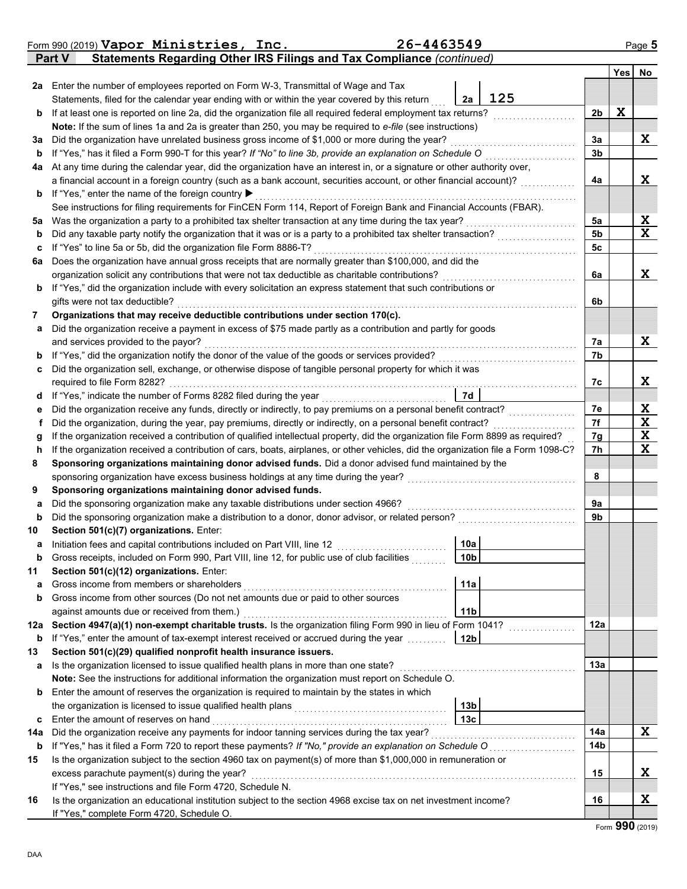Form 990 (2019) **Vapor Ministries, Inc.** **26-4463549**

**Part V — Statements Regarding Other IRS Filings and Tax Compliance** *(continued)*

| | | | | Yes | No |
|---|---|---|---|---|---|
| 2a | Enter the number of employees reported on Form W-3, Transmittal of Wage and Tax Statements, filed for the calendar year ending with or within the year covered by this return | 2a: 125 | | | |
| b | If at least one is reported on line 2a, did the organization file all required federal employment tax returns? | | 2b | X | |
| | **Note:** If the sum of lines 1a and 2a is greater than 250, you may be required to *e-file* (see instructions) | | | | |
| 3a | Did the organization have unrelated business gross income of $1,000 or more during the year? | | 3a | | X |
| b | If "Yes," has it filed a Form 990-T for this year? *If "No" to line 3b, provide an explanation on Schedule O* | | 3b | | |
| 4a | At any time during the calendar year, did the organization have an interest in, or a signature or other authority over, a financial account in a foreign country (such as a bank account, securities account, or other financial account)? | | 4a | | X |
| b | If "Yes," enter the name of the foreign country ▶ | | | | |
| | See instructions for filing requirements for FinCEN Form 114, Report of Foreign Bank and Financial Accounts (FBAR). | | | | |
| 5a | Was the organization a party to a prohibited tax shelter transaction at any time during the tax year? | | 5a | | X |
| b | Did any taxable party notify the organization that it was or is a party to a prohibited tax shelter transaction? | | 5b | | X |
| c | If "Yes" to line 5a or 5b, did the organization file Form 8886-T? | | 5c | | |
| 6a | Does the organization have annual gross receipts that are normally greater than $100,000, and did the organization solicit any contributions that were not tax deductible as charitable contributions? | | 6a | | X |
| b | If "Yes," did the organization include with every solicitation an express statement that such contributions or gifts were not tax deductible? | | 6b | | |
| 7 | **Organizations that may receive deductible contributions under section 170(c).** | | | | |
| a | Did the organization receive a payment in excess of $75 made partly as a contribution and partly for goods and services provided to the payor? | | 7a | | X |
| b | If "Yes," did the organization notify the donor of the value of the goods or services provided? | | 7b | | |
| c | Did the organization sell, exchange, or otherwise dispose of tangible personal property for which it was required to file Form 8282? | | 7c | | X |
| d | If "Yes," indicate the number of Forms 8282 filed during the year | 7d | | | |
| e | Did the organization receive any funds, directly or indirectly, to pay premiums on a personal benefit contract? | | 7e | | X |
| f | Did the organization, during the year, pay premiums, directly or indirectly, on a personal benefit contract? | | 7f | | X |
| g | If the organization received a contribution of qualified intellectual property, did the organization file Form 8899 as required? | | 7g | | X |
| h | If the organization received a contribution of cars, boats, airplanes, or other vehicles, did the organization file a Form 1098-C? | | 7h | | X |
| 8 | **Sponsoring organizations maintaining donor advised funds.** Did a donor advised fund maintained by the sponsoring organization have excess business holdings at any time during the year? | | 8 | | |
| 9 | **Sponsoring organizations maintaining donor advised funds.** | | | | |
| a | Did the sponsoring organization make any taxable distributions under section 4966? | | 9a | | |
| b | Did the sponsoring organization make a distribution to a donor, donor advisor, or related person? | | 9b | | |
| 10 | **Section 501(c)(7) organizations.** Enter: | | | | |
| a | Initiation fees and capital contributions included on Part VIII, line 12 | 10a | | | |
| b | Gross receipts, included on Form 990, Part VIII, line 12, for public use of club facilities | 10b | | | |
| 11 | **Section 501(c)(12) organizations.** Enter: | | | | |
| a | Gross income from members or shareholders | 11a | | | |
| b | Gross income from other sources (Do not net amounts due or paid to other sources against amounts due or received from them.) | 11b | | | |
| 12a | **Section 4947(a)(1) non-exempt charitable trusts.** Is the organization filing Form 990 in lieu of Form 1041? | | 12a | | |
| b | If "Yes," enter the amount of tax-exempt interest received or accrued during the year | 12b | | | |
| 13 | **Section 501(c)(29) qualified nonprofit health insurance issuers.** | | | | |
| a | Is the organization licensed to issue qualified health plans in more than one state? | | 13a | | |
| | **Note:** See the instructions for additional information the organization must report on Schedule O. | | | | |
| b | Enter the amount of reserves the organization is required to maintain by the states in which the organization is licensed to issue qualified health plans | 13b | | | |
| c | Enter the amount of reserves on hand | 13c | | | |
| 14a | Did the organization receive any payments for indoor tanning services during the tax year? | | 14a | | X |
| b | If "Yes," has it filed a Form 720 to report these payments? *If "No," provide an explanation on Schedule O* | | 14b | | |
| 15 | Is the organization subject to the section 4960 tax on payment(s) of more than $1,000,000 in remuneration or excess parachute payment(s) during the year? | | 15 | | X |
| | If "Yes," see instructions and file Form 4720, Schedule N. | | | | |
| 16 | Is the organization an educational institution subject to the section 4968 excise tax on net investment income? | | 16 | | X |
| | If "Yes," complete Form 4720, Schedule O. | | | | |

Form **990** (2019)

DAA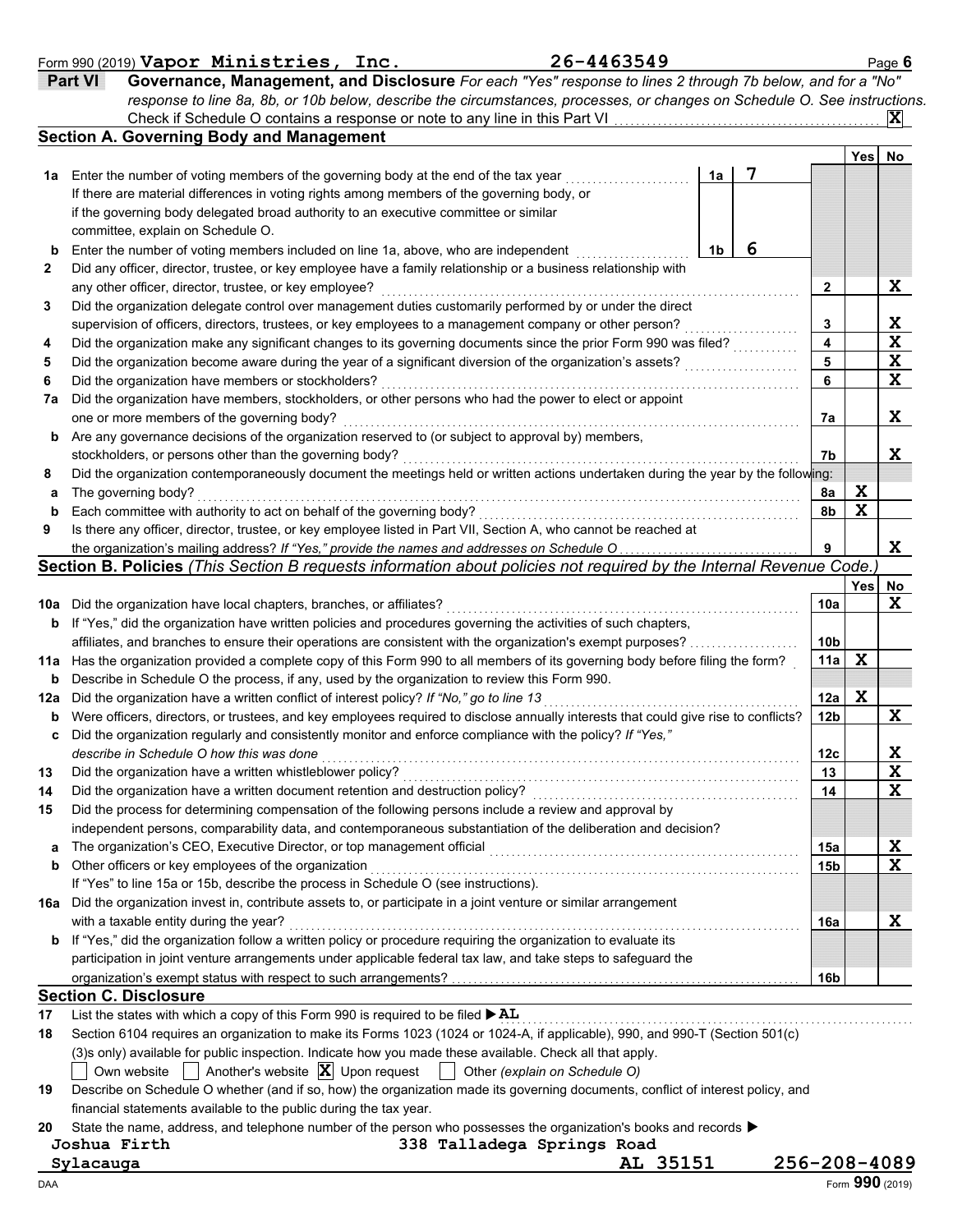Form 990 (2019) **Vapor Ministries, Inc.** **26-4463549** Page **6**

## Part VI Governance, Management, and Disclosure

*For each "Yes" response to lines 2 through 7b below, and for a "No" response to line 8a, 8b, or 10b below, describe the circumstances, processes, or changes on Schedule O. See instructions.*

Check if Schedule O contains a response or note to any line in this Part VI . . . . . . . . . . . . . . . . . . . . . . . . . . . . [X]

### Section A. Governing Body and Management

| | | | | Line | Yes | No |
|---|---|---|---|---|---|---|
| **1a** | Enter the number of voting members of the governing body at the end of the tax year. If there are material differences in voting rights among members of the governing body, or if the governing body delegated broad authority to an executive committee or similar committee, explain on Schedule O. | 1a | 7 | | | |
| **b** | Enter the number of voting members included on line 1a, above, who are independent | 1b | 6 | | | |
| **2** | Did any officer, director, trustee, or key employee have a family relationship or a business relationship with any other officer, director, trustee, or key employee? | | | 2 | | X |
| **3** | Did the organization delegate control over management duties customarily performed by or under the direct supervision of officers, directors, trustees, or key employees to a management company or other person? | | | 3 | | X |
| **4** | Did the organization make any significant changes to its governing documents since the prior Form 990 was filed? | | | 4 | | X |
| **5** | Did the organization become aware during the year of a significant diversion of the organization's assets? | | | 5 | | X |
| **6** | Did the organization have members or stockholders? | | | 6 | | X |
| **7a** | Did the organization have members, stockholders, or other persons who had the power to elect or appoint one or more members of the governing body? | | | 7a | | X |
| **b** | Are any governance decisions of the organization reserved to (or subject to approval by) members, stockholders, or persons other than the governing body? | | | 7b | | X |
| **8** | Did the organization contemporaneously document the meetings held or written actions undertaken during the year by the following: | | | | | |
| **a** | The governing body? | | | 8a | X | |
| **b** | Each committee with authority to act on behalf of the governing body? | | | 8b | X | |
| **9** | Is there any officer, director, trustee, or key employee listed in Part VII, Section A, who cannot be reached at the organization's mailing address? *If "Yes," provide the names and addresses on Schedule O* | | | 9 | | X |

### Section B. Policies *(This Section B requests information about policies not required by the Internal Revenue Code.)*

| | | Line | Yes | No |
|---|---|---|---|---|
| **10a** | Did the organization have local chapters, branches, or affiliates? | 10a | | X |
| **b** | If "Yes," did the organization have written policies and procedures governing the activities of such chapters, affiliates, and branches to ensure their operations are consistent with the organization's exempt purposes? | 10b | | |
| **11a** | Has the organization provided a complete copy of this Form 990 to all members of its governing body before filing the form? | 11a | X | |
| **b** | Describe in Schedule O the process, if any, used by the organization to review this Form 990. | | | |
| **12a** | Did the organization have a written conflict of interest policy? *If "No," go to line 13* | 12a | X | |
| **b** | Were officers, directors, or trustees, and key employees required to disclose annually interests that could give rise to conflicts? | 12b | | X |
| **c** | Did the organization regularly and consistently monitor and enforce compliance with the policy? *If "Yes," describe in Schedule O how this was done* | 12c | | X |
| **13** | Did the organization have a written whistleblower policy? | 13 | | X |
| **14** | Did the organization have a written document retention and destruction policy? | 14 | | X |
| **15** | Did the process for determining compensation of the following persons include a review and approval by independent persons, comparability data, and contemporaneous substantiation of the deliberation and decision? | | | |
| **a** | The organization's CEO, Executive Director, or top management official | 15a | | X |
| **b** | Other officers or key employees of the organization | 15b | | X |
| | If "Yes" to line 15a or 15b, describe the process in Schedule O (see instructions). | | | |
| **16a** | Did the organization invest in, contribute assets to, or participate in a joint venture or similar arrangement with a taxable entity during the year? | 16a | | X |
| **b** | If "Yes," did the organization follow a written policy or procedure requiring the organization to evaluate its participation in joint venture arrangements under applicable federal tax law, and take steps to safeguard the organization's exempt status with respect to such arrangements? | 16b | | |

### Section C. Disclosure

**17** List the states with which a copy of this Form 990 is required to be filed ▶ **AL**

**18** Section 6104 requires an organization to make its Forms 1023 (1024 or 1024-A, if applicable), 990, and 990-T (Section 501(c)(3)s only) available for public inspection. Indicate how you made these available. Check all that apply.

[ ] Own website [ ] Another's website [X] Upon request [ ] Other *(explain on Schedule O)*

**19** Describe on Schedule O whether (and if so, how) the organization made its governing documents, conflict of interest policy, and financial statements available to the public during the tax year.

**20** State the name, address, and telephone number of the person who possesses the organization's books and records ▶

**Joshua Firth** **338 Talladega Springs Road**
**Sylacauga** **AL 35151** **256-208-4089**

DAA Form **990** (2019)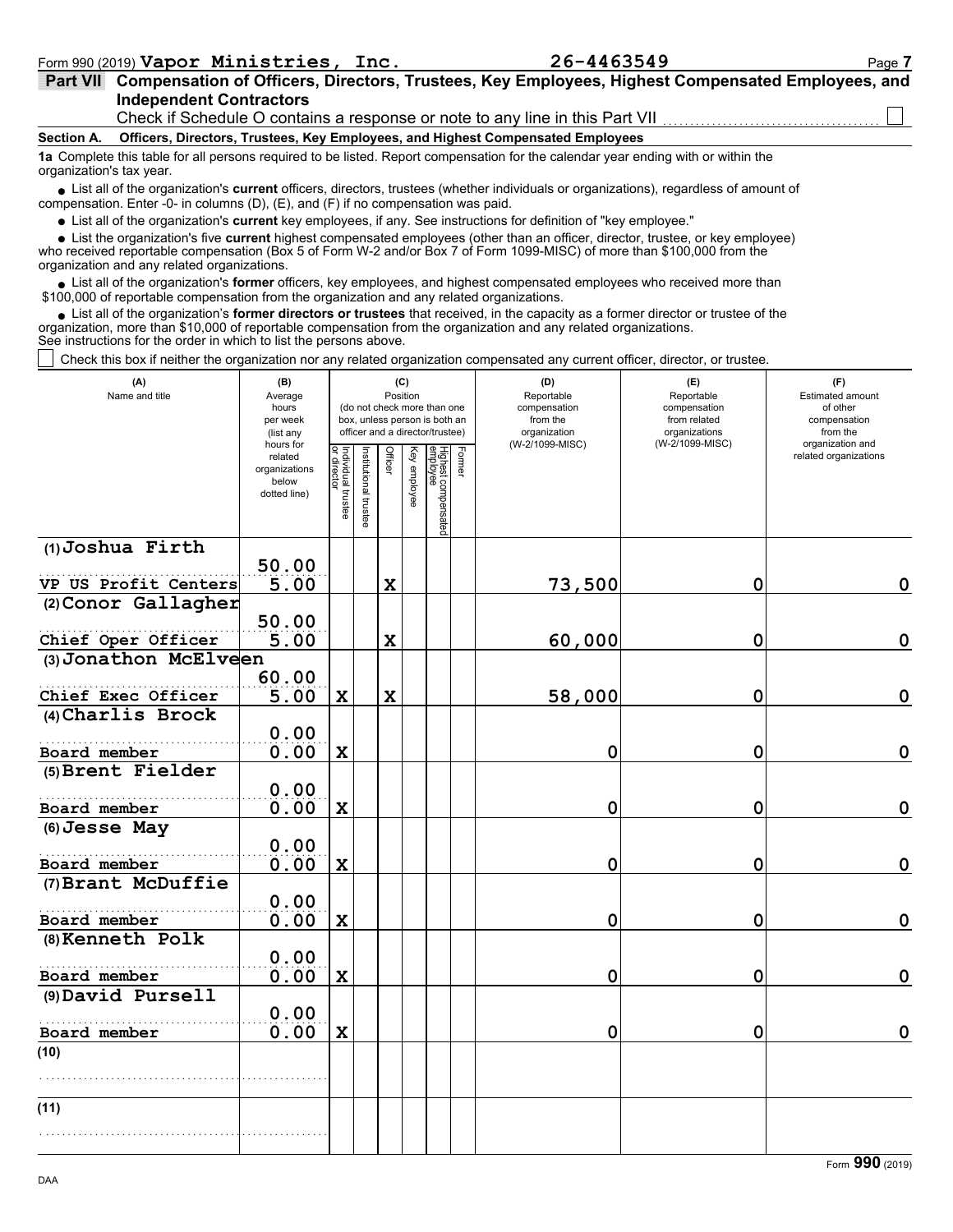Form 990 (2019) **Vapor Ministries, Inc.** **26-4463549**

## Part VII Compensation of Officers, Directors, Trustees, Key Employees, Highest Compensated Employees, and Independent Contractors

Check if Schedule O contains a response or note to any line in this Part VII ☐

**Section A. Officers, Directors, Trustees, Key Employees, and Highest Compensated Employees**

**1a** Complete this table for all persons required to be listed. Report compensation for the calendar year ending with or within the organization's tax year.

- List all of the organization's **current** officers, directors, trustees (whether individuals or organizations), regardless of amount of compensation. Enter -0- in columns (D), (E), and (F) if no compensation was paid.
- List all of the organization's **current** key employees, if any. See instructions for definition of "key employee."
- List the organization's five **current** highest compensated employees (other than an officer, director, trustee, or key employee) who received reportable compensation (Box 5 of Form W-2 and/or Box 7 of Form 1099-MISC) of more than $100,000 from the organization and any related organizations.
- List all of the organization's **former** officers, key employees, and highest compensated employees who received more than $100,000 of reportable compensation from the organization and any related organizations.
- List all of the organization's **former directors or trustees** that received, in the capacity as a former director or trustee of the organization, more than $10,000 of reportable compensation from the organization and any related organizations.

See instructions for the order in which to list the persons above.

☐ Check this box if neither the organization nor any related organization compensated any current officer, director, or trustee.

| (A) Name and title | (B) Average hours per week (list any hours for related organizations below dotted line) | (C) Position (do not check more than one box, unless person is both an officer and a director/trustee) | | | | | | (D) Reportable compensation from the organization (W-2/1099-MISC) | (E) Reportable compensation from related organizations (W-2/1099-MISC) | (F) Estimated amount of other compensation from the organization and related organizations |
|---|---|---|---|---|---|---|---|---|---|---|
| | | Individual trustee or director | Institutional trustee | Officer | Key employee | Highest compensated employee | Former | | | |
| (1) Joshua Firth<br>VP US Profit Centers | 50.00<br>5.00 | | | X | | | | 73,500 | 0 | 0 |
| (2) Conor Gallagher<br>Chief Oper Officer | 50.00<br>5.00 | | | X | | | | 60,000 | 0 | 0 |
| (3) Jonathon McElveen<br>Chief Exec Officer | 60.00<br>5.00 | X | | X | | | | 58,000 | 0 | 0 |
| (4) Charlis Brock<br>Board member | 0.00<br>0.00 | X | | | | | | 0 | 0 | 0 |
| (5) Brent Fielder<br>Board member | 0.00<br>0.00 | X | | | | | | 0 | 0 | 0 |
| (6) Jesse May<br>Board member | 0.00<br>0.00 | X | | | | | | 0 | 0 | 0 |
| (7) Brant McDuffie<br>Board member | 0.00<br>0.00 | X | | | | | | 0 | 0 | 0 |
| (8) Kenneth Polk<br>Board member | 0.00<br>0.00 | X | | | | | | 0 | 0 | 0 |
| (9) David Pursell<br>Board member | 0.00<br>0.00 | X | | | | | | 0 | 0 | 0 |
| (10) | | | | | | | | | | |
| (11) | | | | | | | | | | |

Form **990** (2019)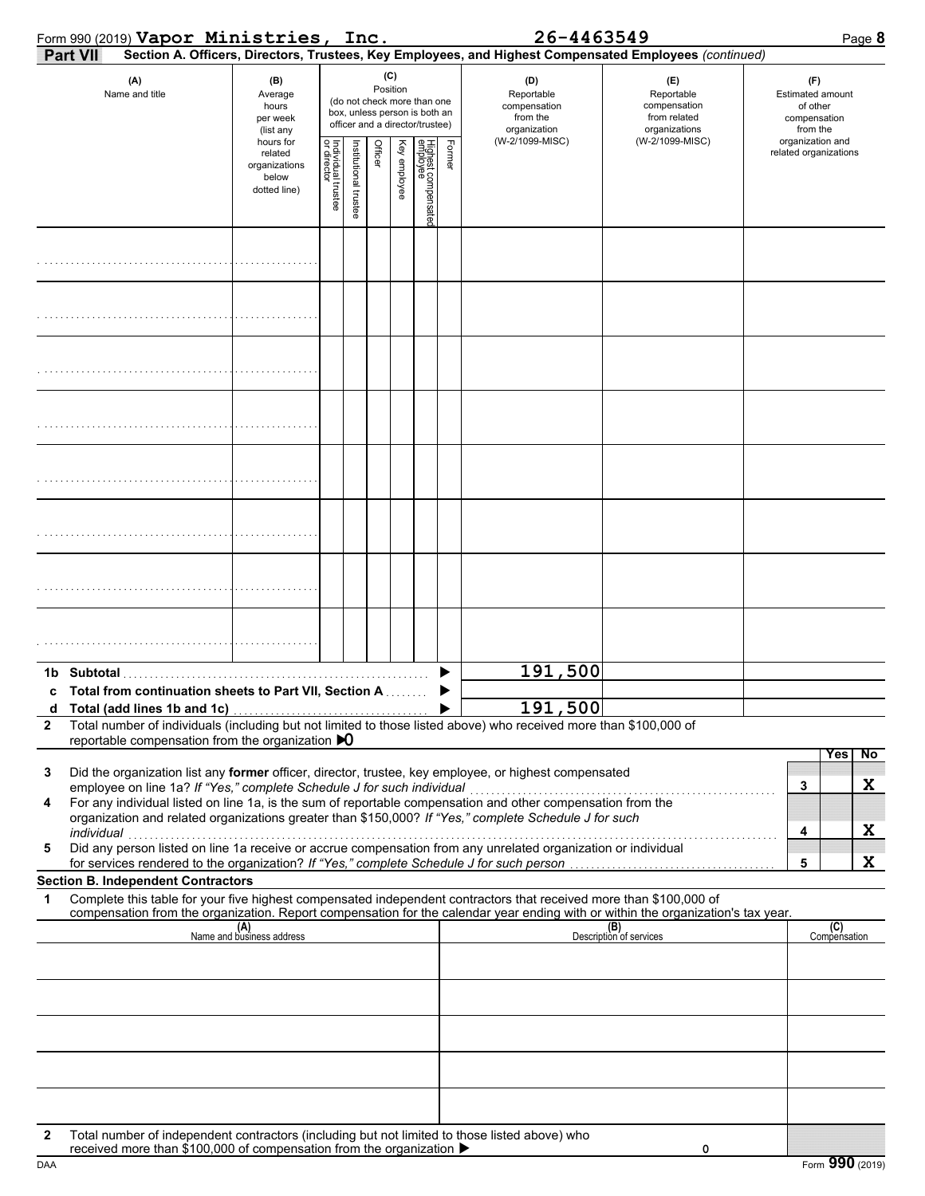Form 990 (2019) **Vapor Ministries, Inc.** **26-4463549** Page **8**

**Part VII** **Section A. Officers, Directors, Trustees, Key Employees, and Highest Compensated Employees** *(continued)*

| (A) Name and title | (B) Average hours per week (list any hours for related organizations below dotted line) | (C) Position (do not check more than one box, unless person is both an officer and a director/trustee) — Individual trustee or director | Institutional trustee | Officer | Key employee | Highest compensated employee | Former | (D) Reportable compensation from the organization (W-2/1099-MISC) | (E) Reportable compensation from related organizations (W-2/1099-MISC) | (F) Estimated amount of other compensation from the organization and related organizations |
|---|---|---|---|---|---|---|---|---|---|---|
| | | | | | | | | | | |
| | | | | | | | | | | |
| | | | | | | | | | | |
| | | | | | | | | | | |
| | | | | | | | | | | |
| | | | | | | | | | | |
| | | | | | | | | | | |
| | | | | | | | | | | |
| **1b Subtotal** | | | | | | | | 191,500 | | |
| **c Total from continuation sheets to Part VII, Section A** | | | | | | | | | | |
| **d Total (add lines 1b and 1c)** | | | | | | | | 191,500 | | |

**2** Total number of individuals (including but not limited to those listed above) who received more than $100,000 of reportable compensation from the organization ▶ 0

| | | Yes | No |
|---|---|---|---|
| **3** Did the organization list any **former** officer, director, trustee, key employee, or highest compensated employee on line 1a? *If "Yes," complete Schedule J for such individual* | 3 | | X |
| **4** For any individual listed on line 1a, is the sum of reportable compensation and other compensation from the organization and related organizations greater than $150,000? *If "Yes," complete Schedule J for such individual* | 4 | | X |
| **5** Did any person listed on line 1a receive or accrue compensation from any unrelated organization or individual for services rendered to the organization? *If "Yes," complete Schedule J for such person* | 5 | | X |

**Section B. Independent Contractors**

**1** Complete this table for your five highest compensated independent contractors that received more than $100,000 of compensation from the organization. Report compensation for the calendar year ending with or within the organization's tax year.

| (A) Name and business address | (B) Description of services | (C) Compensation |
|---|---|---|
| | | |
| | | |
| | | |
| | | |
| | | |

**2** Total number of independent contractors (including but not limited to those listed above) who received more than $100,000 of compensation from the organization ▶ 0

DAA Form **990** (2019)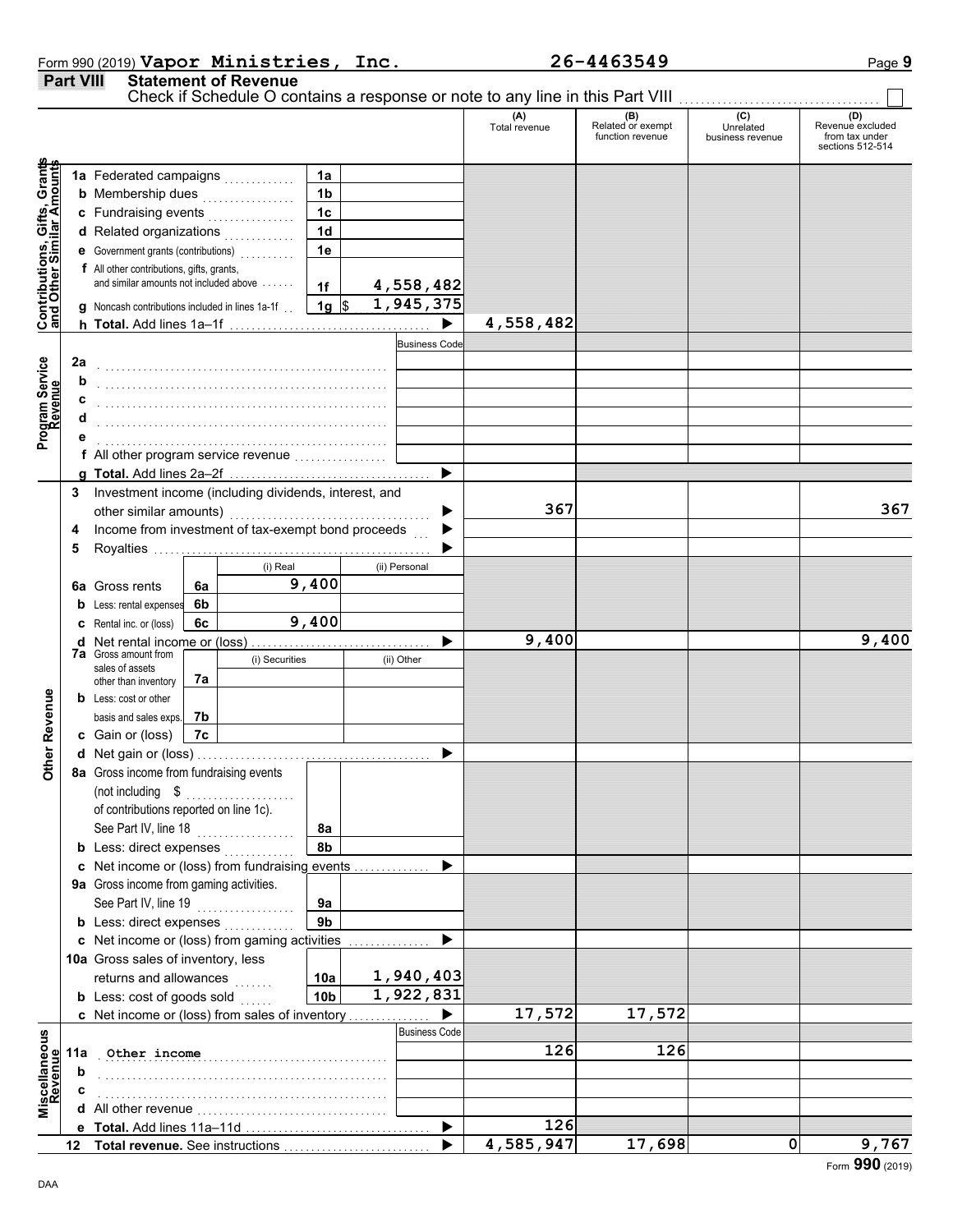Form 990 (2019) **Vapor Ministries, Inc.** **26-4463549** Page **9**

## Part VIII Statement of Revenue

Check if Schedule O contains a response or note to any line in this Part VIII ☐

| | | | | (A) Total revenue | (B) Related or exempt function revenue | (C) Unrelated business revenue | (D) Revenue excluded from tax under sections 512-514 |
|---|---|---|---|---|---|---|---|
| **Contributions, Gifts, Grants and Other Similar Amounts** | 1a Federated campaigns | 1a | | | | | |
| | b Membership dues | 1b | | | | | |
| | c Fundraising events | 1c | | | | | |
| | d Related organizations | 1d | | | | | |
| | e Government grants (contributions) | 1e | | | | | |
| | f All other contributions, gifts, grants, and similar amounts not included above | 1f | 4,558,482 | | | | |
| | g Noncash contributions included in lines 1a-1f | 1g | $ 1,945,375 | | | | |
| | h **Total.** Add lines 1a–1f | | ▶ | 4,558,482 | | | |
| **Program Service Revenue** | | | Business Code | | | | |
| | 2a | | | | | | |
| | b | | | | | | |
| | c | | | | | | |
| | d | | | | | | |
| | e | | | | | | |
| | f All other program service revenue | | | | | | |
| | g **Total.** Add lines 2a–2f | | ▶ | | | | |
| **Other Revenue** | 3 Investment income (including dividends, interest, and other similar amounts) | | ▶ | 367 | | | 367 |
| | 4 Income from investment of tax-exempt bond proceeds | | ▶ | | | | |
| | 5 Royalties | | ▶ | | | | |
| | | | (i) Real / (ii) Personal | | | | |
| | 6a Gross rents | 6a | (i) 9,400 | | | | |
| | b Less: rental expenses | 6b | | | | | |
| | c Rental inc. or (loss) | 6c | (i) 9,400 | | | | |
| | d Net rental income or (loss) | | ▶ | 9,400 | | | 9,400 |
| | | | (i) Securities / (ii) Other | | | | |
| | 7a Gross amount from sales of assets other than inventory | 7a | | | | | |
| | b Less: cost or other basis and sales exps. | 7b | | | | | |
| | c Gain or (loss) | 7c | | | | | |
| | d Net gain or (loss) | | ▶ | | | | |
| | 8a Gross income from fundraising events (not including $ ......... of contributions reported on line 1c). See Part IV, line 18 | 8a | | | | | |
| | b Less: direct expenses | 8b | | | | | |
| | c Net income or (loss) from fundraising events | | ▶ | | | | |
| | 9a Gross income from gaming activities. See Part IV, line 19 | 9a | | | | | |
| | b Less: direct expenses | 9b | | | | | |
| | c Net income or (loss) from gaming activities | | ▶ | | | | |
| | 10a Gross sales of inventory, less returns and allowances | 10a | 1,940,403 | | | | |
| | b Less: cost of goods sold | 10b | 1,922,831 | | | | |
| | c Net income or (loss) from sales of inventory | | ▶ | 17,572 | 17,572 | | |
| **Miscellaneous Revenue** | | | Business Code | | | | |
| | 11a Other income | | | 126 | 126 | | |
| | b | | | | | | |
| | c | | | | | | |
| | d All other revenue | | | | | | |
| | e **Total.** Add lines 11a–11d | | ▶ | 126 | | | |
| | 12 **Total revenue.** See instructions | | ▶ | 4,585,947 | 17,698 | 0 | 9,767 |

DAA Form **990** (2019)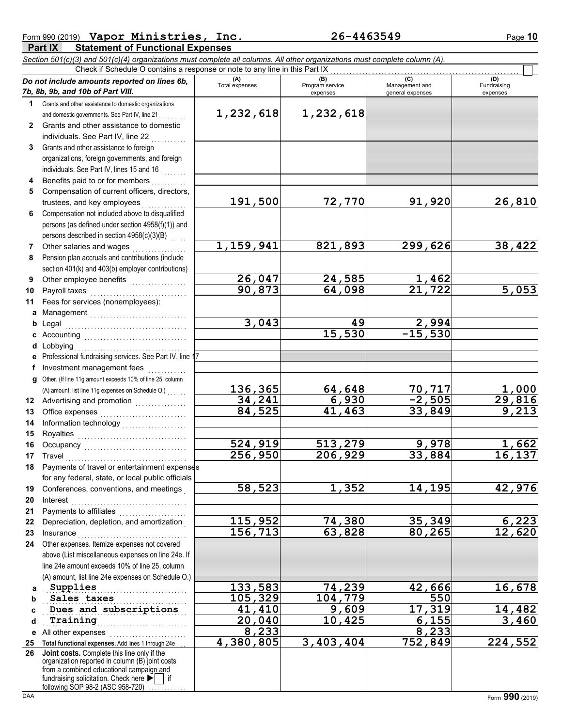Form 990 (2019) **Vapor Ministries, Inc.** **26-4463549** Page **10**

## Part IX Statement of Functional Expenses

*Section 501(c)(3) and 501(c)(4) organizations must complete all columns. All other organizations must complete column (A).*

Check if Schedule O contains a response or note to any line in this Part IX ☐

| *Do not include amounts reported on lines 6b, 7b, 8b, 9b, and 10b of Part VIII.* | (A) Total expenses | (B) Program service expenses | (C) Management and general expenses | (D) Fundraising expenses |
|---|---|---|---|---|
| 1 Grants and other assistance to domestic organizations and domestic governments. See Part IV, line 21 | 1,232,618 | 1,232,618 | | |
| 2 Grants and other assistance to domestic individuals. See Part IV, line 22 | | | | |
| 3 Grants and other assistance to foreign organizations, foreign governments, and foreign individuals. See Part IV, lines 15 and 16 | | | | |
| 4 Benefits paid to or for members | | | | |
| 5 Compensation of current officers, directors, trustees, and key employees | 191,500 | 72,770 | 91,920 | 26,810 |
| 6 Compensation not included above to disqualified persons (as defined under section 4958(f)(1)) and persons described in section 4958(c)(3)(B) | | | | |
| 7 Other salaries and wages | 1,159,941 | 821,893 | 299,626 | 38,422 |
| 8 Pension plan accruals and contributions (include section 401(k) and 403(b) employer contributions) | | | | |
| 9 Other employee benefits | 26,047 | 24,585 | 1,462 | |
| 10 Payroll taxes | 90,873 | 64,098 | 21,722 | 5,053 |
| 11 Fees for services (nonemployees): | | | | |
| a Management | | | | |
| b Legal | 3,043 | 49 | 2,994 | |
| c Accounting | | 15,530 | -15,530 | |
| d Lobbying | | | | |
| e Professional fundraising services. See Part IV, line 17 | | | | |
| f Investment management fees | | | | |
| g Other. (If line 11g amount exceeds 10% of line 25, column (A) amount, list line 11g expenses on Schedule O.) | 136,365 | 64,648 | 70,717 | 1,000 |
| 12 Advertising and promotion | 34,241 | 6,930 | -2,505 | 29,816 |
| 13 Office expenses | 84,525 | 41,463 | 33,849 | 9,213 |
| 14 Information technology | | | | |
| 15 Royalties | | | | |
| 16 Occupancy | 524,919 | 513,279 | 9,978 | 1,662 |
| 17 Travel | 256,950 | 206,929 | 33,884 | 16,137 |
| 18 Payments of travel or entertainment expenses for any federal, state, or local public officials | | | | |
| 19 Conferences, conventions, and meetings | 58,523 | 1,352 | 14,195 | 42,976 |
| 20 Interest | | | | |
| 21 Payments to affiliates | | | | |
| 22 Depreciation, depletion, and amortization | 115,952 | 74,380 | 35,349 | 6,223 |
| 23 Insurance | 156,713 | 63,828 | 80,265 | 12,620 |
| 24 Other expenses. Itemize expenses not covered above (List miscellaneous expenses on line 24e. If line 24e amount exceeds 10% of line 25, column (A) amount, list line 24e expenses on Schedule O.) | | | | |
| a Supplies | 133,583 | 74,239 | 42,666 | 16,678 |
| b Sales taxes | 105,329 | 104,779 | 550 | |
| c Dues and subscriptions | 41,410 | 9,609 | 17,319 | 14,482 |
| d Training | 20,040 | 10,425 | 6,155 | 3,460 |
| e All other expenses | 8,233 | | 8,233 | |
| 25 **Total functional expenses.** Add lines 1 through 24e | 4,380,805 | 3,403,404 | 752,849 | 224,552 |
| 26 **Joint costs.** Complete this line only if the organization reported in column (B) joint costs from a combined educational campaign and fundraising solicitation. Check here ▶ ☐ if following SOP 98-2 (ASC 958-720) | | | | |

DAA Form **990** (2019)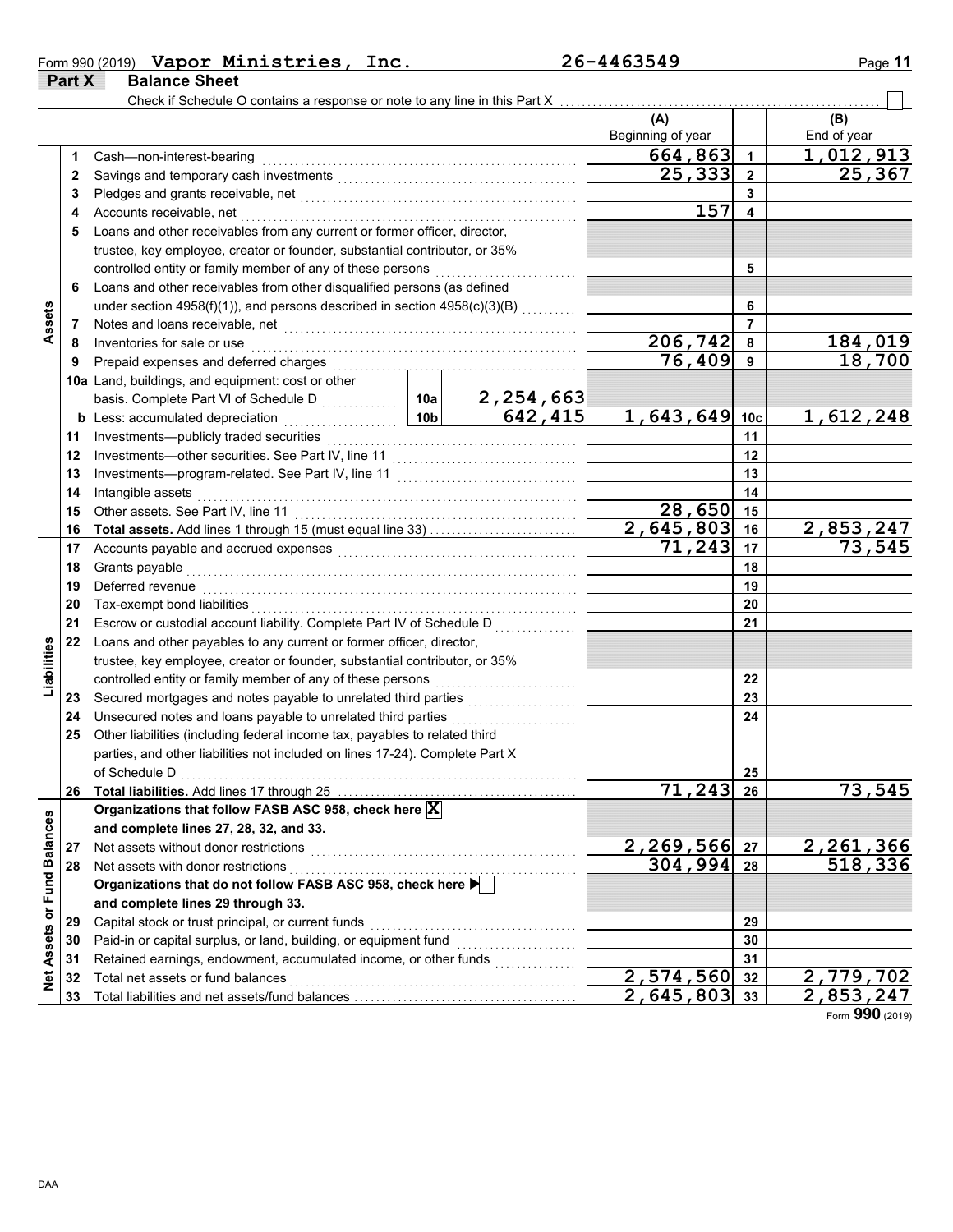Form 990 (2019) **Vapor Ministries, Inc.** **26-4463549**

## Part X Balance Sheet

Check if Schedule O contains a response or note to any line in this Part X ☐

| | | | | | (A) Beginning of year | | (B) End of year |
|---|---|---|---|---|---|---|---|
| **Assets** | 1 | Cash—non-interest-bearing | | | 664,863 | 1 | 1,012,913 |
| | 2 | Savings and temporary cash investments | | | 25,333 | 2 | 25,367 |
| | 3 | Pledges and grants receivable, net | | | | 3 | |
| | 4 | Accounts receivable, net | | | 157 | 4 | |
| | 5 | Loans and other receivables from any current or former officer, director, trustee, key employee, creator or founder, substantial contributor, or 35% controlled entity or family member of any of these persons | | | | 5 | |
| | 6 | Loans and other receivables from other disqualified persons (as defined under section 4958(f)(1)), and persons described in section 4958(c)(3)(B) | | | | 6 | |
| | 7 | Notes and loans receivable, net | | | | 7 | |
| | 8 | Inventories for sale or use | | | 206,742 | 8 | 184,019 |
| | 9 | Prepaid expenses and deferred charges | | | 76,409 | 9 | 18,700 |
| | 10a | Land, buildings, and equipment: cost or other basis. Complete Part VI of Schedule D | 10a | 2,254,663 | | | |
| | b | Less: accumulated depreciation | 10b | 642,415 | 1,643,649 | 10c | 1,612,248 |
| | 11 | Investments—publicly traded securities | | | | 11 | |
| | 12 | Investments—other securities. See Part IV, line 11 | | | | 12 | |
| | 13 | Investments—program-related. See Part IV, line 11 | | | | 13 | |
| | 14 | Intangible assets | | | | 14 | |
| | 15 | Other assets. See Part IV, line 11 | | | 28,650 | 15 | |
| | 16 | **Total assets.** Add lines 1 through 15 (must equal line 33) | | | 2,645,803 | 16 | 2,853,247 |
| **Liabilities** | 17 | Accounts payable and accrued expenses | | | 71,243 | 17 | 73,545 |
| | 18 | Grants payable | | | | 18 | |
| | 19 | Deferred revenue | | | | 19 | |
| | 20 | Tax-exempt bond liabilities | | | | 20 | |
| | 21 | Escrow or custodial account liability. Complete Part IV of Schedule D | | | | 21 | |
| | 22 | Loans and other payables to any current or former officer, director, trustee, key employee, creator or founder, substantial contributor, or 35% controlled entity or family member of any of these persons | | | | 22 | |
| | 23 | Secured mortgages and notes payable to unrelated third parties | | | | 23 | |
| | 24 | Unsecured notes and loans payable to unrelated third parties | | | | 24 | |
| | 25 | Other liabilities (including federal income tax, payables to related third parties, and other liabilities not included on lines 17-24). Complete Part X of Schedule D | | | | 25 | |
| | 26 | **Total liabilities.** Add lines 17 through 25 | | | 71,243 | 26 | 73,545 |
| **Net Assets or Fund Balances** | | **Organizations that follow FASB ASC 958, check here** ☒ **and complete lines 27, 28, 32, and 33.** | | | | | |
| | 27 | Net assets without donor restrictions | | | 2,269,566 | 27 | 2,261,366 |
| | 28 | Net assets with donor restrictions | | | 304,994 | 28 | 518,336 |
| | | **Organizations that do not follow FASB ASC 958, check here** ☐ **and complete lines 29 through 33.** | | | | | |
| | 29 | Capital stock or trust principal, or current funds | | | | 29 | |
| | 30 | Paid-in or capital surplus, or land, building, or equipment fund | | | | 30 | |
| | 31 | Retained earnings, endowment, accumulated income, or other funds | | | | 31 | |
| | 32 | Total net assets or fund balances | | | 2,574,560 | 32 | 2,779,702 |
| | 33 | Total liabilities and net assets/fund balances | | | 2,645,803 | 33 | 2,853,247 |

Form **990** (2019)

DAA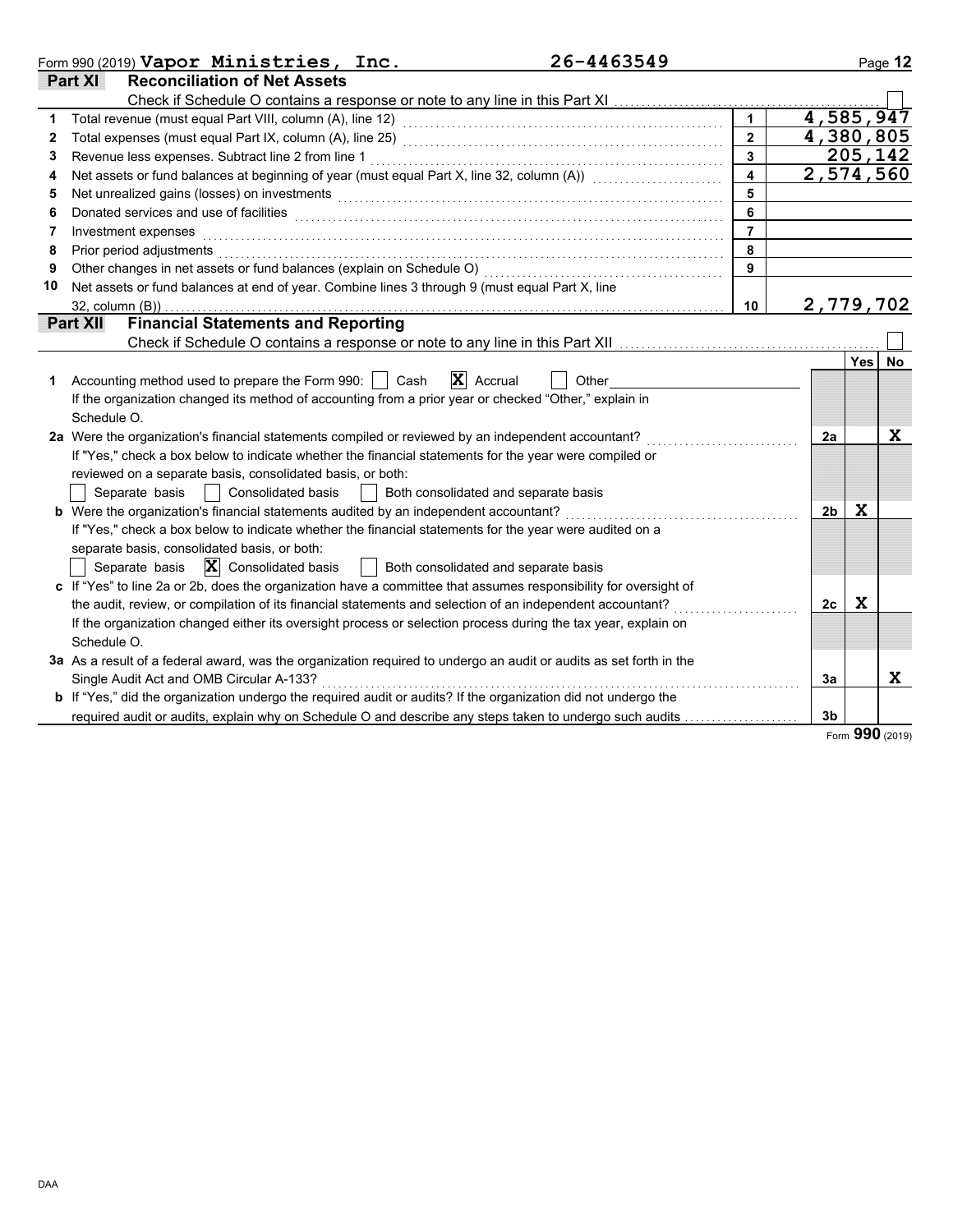Form 990 (2019) **Vapor Ministries, Inc.** 26-4463549

## Part XI Reconciliation of Net Assets

Check if Schedule O contains a response or note to any line in this Part XI ☐

| | | | |
|---|---|---|---|
| 1 | Total revenue (must equal Part VIII, column (A), line 12) | 1 | 4,585,947 |
| 2 | Total expenses (must equal Part IX, column (A), line 25) | 2 | 4,380,805 |
| 3 | Revenue less expenses. Subtract line 2 from line 1 | 3 | 205,142 |
| 4 | Net assets or fund balances at beginning of year (must equal Part X, line 32, column (A)) | 4 | 2,574,560 |
| 5 | Net unrealized gains (losses) on investments | 5 | |
| 6 | Donated services and use of facilities | 6 | |
| 7 | Investment expenses | 7 | |
| 8 | Prior period adjustments | 8 | |
| 9 | Other changes in net assets or fund balances (explain on Schedule O) | 9 | |
| 10 | Net assets or fund balances at end of year. Combine lines 3 through 9 (must equal Part X, line 32, column (B)) | 10 | 2,779,702 |

## Part XII Financial Statements and Reporting

Check if Schedule O contains a response or note to any line in this Part XII ☐

| | | | Yes | No |
|---|---|---|---|---|
| 1 | Accounting method used to prepare the Form 990: ☐ Cash ☒ Accrual ☐ Other<br>If the organization changed its method of accounting from a prior year or checked "Other," explain in Schedule O. | | | |
| 2a | Were the organization's financial statements compiled or reviewed by an independent accountant?<br>If "Yes," check a box below to indicate whether the financial statements for the year were compiled or reviewed on a separate basis, consolidated basis, or both:<br>☐ Separate basis ☐ Consolidated basis ☐ Both consolidated and separate basis | 2a | | X |
| b | Were the organization's financial statements audited by an independent accountant?<br>If "Yes," check a box below to indicate whether the financial statements for the year were audited on a separate basis, consolidated basis, or both:<br>☐ Separate basis ☒ Consolidated basis ☐ Both consolidated and separate basis | 2b | X | |
| c | If "Yes" to line 2a or 2b, does the organization have a committee that assumes responsibility for oversight of the audit, review, or compilation of its financial statements and selection of an independent accountant?<br>If the organization changed either its oversight process or selection process during the tax year, explain on Schedule O. | 2c | X | |
| 3a | As a result of a federal award, was the organization required to undergo an audit or audits as set forth in the Single Audit Act and OMB Circular A-133? | 3a | | X |
| b | If "Yes," did the organization undergo the required audit or audits? If the organization did not undergo the required audit or audits, explain why on Schedule O and describe any steps taken to undergo such audits | 3b | | |

Form **990** (2019)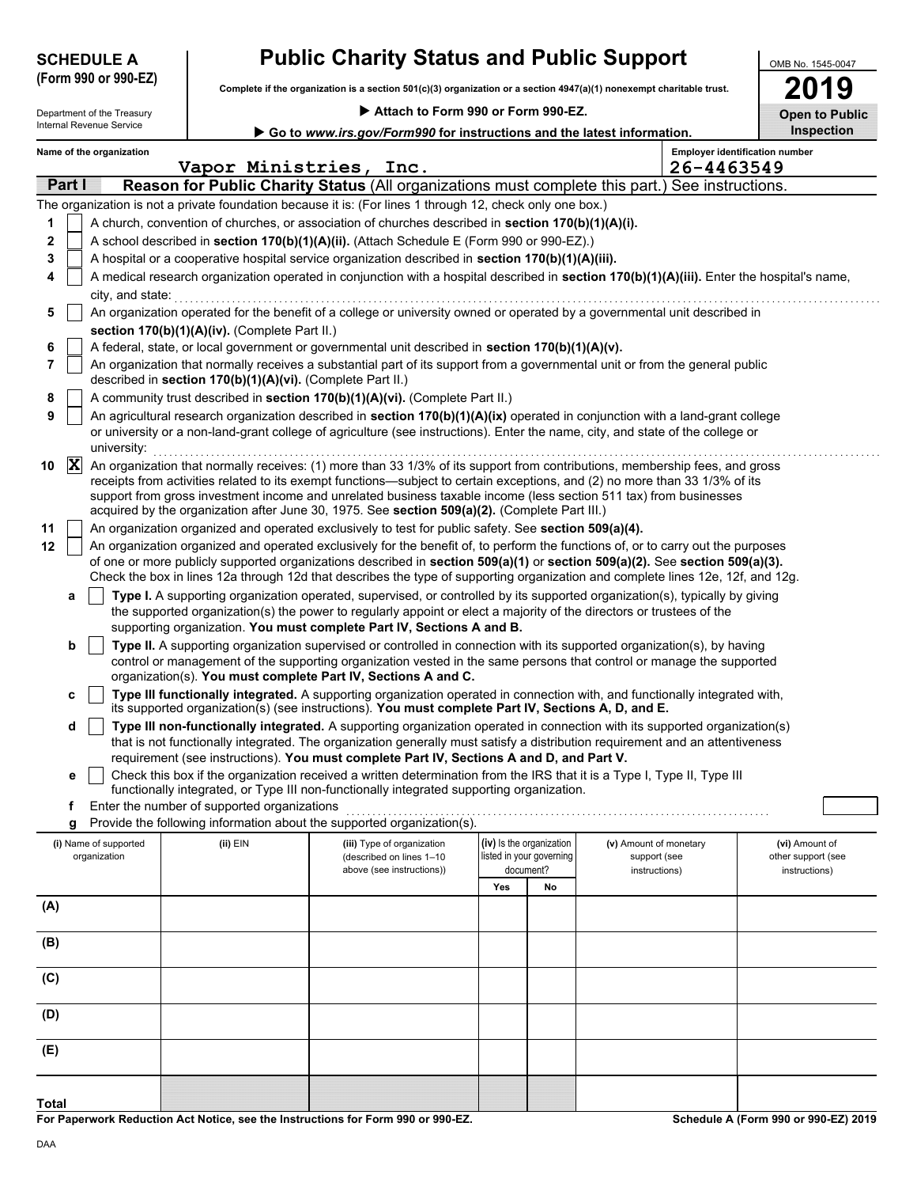**SCHEDULE A (Form 990 or 990-EZ)**

Department of the Treasury
Internal Revenue Service

# Public Charity Status and Public Support

**Complete if the organization is a section 501(c)(3) organization or a section 4947(a)(1) nonexempt charitable trust.**

▶ **Attach to Form 990 or Form 990-EZ.**

▶ **Go to *www.irs.gov/Form990* for instructions and the latest information.**

OMB No. 1545-0047

**2019**

**Open to Public Inspection**

**Name of the organization:** Vapor Ministries, Inc.

**Employer identification number:** 26-4463549

## Part I — Reason for Public Charity Status (All organizations must complete this part.) See instructions.

The organization is not a private foundation because it is: (For lines 1 through 12, check only one box.)

1. [ ] A church, convention of churches, or association of churches described in **section 170(b)(1)(A)(i).**
2. [ ] A school described in **section 170(b)(1)(A)(ii).** (Attach Schedule E (Form 990 or 990-EZ).)
3. [ ] A hospital or a cooperative hospital service organization described in **section 170(b)(1)(A)(iii).**
4. [ ] A medical research organization operated in conjunction with a hospital described in **section 170(b)(1)(A)(iii).** Enter the hospital's name, city, and state:
5. [ ] An organization operated for the benefit of a college or university owned or operated by a governmental unit described in **section 170(b)(1)(A)(iv).** (Complete Part II.)
6. [ ] A federal, state, or local government or governmental unit described in **section 170(b)(1)(A)(v).**
7. [ ] An organization that normally receives a substantial part of its support from a governmental unit or from the general public described in **section 170(b)(1)(A)(vi).** (Complete Part II.)
8. [ ] A community trust described in **section 170(b)(1)(A)(vi).** (Complete Part II.)
9. [ ] An agricultural research organization described in **section 170(b)(1)(A)(ix)** operated in conjunction with a land-grant college or university or a non-land-grant college of agriculture (see instructions). Enter the name, city, and state of the college or university:
10. [X] An organization that normally receives: (1) more than 33 1/3% of its support from contributions, membership fees, and gross receipts from activities related to its exempt functions—subject to certain exceptions, and (2) no more than 33 1/3% of its support from gross investment income and unrelated business taxable income (less section 511 tax) from businesses acquired by the organization after June 30, 1975. See **section 509(a)(2).** (Complete Part III.)
11. [ ] An organization organized and operated exclusively to test for public safety. See **section 509(a)(4).**
12. [ ] An organization organized and operated exclusively for the benefit of, to perform the functions of, or to carry out the purposes of one or more publicly supported organizations described in **section 509(a)(1)** or **section 509(a)(2).** See **section 509(a)(3).** Check the box in lines 12a through 12d that describes the type of supporting organization and complete lines 12e, 12f, and 12g.
    - **a** [ ] **Type I.** A supporting organization operated, supervised, or controlled by its supported organization(s), typically by giving the supported organization(s) the power to regularly appoint or elect a majority of the directors or trustees of the supporting organization. **You must complete Part IV, Sections A and B.**
    - **b** [ ] **Type II.** A supporting organization supervised or controlled in connection with its supported organization(s), by having control or management of the supporting organization vested in the same persons that control or manage the supported organization(s). **You must complete Part IV, Sections A and C.**
    - **c** [ ] **Type III functionally integrated.** A supporting organization operated in connection with, and functionally integrated with, its supported organization(s) (see instructions). **You must complete Part IV, Sections A, D, and E.**
    - **d** [ ] **Type III non-functionally integrated.** A supporting organization operated in connection with its supported organization(s) that is not functionally integrated. The organization generally must satisfy a distribution requirement and an attentiveness requirement (see instructions). **You must complete Part IV, Sections A and D, and Part V.**
    - **e** [ ] Check this box if the organization received a written determination from the IRS that it is a Type I, Type II, Type III functionally integrated, or Type III non-functionally integrated supporting organization.
    - **f** Enter the number of supported organizations
    - **g** Provide the following information about the supported organization(s).

| (i) Name of supported organization | (ii) EIN | (iii) Type of organization (described on lines 1–10 above (see instructions)) | (iv) Is the organization listed in your governing document? | | (v) Amount of monetary support (see instructions) | (vi) Amount of other support (see instructions) |
|---|---|---|---|---|---|---|
| | | | Yes | No | | |
| (A) | | | | | | |
| (B) | | | | | | |
| (C) | | | | | | |
| (D) | | | | | | |
| (E) | | | | | | |
| **Total** | | | | | | |

**For Paperwork Reduction Act Notice, see the Instructions for Form 990 or 990-EZ.** **Schedule A (Form 990 or 990-EZ) 2019**

DAA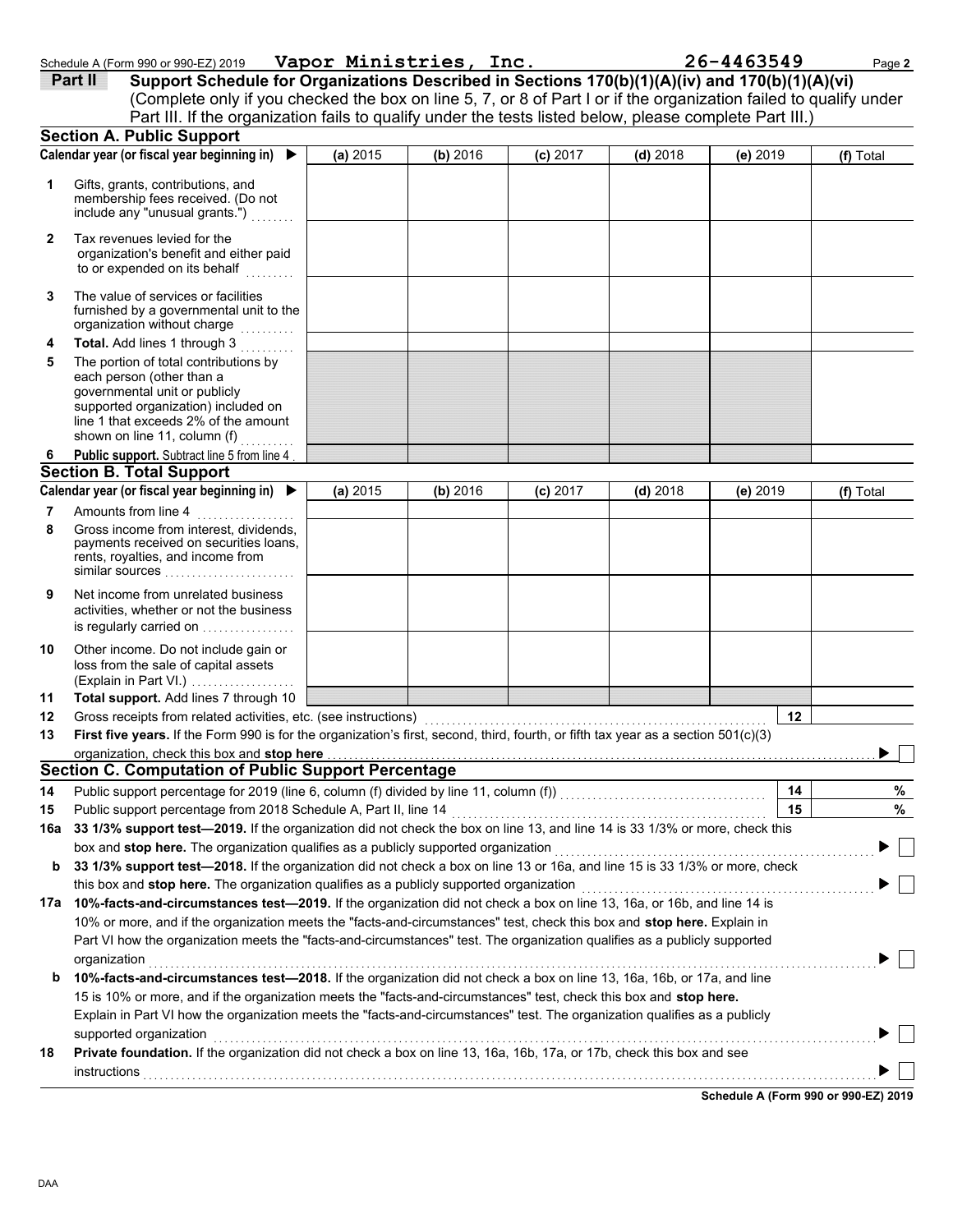Schedule A (Form 990 or 990-EZ) 2019 **Vapor Ministries, Inc.** **26-4463549**

## Part II Support Schedule for Organizations Described in Sections 170(b)(1)(A)(iv) and 170(b)(1)(A)(vi)

(Complete only if you checked the box on line 5, 7, or 8 of Part I or if the organization failed to qualify under Part III. If the organization fails to qualify under the tests listed below, please complete Part III.)

### Section A. Public Support

| | Calendar year (or fiscal year beginning in) ▶ | (a) 2015 | (b) 2016 | (c) 2017 | (d) 2018 | (e) 2019 | (f) Total |
|---|---|---|---|---|---|---|---|
| 1 | Gifts, grants, contributions, and membership fees received. (Do not include any "unusual grants.") | | | | | | |
| 2 | Tax revenues levied for the organization's benefit and either paid to or expended on its behalf | | | | | | |
| 3 | The value of services or facilities furnished by a governmental unit to the organization without charge | | | | | | |
| 4 | **Total.** Add lines 1 through 3 | | | | | | |
| 5 | The portion of total contributions by each person (other than a governmental unit or publicly supported organization) included on line 1 that exceeds 2% of the amount shown on line 11, column (f) | | | | | | |
| 6 | **Public support.** Subtract line 5 from line 4 | | | | | | |

### Section B. Total Support

| | Calendar year (or fiscal year beginning in) ▶ | (a) 2015 | (b) 2016 | (c) 2017 | (d) 2018 | (e) 2019 | (f) Total |
|---|---|---|---|---|---|---|---|
| 7 | Amounts from line 4 | | | | | | |
| 8 | Gross income from interest, dividends, payments received on securities loans, rents, royalties, and income from similar sources | | | | | | |
| 9 | Net income from unrelated business activities, whether or not the business is regularly carried on | | | | | | |
| 10 | Other income. Do not include gain or loss from the sale of capital assets (Explain in Part VI.) | | | | | | |
| 11 | **Total support.** Add lines 7 through 10 | | | | | | |

12 Gross receipts from related activities, etc. (see instructions) | 12 |

13 **First five years.** If the Form 990 is for the organization's first, second, third, fourth, or fifth tax year as a section 501(c)(3) organization, check this box and **stop here** ▶ ☐

### Section C. Computation of Public Support Percentage

14 Public support percentage for 2019 (line 6, column (f) divided by line 11, column (f)) | 14 | %

15 Public support percentage from 2018 Schedule A, Part II, line 14 | 15 | %

16a **33 1/3% support test—2019.** If the organization did not check the box on line 13, and line 14 is 33 1/3% or more, check this box and **stop here.** The organization qualifies as a publicly supported organization ▶ ☐

b **33 1/3% support test—2018.** If the organization did not check a box on line 13 or 16a, and line 15 is 33 1/3% or more, check this box and **stop here.** The organization qualifies as a publicly supported organization ▶ ☐

17a **10%-facts-and-circumstances test—2019.** If the organization did not check a box on line 13, 16a, or 16b, and line 14 is 10% or more, and if the organization meets the "facts-and-circumstances" test, check this box and **stop here.** Explain in Part VI how the organization meets the "facts-and-circumstances" test. The organization qualifies as a publicly supported organization ▶ ☐

b **10%-facts-and-circumstances test—2018.** If the organization did not check a box on line 13, 16a, 16b, or 17a, and line 15 is 10% or more, and if the organization meets the "facts-and-circumstances" test, check this box and **stop here.** Explain in Part VI how the organization meets the "facts-and-circumstances" test. The organization qualifies as a publicly supported organization ▶ ☐

18 **Private foundation.** If the organization did not check a box on line 13, 16a, 16b, 17a, or 17b, check this box and see instructions ▶ ☐

**Schedule A (Form 990 or 990-EZ) 2019**

DAA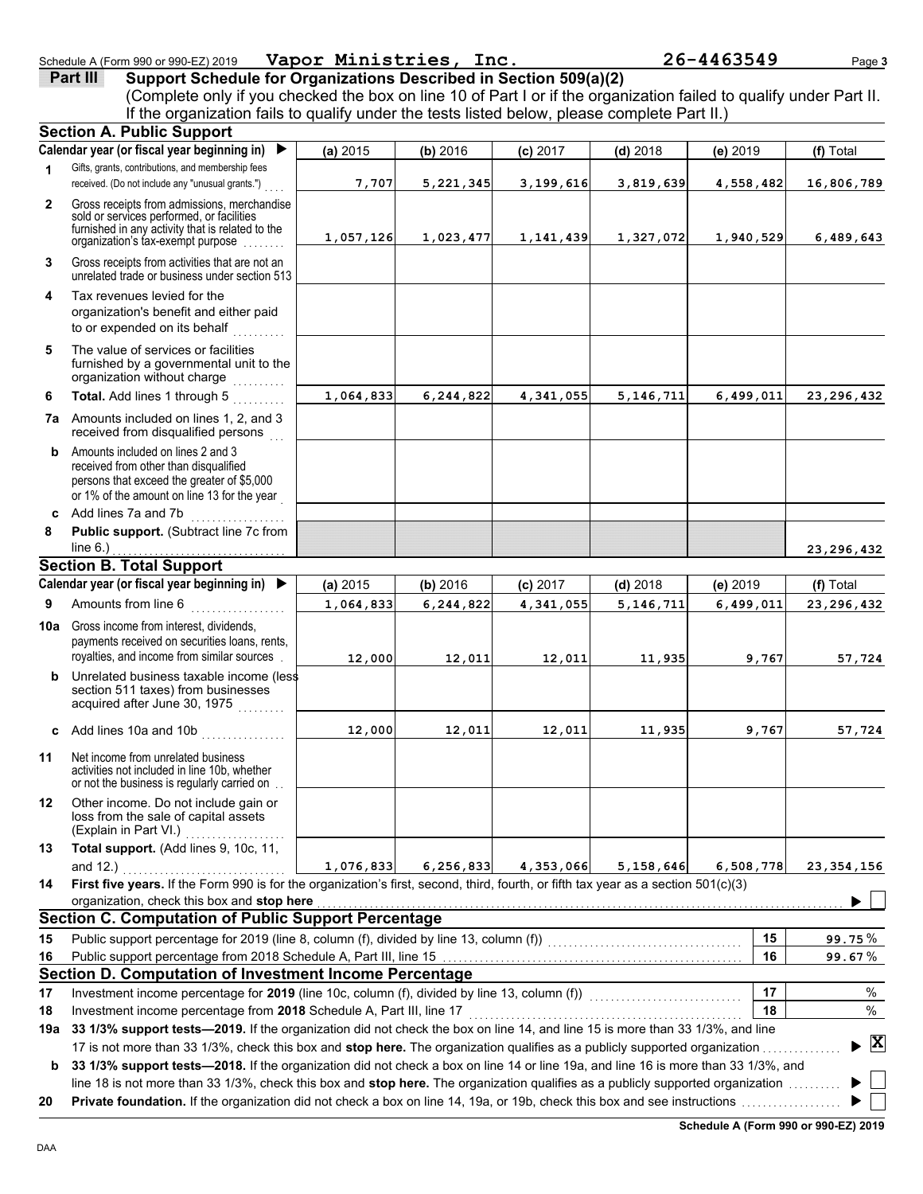Schedule A (Form 990 or 990-EZ) 2019 **Vapor Ministries, Inc.** **26-4463549**

## Part III Support Schedule for Organizations Described in Section 509(a)(2)

(Complete only if you checked the box on line 10 of Part I or if the organization failed to qualify under Part II. If the organization fails to qualify under the tests listed below, please complete Part II.)

### Section A. Public Support

| Calendar year (or fiscal year beginning in) ▶ | (a) 2015 | (b) 2016 | (c) 2017 | (d) 2018 | (e) 2019 | (f) Total |
|---|---|---|---|---|---|---|
| **1** Gifts, grants, contributions, and membership fees received. (Do not include any "unusual grants.") | 7,707 | 5,221,345 | 3,199,616 | 3,819,639 | 4,558,482 | 16,806,789 |
| **2** Gross receipts from admissions, merchandise sold or services performed, or facilities furnished in any activity that is related to the organization's tax-exempt purpose | 1,057,126 | 1,023,477 | 1,141,439 | 1,327,072 | 1,940,529 | 6,489,643 |
| **3** Gross receipts from activities that are not an unrelated trade or business under section 513 | | | | | | |
| **4** Tax revenues levied for the organization's benefit and either paid to or expended on its behalf | | | | | | |
| **5** The value of services or facilities furnished by a governmental unit to the organization without charge | | | | | | |
| **6** **Total.** Add lines 1 through 5 | 1,064,833 | 6,244,822 | 4,341,055 | 5,146,711 | 6,499,011 | 23,296,432 |
| **7a** Amounts included on lines 1, 2, and 3 received from disqualified persons | | | | | | |
| **b** Amounts included on lines 2 and 3 received from other than disqualified persons that exceed the greater of $5,000 or 1% of the amount on line 13 for the year | | | | | | |
| **c** Add lines 7a and 7b | | | | | | |
| **8** **Public support.** (Subtract line 7c from line 6.) | | | | | | 23,296,432 |

### Section B. Total Support

| Calendar year (or fiscal year beginning in) ▶ | (a) 2015 | (b) 2016 | (c) 2017 | (d) 2018 | (e) 2019 | (f) Total |
|---|---|---|---|---|---|---|
| **9** Amounts from line 6 | 1,064,833 | 6,244,822 | 4,341,055 | 5,146,711 | 6,499,011 | 23,296,432 |
| **10a** Gross income from interest, dividends, payments received on securities loans, rents, royalties, and income from similar sources | 12,000 | 12,011 | 12,011 | 11,935 | 9,767 | 57,724 |
| **b** Unrelated business taxable income (less section 511 taxes) from businesses acquired after June 30, 1975 | | | | | | |
| **c** Add lines 10a and 10b | 12,000 | 12,011 | 12,011 | 11,935 | 9,767 | 57,724 |
| **11** Net income from unrelated business activities not included in line 10b, whether or not the business is regularly carried on | | | | | | |
| **12** Other income. Do not include gain or loss from the sale of capital assets (Explain in Part VI.) | | | | | | |
| **13** **Total support.** (Add lines 9, 10c, 11, and 12.) | 1,076,833 | 6,256,833 | 4,353,066 | 5,158,646 | 6,508,778 | 23,354,156 |

**14** **First five years.** If the Form 990 is for the organization's first, second, third, fourth, or fifth tax year as a section 501(c)(3) organization, check this box and **stop here** ▶ ☐

### Section C. Computation of Public Support Percentage

| | | | |
|---|---|---|---|
| **15** | Public support percentage for 2019 (line 8, column (f), divided by line 13, column (f)) | 15 | 99.75 % |
| **16** | Public support percentage from 2018 Schedule A, Part III, line 15 | 16 | 99.67 % |

### Section D. Computation of Investment Income Percentage

| | | | |
|---|---|---|---|
| **17** | Investment income percentage for **2019** (line 10c, column (f), divided by line 13, column (f)) | 17 | % |
| **18** | Investment income percentage from **2018** Schedule A, Part III, line 17 | 18 | % |

**19a** **33 1/3% support tests—2019.** If the organization did not check the box on line 14, and line 15 is more than 33 1/3%, and line 17 is not more than 33 1/3%, check this box and **stop here.** The organization qualifies as a publicly supported organization ▶ ☒

**b** **33 1/3% support tests—2018.** If the organization did not check a box on line 14 or line 19a, and line 16 is more than 33 1/3%, and line 18 is not more than 33 1/3%, check this box and **stop here.** The organization qualifies as a publicly supported organization ▶ ☐

**20** **Private foundation.** If the organization did not check a box on line 14, 19a, or 19b, check this box and see instructions ▶ ☐

**Schedule A (Form 990 or 990-EZ) 2019**

DAA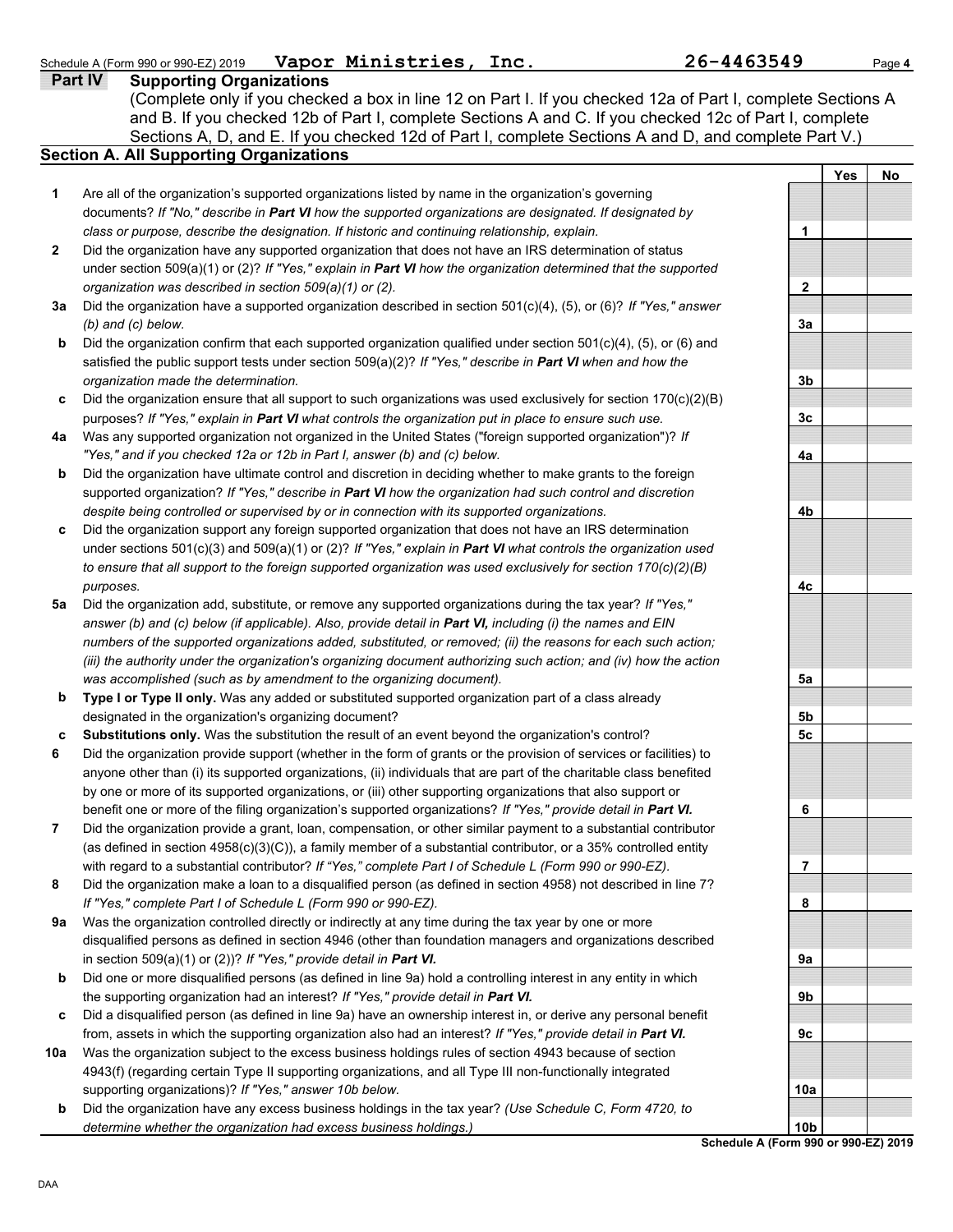Schedule A (Form 990 or 990-EZ) 2019 **Vapor Ministries, Inc.** **26-4463549**

## Part IV Supporting Organizations

(Complete only if you checked a box in line 12 on Part I. If you checked 12a of Part I, complete Sections A and B. If you checked 12b of Part I, complete Sections A and C. If you checked 12c of Part I, complete Sections A, D, and E. If you checked 12d of Part I, complete Sections A and D, and complete Part V.)

### Section A. All Supporting Organizations

| | | | Yes | No |
|---|---|---|---|---|
| **1** | Are all of the organization's supported organizations listed by name in the organization's governing documents? *If "No," describe in **Part VI** how the supported organizations are designated. If designated by class or purpose, describe the designation. If historic and continuing relationship, explain.* | 1 | | |
| **2** | Did the organization have any supported organization that does not have an IRS determination of status under section 509(a)(1) or (2)? *If "Yes," explain in **Part VI** how the organization determined that the supported organization was described in section 509(a)(1) or (2).* | 2 | | |
| **3a** | Did the organization have a supported organization described in section 501(c)(4), (5), or (6)? *If "Yes," answer (b) and (c) below.* | 3a | | |
| **b** | Did the organization confirm that each supported organization qualified under section 501(c)(4), (5), or (6) and satisfied the public support tests under section 509(a)(2)? *If "Yes," describe in **Part VI** when and how the organization made the determination.* | 3b | | |
| **c** | Did the organization ensure that all support to such organizations was used exclusively for section 170(c)(2)(B) purposes? *If "Yes," explain in **Part VI** what controls the organization put in place to ensure such use.* | 3c | | |
| **4a** | Was any supported organization not organized in the United States ("foreign supported organization")? *If "Yes," and if you checked 12a or 12b in Part I, answer (b) and (c) below.* | 4a | | |
| **b** | Did the organization have ultimate control and discretion in deciding whether to make grants to the foreign supported organization? *If "Yes," describe in **Part VI** how the organization had such control and discretion despite being controlled or supervised by or in connection with its supported organizations.* | 4b | | |
| **c** | Did the organization support any foreign supported organization that does not have an IRS determination under sections 501(c)(3) and 509(a)(1) or (2)? *If "Yes," explain in **Part VI** what controls the organization used to ensure that all support to the foreign supported organization was used exclusively for section 170(c)(2)(B) purposes.* | 4c | | |
| **5a** | Did the organization add, substitute, or remove any supported organizations during the tax year? *If "Yes," answer (b) and (c) below (if applicable). Also, provide detail in **Part VI,** including (i) the names and EIN numbers of the supported organizations added, substituted, or removed; (ii) the reasons for each such action; (iii) the authority under the organization's organizing document authorizing such action; and (iv) how the action was accomplished (such as by amendment to the organizing document).* | 5a | | |
| **b** | **Type I or Type II only.** Was any added or substituted supported organization part of a class already designated in the organization's organizing document? | 5b | | |
| **c** | **Substitutions only.** Was the substitution the result of an event beyond the organization's control? | 5c | | |
| **6** | Did the organization provide support (whether in the form of grants or the provision of services or facilities) to anyone other than (i) its supported organizations, (ii) individuals that are part of the charitable class benefited by one or more of its supported organizations, or (iii) other supporting organizations that also support or benefit one or more of the filing organization's supported organizations? *If "Yes," provide detail in **Part VI.*** | 6 | | |
| **7** | Did the organization provide a grant, loan, compensation, or other similar payment to a substantial contributor (as defined in section 4958(c)(3)(C)), a family member of a substantial contributor, or a 35% controlled entity with regard to a substantial contributor? *If "Yes," complete Part I of Schedule L (Form 990 or 990-EZ).* | 7 | | |
| **8** | Did the organization make a loan to a disqualified person (as defined in section 4958) not described in line 7? *If "Yes," complete Part I of Schedule L (Form 990 or 990-EZ).* | 8 | | |
| **9a** | Was the organization controlled directly or indirectly at any time during the tax year by one or more disqualified persons as defined in section 4946 (other than foundation managers and organizations described in section 509(a)(1) or (2))? *If "Yes," provide detail in **Part VI.*** | 9a | | |
| **b** | Did one or more disqualified persons (as defined in line 9a) hold a controlling interest in any entity in which the supporting organization had an interest? *If "Yes," provide detail in **Part VI.*** | 9b | | |
| **c** | Did a disqualified person (as defined in line 9a) have an ownership interest in, or derive any personal benefit from, assets in which the supporting organization also had an interest? *If "Yes," provide detail in **Part VI.*** | 9c | | |
| **10a** | Was the organization subject to the excess business holdings rules of section 4943 because of section 4943(f) (regarding certain Type II supporting organizations, and all Type III non-functionally integrated supporting organizations)? *If "Yes," answer 10b below.* | 10a | | |
| **b** | Did the organization have any excess business holdings in the tax year? *(Use Schedule C, Form 4720, to determine whether the organization had excess business holdings.)* | 10b | | |

**Schedule A (Form 990 or 990-EZ) 2019**

DAA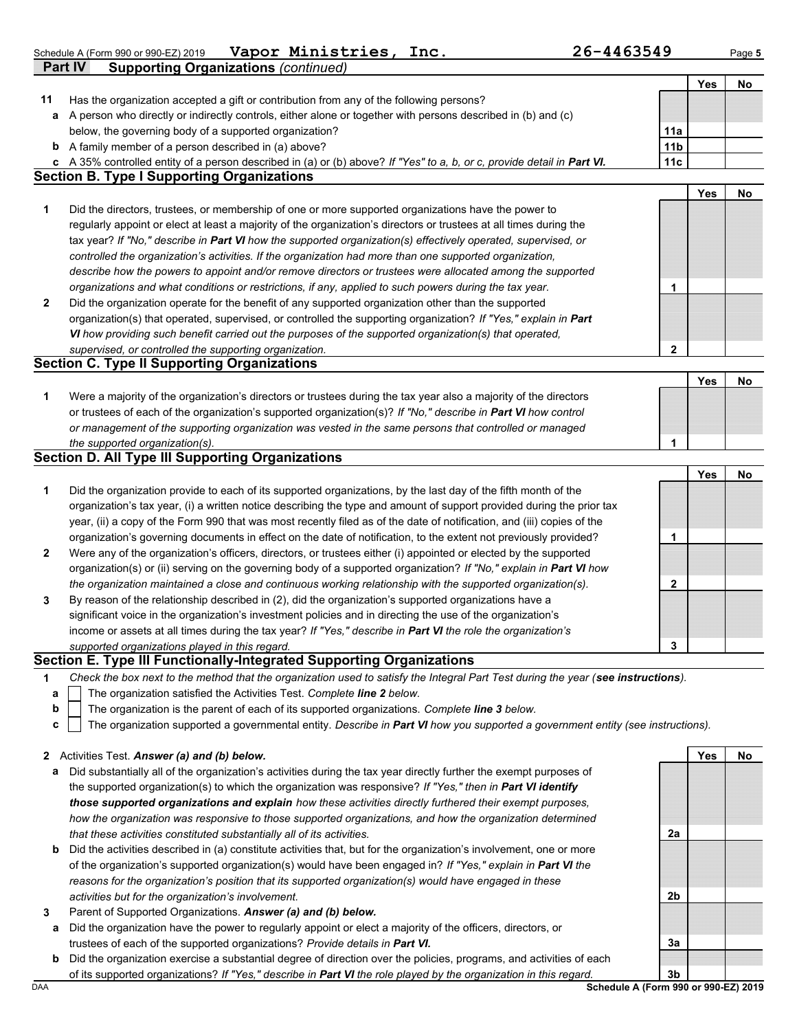Schedule A (Form 990 or 990-EZ) 2019 **Vapor Ministries, Inc.** **26-4463549** Page **5**

## Part IV Supporting Organizations *(continued)*

| | | | Yes | No |
|---|---|---|---|---|
| **11** | Has the organization accepted a gift or contribution from any of the following persons? | | | |
| **a** | A person who directly or indirectly controls, either alone or together with persons described in (b) and (c) below, the governing body of a supported organization? | **11a** | | |
| **b** | A family member of a person described in (a) above? | **11b** | | |
| **c** | A 35% controlled entity of a person described in (a) or (b) above? *If "Yes" to a, b, or c, provide detail in **Part VI.*** | **11c** | | |

### Section B. Type I Supporting Organizations

| | | | Yes | No |
|---|---|---|---|---|
| **1** | Did the directors, trustees, or membership of one or more supported organizations have the power to regularly appoint or elect at least a majority of the organization's directors or trustees at all times during the tax year? *If "No," describe in **Part VI** how the supported organization(s) effectively operated, supervised, or controlled the organization's activities. If the organization had more than one supported organization, describe how the powers to appoint and/or remove directors or trustees were allocated among the supported organizations and what conditions or restrictions, if any, applied to such powers during the tax year.* | **1** | | |
| **2** | Did the organization operate for the benefit of any supported organization other than the supported organization(s) that operated, supervised, or controlled the supporting organization? *If "Yes," explain in **Part VI** how providing such benefit carried out the purposes of the supported organization(s) that operated, supervised, or controlled the supporting organization.* | **2** | | |

### Section C. Type II Supporting Organizations

| | | | Yes | No |
|---|---|---|---|---|
| **1** | Were a majority of the organization's directors or trustees during the tax year also a majority of the directors or trustees of each of the organization's supported organization(s)? *If "No," describe in **Part VI** how control or management of the supporting organization was vested in the same persons that controlled or managed the supported organization(s).* | **1** | | |

### Section D. All Type III Supporting Organizations

| | | | Yes | No |
|---|---|---|---|---|
| **1** | Did the organization provide to each of its supported organizations, by the last day of the fifth month of the organization's tax year, (i) a written notice describing the type and amount of support provided during the prior tax year, (ii) a copy of the Form 990 that was most recently filed as of the date of notification, and (iii) copies of the organization's governing documents in effect on the date of notification, to the extent not previously provided? | **1** | | |
| **2** | Were any of the organization's officers, directors, or trustees either (i) appointed or elected by the supported organization(s) or (ii) serving on the governing body of a supported organization? *If "No," explain in **Part VI** how the organization maintained a close and continuous working relationship with the supported organization(s).* | **2** | | |
| **3** | By reason of the relationship described in (2), did the organization's supported organizations have a significant voice in the organization's investment policies and in directing the use of the organization's income or assets at all times during the tax year? *If "Yes," describe in **Part VI** the role the organization's supported organizations played in this regard.* | **3** | | |

### Section E. Type III Functionally-Integrated Supporting Organizations

**1** *Check the box next to the method that the organization used to satisfy the Integral Part Test during the year (**see instructions**).*

- **a** ☐ The organization satisfied the Activities Test. *Complete **line 2** below.*
- **b** ☐ The organization is the parent of each of its supported organizations. *Complete **line 3** below.*
- **c** ☐ The organization supported a governmental entity. *Describe in **Part VI** how you supported a government entity (see instructions).*

| | | | Yes | No |
|---|---|---|---|---|
| **2** | Activities Test. ***Answer (a) and (b) below.*** | | | |
| **a** | Did substantially all of the organization's activities during the tax year directly further the exempt purposes of the supported organization(s) to which the organization was responsive? *If "Yes," then in **Part VI identify those supported organizations and explain** how these activities directly furthered their exempt purposes, how the organization was responsive to those supported organizations, and how the organization determined that these activities constituted substantially all of its activities.* | **2a** | | |
| **b** | Did the activities described in (a) constitute activities that, but for the organization's involvement, one or more of the organization's supported organization(s) would have been engaged in? *If "Yes," explain in **Part VI** the reasons for the organization's position that its supported organization(s) would have engaged in these activities but for the organization's involvement.* | **2b** | | |
| **3** | Parent of Supported Organizations. ***Answer (a) and (b) below.*** | | | |
| **a** | Did the organization have the power to regularly appoint or elect a majority of the officers, directors, or trustees of each of the supported organizations? *Provide details in **Part VI.*** | **3a** | | |
| **b** | Did the organization exercise a substantial degree of direction over the policies, programs, and activities of each of its supported organizations? *If "Yes," describe in **Part VI** the role played by the organization in this regard.* | **3b** | | |

DAA **Schedule A (Form 990 or 990-EZ) 2019**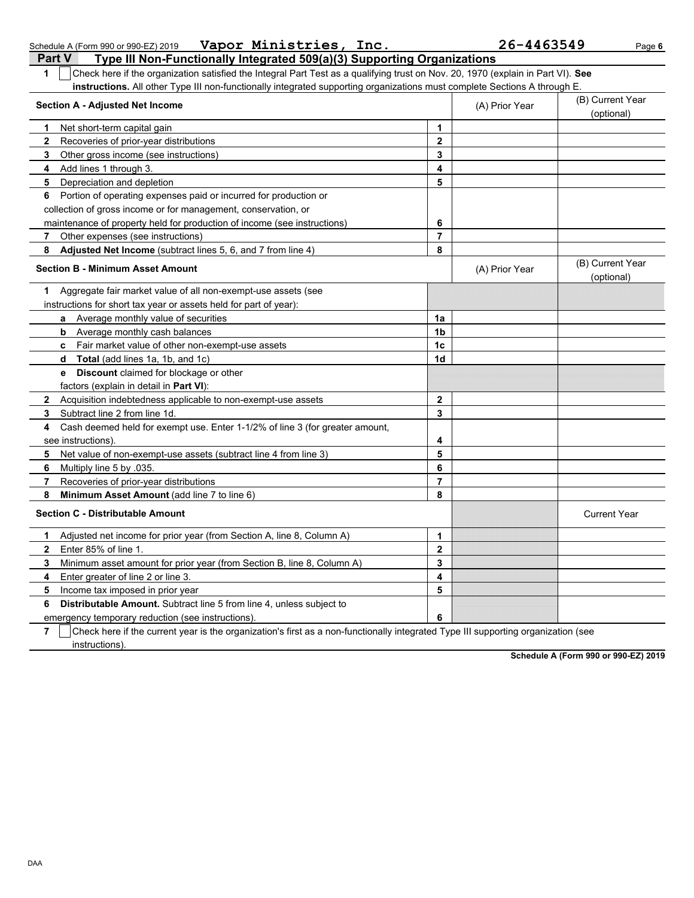Schedule A (Form 990 or 990-EZ) 2019 **Vapor Ministries, Inc.** **26-4463549**

## Part V Type III Non-Functionally Integrated 509(a)(3) Supporting Organizations

**1** ☐ Check here if the organization satisfied the Integral Part Test as a qualifying trust on Nov. 20, 1970 (explain in Part VI). **See instructions.** All other Type III non-functionally integrated supporting organizations must complete Sections A through E.

| Section A - Adjusted Net Income | | (A) Prior Year | (B) Current Year (optional) |
|---|---|---|---|
| **1** Net short-term capital gain | 1 | | |
| **2** Recoveries of prior-year distributions | 2 | | |
| **3** Other gross income (see instructions) | 3 | | |
| **4** Add lines 1 through 3. | 4 | | |
| **5** Depreciation and depletion | 5 | | |
| **6** Portion of operating expenses paid or incurred for production or collection of gross income or for management, conservation, or maintenance of property held for production of income (see instructions) | 6 | | |
| **7** Other expenses (see instructions) | 7 | | |
| **8** **Adjusted Net Income** (subtract lines 5, 6, and 7 from line 4) | 8 | | |

| Section B - Minimum Asset Amount | | (A) Prior Year | (B) Current Year (optional) |
|---|---|---|---|
| **1** Aggregate fair market value of all non-exempt-use assets (see instructions for short tax year or assets held for part of year): | | | |
| **a** Average monthly value of securities | 1a | | |
| **b** Average monthly cash balances | 1b | | |
| **c** Fair market value of other non-exempt-use assets | 1c | | |
| **d** **Total** (add lines 1a, 1b, and 1c) | 1d | | |
| **e** **Discount** claimed for blockage or other factors (explain in detail in **Part VI**): | | | |
| **2** Acquisition indebtedness applicable to non-exempt-use assets | 2 | | |
| **3** Subtract line 2 from line 1d. | 3 | | |
| **4** Cash deemed held for exempt use. Enter 1-1/2% of line 3 (for greater amount, see instructions). | 4 | | |
| **5** Net value of non-exempt-use assets (subtract line 4 from line 3) | 5 | | |
| **6** Multiply line 5 by .035. | 6 | | |
| **7** Recoveries of prior-year distributions | 7 | | |
| **8** **Minimum Asset Amount** (add line 7 to line 6) | 8 | | |

| Section C - Distributable Amount | | | Current Year |
|---|---|---|---|
| **1** Adjusted net income for prior year (from Section A, line 8, Column A) | 1 | | |
| **2** Enter 85% of line 1. | 2 | | |
| **3** Minimum asset amount for prior year (from Section B, line 8, Column A) | 3 | | |
| **4** Enter greater of line 2 or line 3. | 4 | | |
| **5** Income tax imposed in prior year | 5 | | |
| **6** **Distributable Amount.** Subtract line 5 from line 4, unless subject to emergency temporary reduction (see instructions). | 6 | | |

**7** ☐ Check here if the current year is the organization's first as a non-functionally integrated Type III supporting organization (see instructions).

**Schedule A (Form 990 or 990-EZ) 2019**

DAA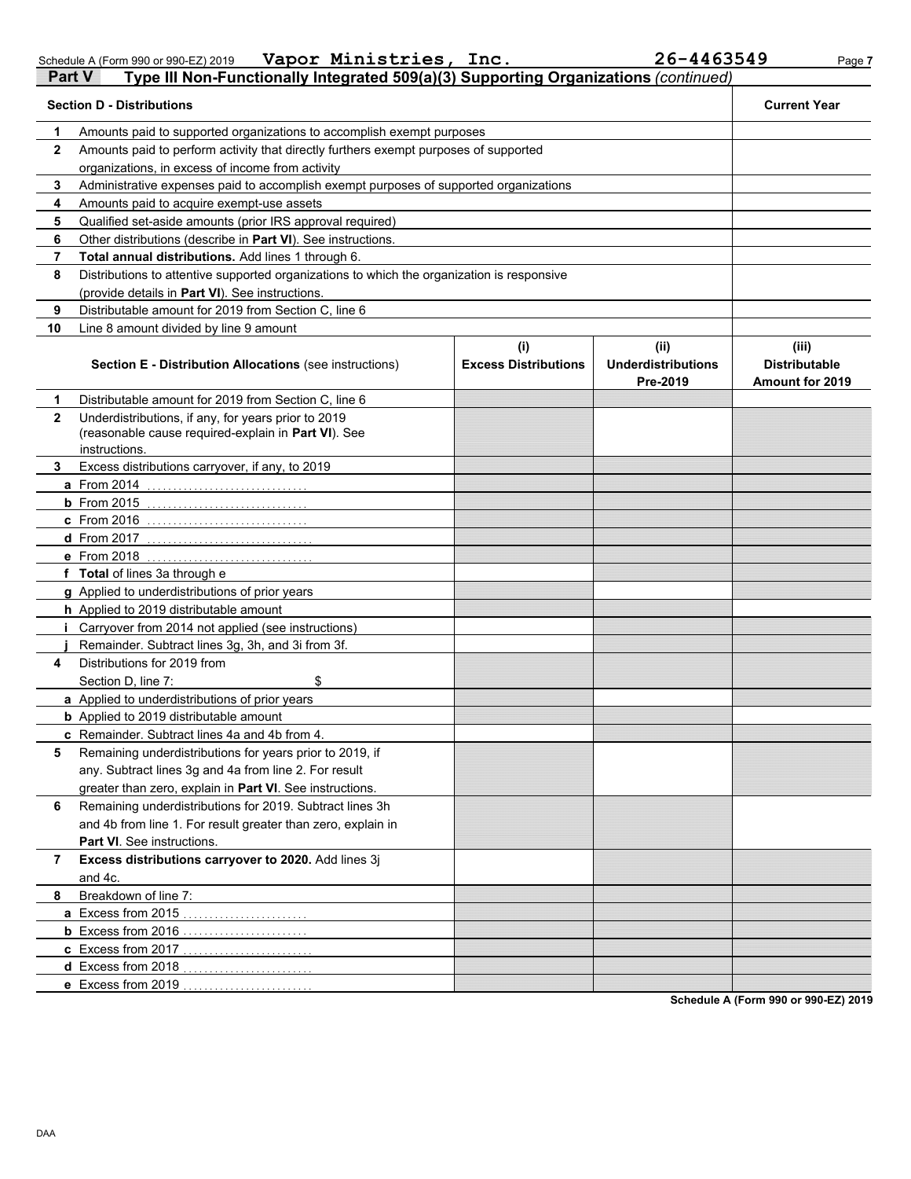Schedule A (Form 990 or 990-EZ) 2019 **Vapor Ministries, Inc.** **26-4463549**

## Part V Type III Non-Functionally Integrated 509(a)(3) Supporting Organizations *(continued)*

| | Section D - Distributions | Current Year |
|---|---|---|
| 1 | Amounts paid to supported organizations to accomplish exempt purposes | |
| 2 | Amounts paid to perform activity that directly furthers exempt purposes of supported organizations, in excess of income from activity | |
| 3 | Administrative expenses paid to accomplish exempt purposes of supported organizations | |
| 4 | Amounts paid to acquire exempt-use assets | |
| 5 | Qualified set-aside amounts (prior IRS approval required) | |
| 6 | Other distributions (describe in **Part VI**). See instructions. | |
| 7 | **Total annual distributions.** Add lines 1 through 6. | |
| 8 | Distributions to attentive supported organizations to which the organization is responsive (provide details in **Part VI**). See instructions. | |
| 9 | Distributable amount for 2019 from Section C, line 6 | |
| 10 | Line 8 amount divided by line 9 amount | |

| | Section E - Distribution Allocations (see instructions) | (i) Excess Distributions | (ii) Underdistributions Pre-2019 | (iii) Distributable Amount for 2019 |
|---|---|---|---|---|
| 1 | Distributable amount for 2019 from Section C, line 6 | | | |
| 2 | Underdistributions, if any, for years prior to 2019 (reasonable cause required-explain in **Part VI**). See instructions. | | | |
| 3 | Excess distributions carryover, if any, to 2019 | | | |
| a | From 2014 | | | |
| b | From 2015 | | | |
| c | From 2016 | | | |
| d | From 2017 | | | |
| e | From 2018 | | | |
| f | **Total** of lines 3a through e | | | |
| g | Applied to underdistributions of prior years | | | |
| h | Applied to 2019 distributable amount | | | |
| i | Carryover from 2014 not applied (see instructions) | | | |
| j | Remainder. Subtract lines 3g, 3h, and 3i from 3f. | | | |
| 4 | Distributions for 2019 from Section D, line 7: $ | | | |
| a | Applied to underdistributions of prior years | | | |
| b | Applied to 2019 distributable amount | | | |
| c | Remainder. Subtract lines 4a and 4b from 4. | | | |
| 5 | Remaining underdistributions for years prior to 2019, if any. Subtract lines 3g and 4a from line 2. For result greater than zero, explain in **Part VI**. See instructions. | | | |
| 6 | Remaining underdistributions for 2019. Subtract lines 3h and 4b from line 1. For result greater than zero, explain in **Part VI**. See instructions. | | | |
| 7 | **Excess distributions carryover to 2020.** Add lines 3j and 4c. | | | |
| 8 | Breakdown of line 7: | | | |
| a | Excess from 2015 | | | |
| b | Excess from 2016 | | | |
| c | Excess from 2017 | | | |
| d | Excess from 2018 | | | |
| e | Excess from 2019 | | | |

**Schedule A (Form 990 or 990-EZ) 2019**

DAA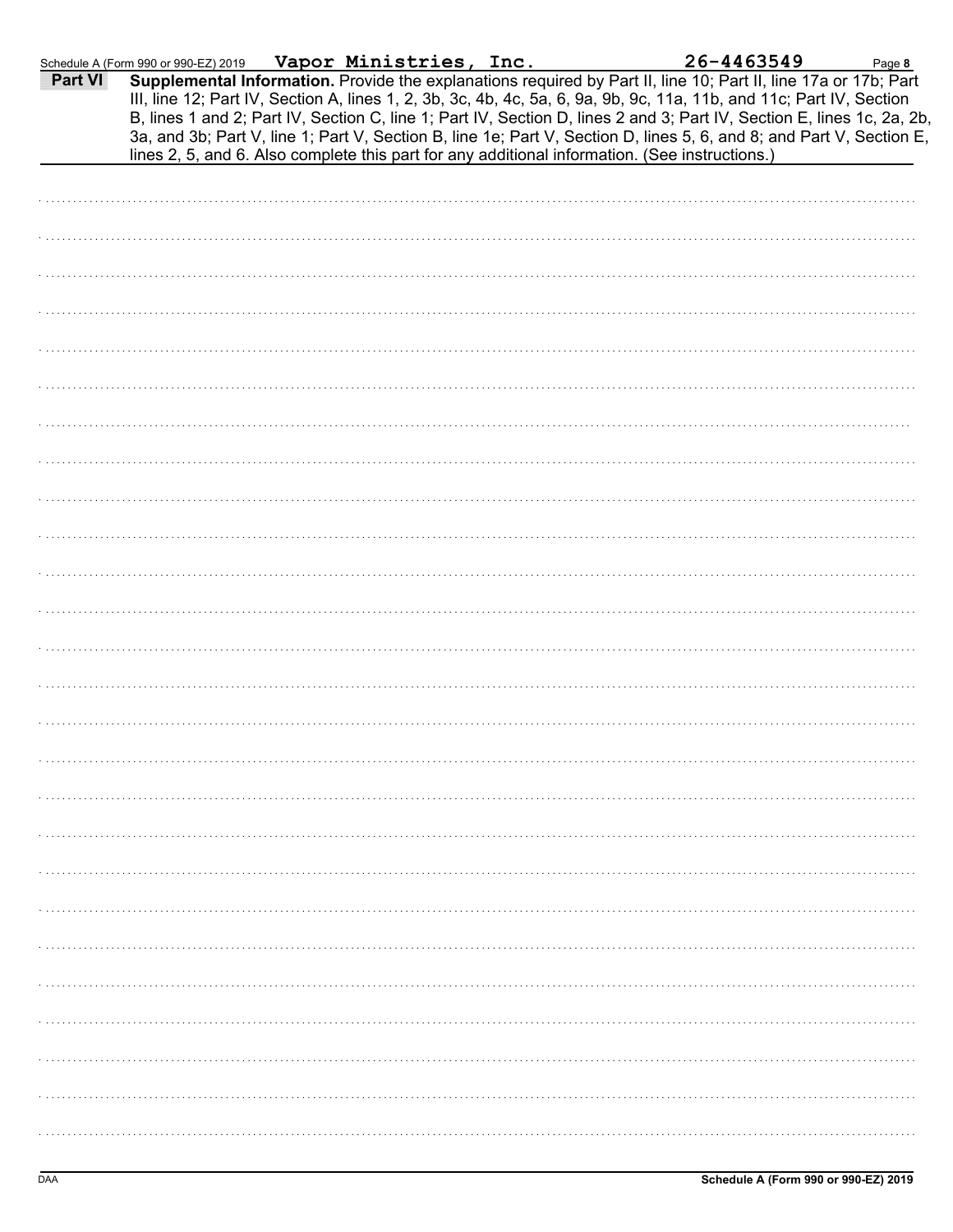Schedule A (Form 990 or 990-EZ) 2019 **Vapor Ministries, Inc.** **26-4463549** Page **8**

**Part VI** **Supplemental Information.** Provide the explanations required by Part II, line 10; Part II, line 17a or 17b; Part III, line 12; Part IV, Section A, lines 1, 2, 3b, 3c, 4b, 4c, 5a, 6, 9a, 9b, 9c, 11a, 11b, and 11c; Part IV, Section B, lines 1 and 2; Part IV, Section C, line 1; Part IV, Section D, lines 2 and 3; Part IV, Section E, lines 1c, 2a, 2b, 3a, and 3b; Part V, line 1; Part V, Section B, line 1e; Part V, Section D, lines 5, 6, and 8; and Part V, Section E, lines 2, 5, and 6. Also complete this part for any additional information. (See instructions.)

DAA **Schedule A (Form 990 or 990-EZ) 2019**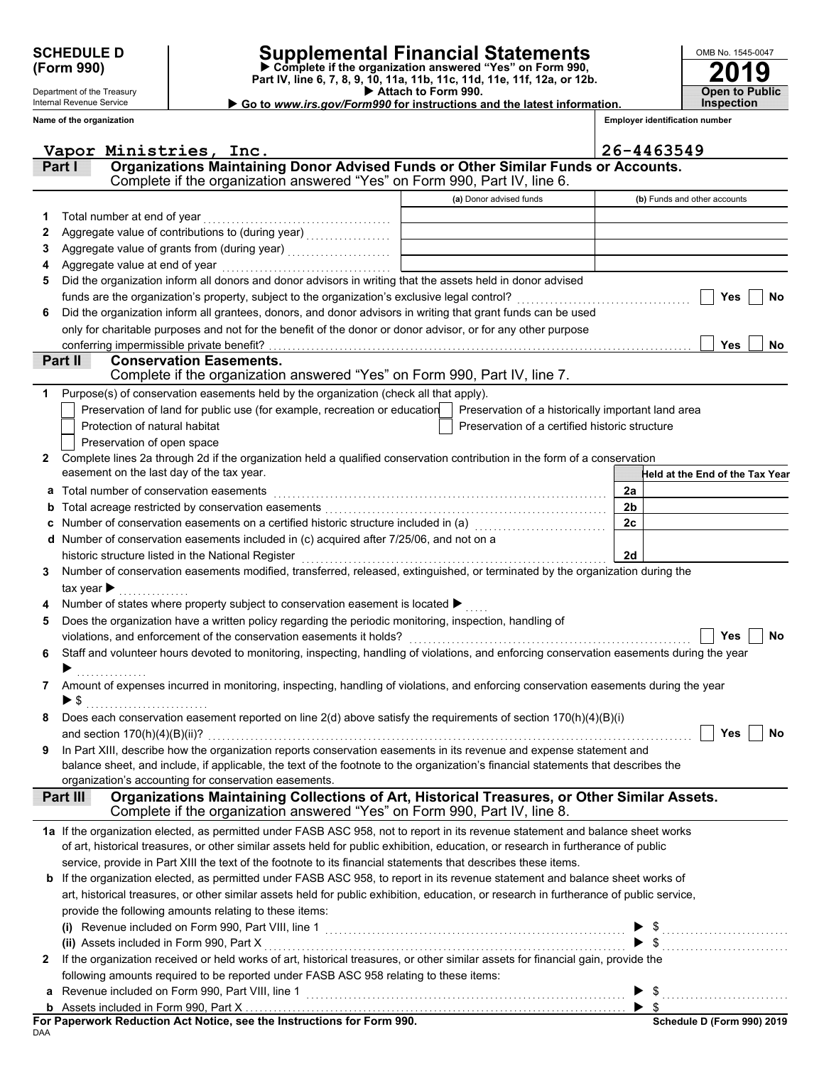**SCHEDULE D (Form 990)**

Department of the Treasury
Internal Revenue Service

# Supplemental Financial Statements

▶ Complete if the organization answered "Yes" on Form 990, Part IV, line 6, 7, 8, 9, 10, 11a, 11b, 11c, 11d, 11e, 11f, 12a, or 12b.
▶ Attach to Form 990.
▶ Go to *www.irs.gov/Form990* for instructions and the latest information.

OMB No. 1545-0047
**2019**
**Open to Public Inspection**

| Name of the organization | Employer identification number |
|---|---|
| Vapor Ministries, Inc. | 26-4463549 |

## Part I Organizations Maintaining Donor Advised Funds or Other Similar Funds or Accounts.
Complete if the organization answered "Yes" on Form 990, Part IV, line 6.

| | | (a) Donor advised funds | (b) Funds and other accounts |
|---|---|---|---|
| 1 | Total number at end of year | | |
| 2 | Aggregate value of contributions to (during year) | | |
| 3 | Aggregate value of grants from (during year) | | |
| 4 | Aggregate value at end of year | | |

5 Did the organization inform all donors and donor advisors in writing that the assets held in donor advised funds are the organization's property, subject to the organization's exclusive legal control? ☐ Yes ☐ No

6 Did the organization inform all grantees, donors, and donor advisors in writing that grant funds can be used only for charitable purposes and not for the benefit of the donor or donor advisor, or for any other purpose conferring impermissible private benefit? ☐ Yes ☐ No

## Part II Conservation Easements.
Complete if the organization answered "Yes" on Form 990, Part IV, line 7.

1 Purpose(s) of conservation easements held by the organization (check all that apply).
- ☐ Preservation of land for public use (for example, recreation or education)
- ☐ Preservation of a historically important land area
- ☐ Protection of natural habitat
- ☐ Preservation of a certified historic structure
- ☐ Preservation of open space

2 Complete lines 2a through 2d if the organization held a qualified conservation contribution in the form of a conservation easement on the last day of the tax year.

| | | | Held at the End of the Tax Year |
|---|---|---|---|
| a | Total number of conservation easements | 2a | |
| b | Total acreage restricted by conservation easements | 2b | |
| c | Number of conservation easements on a certified historic structure included in (a) | 2c | |
| d | Number of conservation easements included in (c) acquired after 7/25/06, and not on a historic structure listed in the National Register | 2d | |

3 Number of conservation easements modified, transferred, released, extinguished, or terminated by the organization during the tax year ▶ ..............

4 Number of states where property subject to conservation easement is located ▶ .....

5 Does the organization have a written policy regarding the periodic monitoring, inspection, handling of violations, and enforcement of the conservation easements it holds? ☐ Yes ☐ No

6 Staff and volunteer hours devoted to monitoring, inspecting, handling of violations, and enforcing conservation easements during the year
▶ ..............

7 Amount of expenses incurred in monitoring, inspecting, handling of violations, and enforcing conservation easements during the year
▶ $ ..........................

8 Does each conservation easement reported on line 2(d) above satisfy the requirements of section 170(h)(4)(B)(i) and section 170(h)(4)(B)(ii)? ☐ Yes ☐ No

9 In Part XIII, describe how the organization reports conservation easements in its revenue and expense statement and balance sheet, and include, if applicable, the text of the footnote to the organization's financial statements that describes the organization's accounting for conservation easements.

## Part III Organizations Maintaining Collections of Art, Historical Treasures, or Other Similar Assets.
Complete if the organization answered "Yes" on Form 990, Part IV, line 8.

1a If the organization elected, as permitted under FASB ASC 958, not to report in its revenue statement and balance sheet works of art, historical treasures, or other similar assets held for public exhibition, education, or research in furtherance of public service, provide in Part XIII the text of the footnote to its financial statements that describes these items.

b If the organization elected, as permitted under FASB ASC 958, to report in its revenue statement and balance sheet works of art, historical treasures, or other similar assets held for public exhibition, education, or research in furtherance of public service, provide the following amounts relating to these items:

(i) Revenue included on Form 990, Part VIII, line 1 ▶ $ ..........................

(ii) Assets included in Form 990, Part X ▶ $ ..........................

2 If the organization received or held works of art, historical treasures, or other similar assets for financial gain, provide the following amounts required to be reported under FASB ASC 958 relating to these items:

a Revenue included on Form 990, Part VIII, line 1 ▶ $ ..........................

b Assets included in Form 990, Part X ▶ $

**For Paperwork Reduction Act Notice, see the Instructions for Form 990.** **Schedule D (Form 990) 2019**

DAA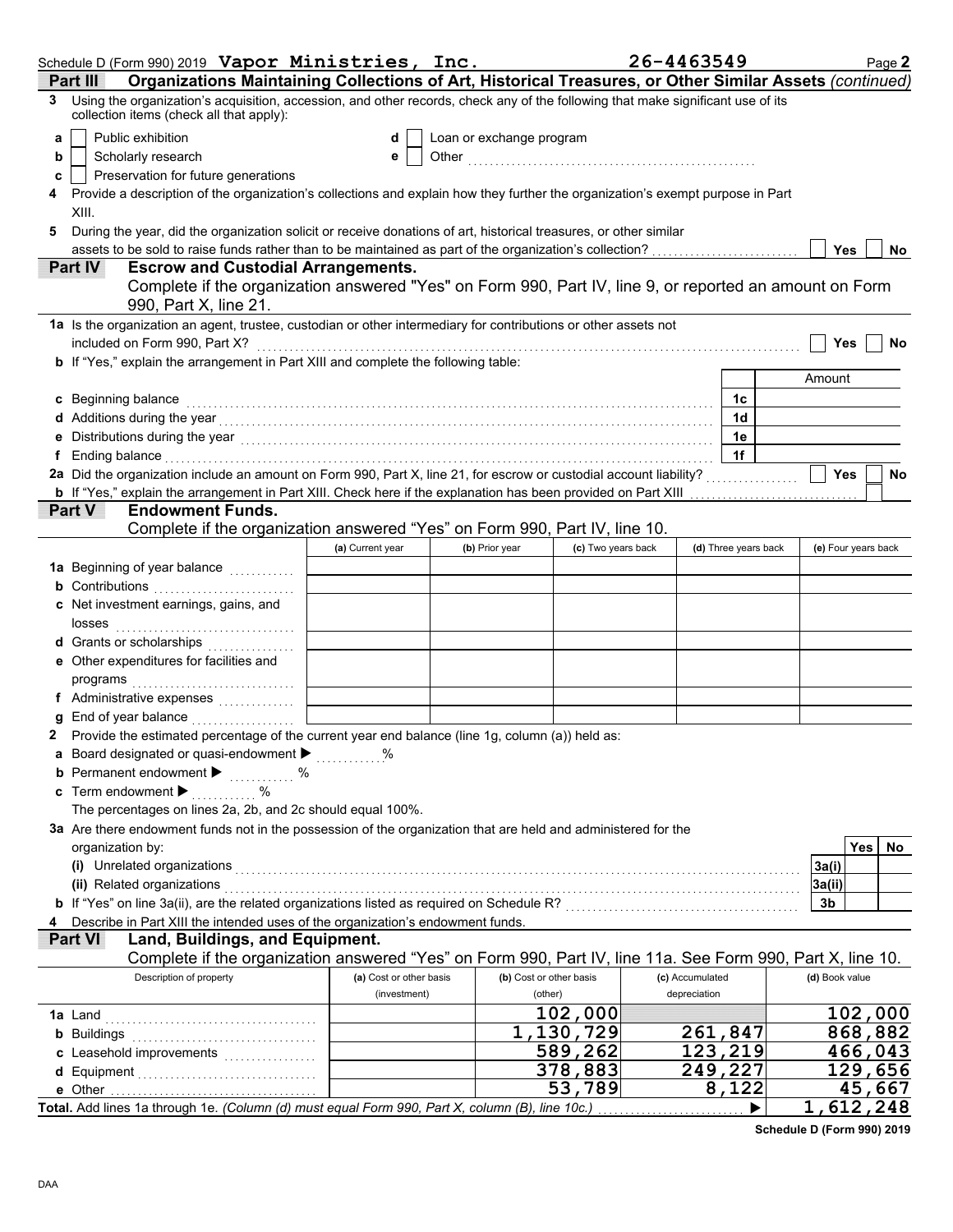Schedule D (Form 990) 2019 **Vapor Ministries, Inc.** **26-4463549** Page **2**

**Part III** **Organizations Maintaining Collections of Art, Historical Treasures, or Other Similar Assets** *(continued)*

**3** Using the organization's acquisition, accession, and other records, check any of the following that make significant use of its collection items (check all that apply):

- **a** ☐ Public exhibition
- **b** ☐ Scholarly research
- **c** ☐ Preservation for future generations
- **d** ☐ Loan or exchange program
- **e** ☐ Other ....................

**4** Provide a description of the organization's collections and explain how they further the organization's exempt purpose in Part XIII.

**5** During the year, did the organization solicit or receive donations of art, historical treasures, or other similar assets to be sold to raise funds rather than to be maintained as part of the organization's collection? ☐ Yes ☐ No

**Part IV** **Escrow and Custodial Arrangements.**
Complete if the organization answered "Yes" on Form 990, Part IV, line 9, or reported an amount on Form 990, Part X, line 21.

**1a** Is the organization an agent, trustee, custodian or other intermediary for contributions or other assets not included on Form 990, Part X? ☐ Yes ☐ No

**b** If "Yes," explain the arrangement in Part XIII and complete the following table:

| | | Amount |
|---|---|---|
| **c** Beginning balance | 1c | |
| **d** Additions during the year | 1d | |
| **e** Distributions during the year | 1e | |
| **f** Ending balance | 1f | |

**2a** Did the organization include an amount on Form 990, Part X, line 21, for escrow or custodial account liability? ☐ Yes ☐ No

**b** If "Yes," explain the arrangement in Part XIII. Check here if the explanation has been provided on Part XIII ☐

**Part V** **Endowment Funds.**
Complete if the organization answered "Yes" on Form 990, Part IV, line 10.

| | (a) Current year | (b) Prior year | (c) Two years back | (d) Three years back | (e) Four years back |
|---|---|---|---|---|---|
| **1a** Beginning of year balance | | | | | |
| **b** Contributions | | | | | |
| **c** Net investment earnings, gains, and losses | | | | | |
| **d** Grants or scholarships | | | | | |
| **e** Other expenditures for facilities and programs | | | | | |
| **f** Administrative expenses | | | | | |
| **g** End of year balance | | | | | |

**2** Provide the estimated percentage of the current year end balance (line 1g, column (a)) held as:

- **a** Board designated or quasi-endowment ▶ ........ %
- **b** Permanent endowment ▶ ........ %
- **c** Term endowment ▶ ........ %

The percentages on lines 2a, 2b, and 2c should equal 100%.

**3a** Are there endowment funds not in the possession of the organization that are held and administered for the organization by:

| | | Yes | No |
|---|---|---|---|
| **(i)** Unrelated organizations | 3a(i) | | |
| **(ii)** Related organizations | 3a(ii) | | |
| **b** If "Yes" on line 3a(ii), are the related organizations listed as required on Schedule R? | 3b | | |

**4** Describe in Part XIII the intended uses of the organization's endowment funds.

**Part VI** **Land, Buildings, and Equipment.**
Complete if the organization answered "Yes" on Form 990, Part IV, line 11a. See Form 990, Part X, line 10.

| Description of property | (a) Cost or other basis (investment) | (b) Cost or other basis (other) | (c) Accumulated depreciation | (d) Book value |
|---|---|---|---|---|
| **1a** Land | | 102,000 | | 102,000 |
| **b** Buildings | | 1,130,729 | 261,847 | 868,882 |
| **c** Leasehold improvements | | 589,262 | 123,219 | 466,043 |
| **d** Equipment | | 378,883 | 249,227 | 129,656 |
| **e** Other | | 53,789 | 8,122 | 45,667 |
| **Total.** Add lines 1a through 1e. *(Column (d) must equal Form 990, Part X, column (B), line 10c.)* ▶ | | | | 1,612,248 |

**Schedule D (Form 990) 2019**

DAA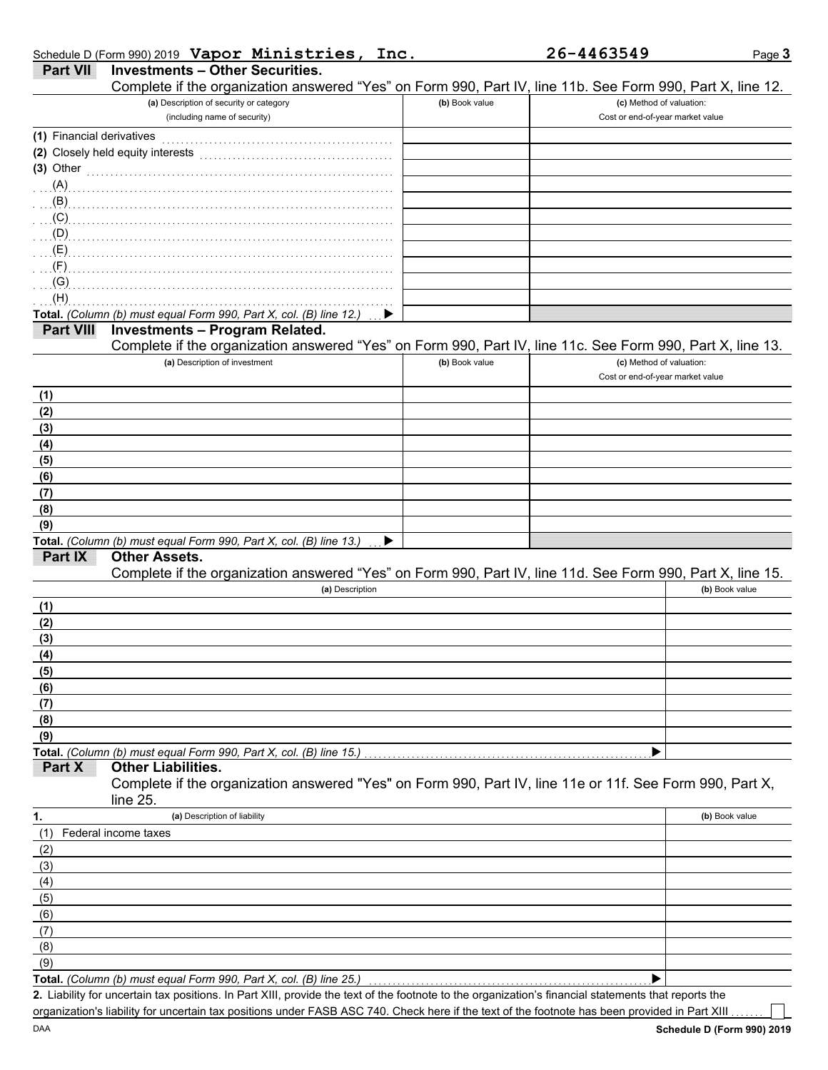Schedule D (Form 990) 2019 **Vapor Ministries, Inc.** **26-4463549**

## Part VII Investments – Other Securities.

Complete if the organization answered "Yes" on Form 990, Part IV, line 11b. See Form 990, Part X, line 12.

| (a) Description of security or category (including name of security) | (b) Book value | (c) Method of valuation: Cost or end-of-year market value |
|---|---|---|
| (1) Financial derivatives | | |
| (2) Closely held equity interests | | |
| (3) Other | | |
| (A) | | |
| (B) | | |
| (C) | | |
| (D) | | |
| (E) | | |
| (F) | | |
| (G) | | |
| (H) | | |
| **Total.** *(Column (b) must equal Form 990, Part X, col. (B) line 12.)* ▶ | | |

## Part VIII Investments – Program Related.

Complete if the organization answered "Yes" on Form 990, Part IV, line 11c. See Form 990, Part X, line 13.

| (a) Description of investment | (b) Book value | (c) Method of valuation: Cost or end-of-year market value |
|---|---|---|
| (1) | | |
| (2) | | |
| (3) | | |
| (4) | | |
| (5) | | |
| (6) | | |
| (7) | | |
| (8) | | |
| (9) | | |
| **Total.** *(Column (b) must equal Form 990, Part X, col. (B) line 13.)* ▶ | | |

## Part IX Other Assets.

Complete if the organization answered "Yes" on Form 990, Part IV, line 11d. See Form 990, Part X, line 15.

| (a) Description | (b) Book value |
|---|---|
| (1) | |
| (2) | |
| (3) | |
| (4) | |
| (5) | |
| (6) | |
| (7) | |
| (8) | |
| (9) | |
| **Total.** *(Column (b) must equal Form 990, Part X, col. (B) line 15.)* ▶ | |

## Part X Other Liabilities.

Complete if the organization answered "Yes" on Form 990, Part IV, line 11e or 11f. See Form 990, Part X, line 25.

| 1. (a) Description of liability | (b) Book value |
|---|---|
| (1) Federal income taxes | |
| (2) | |
| (3) | |
| (4) | |
| (5) | |
| (6) | |
| (7) | |
| (8) | |
| (9) | |
| **Total.** *(Column (b) must equal Form 990, Part X, col. (B) line 25.)* ▶ | |

**2.** Liability for uncertain tax positions. In Part XIII, provide the text of the footnote to the organization's financial statements that reports the organization's liability for uncertain tax positions under FASB ASC 740. Check here if the text of the footnote has been provided in Part XIII ☐

DAA **Schedule D (Form 990) 2019**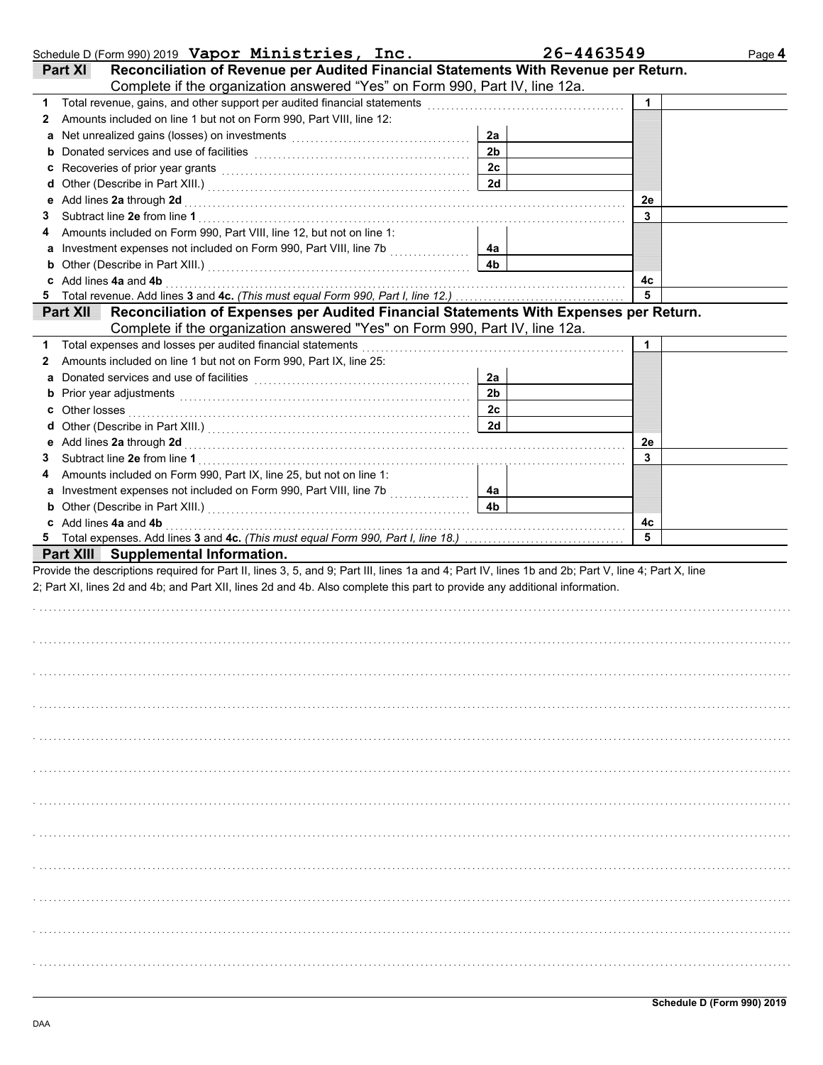Schedule D (Form 990) 2019 **Vapor Ministries, Inc.** **26-4463549** Page **4**

## Part XI Reconciliation of Revenue per Audited Financial Statements With Revenue per Return.

Complete if the organization answered "Yes" on Form 990, Part IV, line 12a.

| | | | | | |
|---|---|---|---|---|---|
| **1** | Total revenue, gains, and other support per audited financial statements | | | 1 | |
| **2** | Amounts included on line 1 but not on Form 990, Part VIII, line 12: | | | | |
| **a** | Net unrealized gains (losses) on investments | 2a | | | |
| **b** | Donated services and use of facilities | 2b | | | |
| **c** | Recoveries of prior year grants | 2c | | | |
| **d** | Other (Describe in Part XIII.) | 2d | | | |
| **e** | Add lines **2a** through **2d** | | | 2e | |
| **3** | Subtract line **2e** from line **1** | | | 3 | |
| **4** | Amounts included on Form 990, Part VIII, line 12, but not on line 1: | | | | |
| **a** | Investment expenses not included on Form 990, Part VIII, line 7b | 4a | | | |
| **b** | Other (Describe in Part XIII.) | 4b | | | |
| **c** | Add lines **4a** and **4b** | | | 4c | |
| **5** | Total revenue. Add lines **3** and **4c.** *(This must equal Form 990, Part I, line 12.)* | | | 5 | |

## Part XII Reconciliation of Expenses per Audited Financial Statements With Expenses per Return.

Complete if the organization answered "Yes" on Form 990, Part IV, line 12a.

| | | | | | |
|---|---|---|---|---|---|
| **1** | Total expenses and losses per audited financial statements | | | 1 | |
| **2** | Amounts included on line 1 but not on Form 990, Part IX, line 25: | | | | |
| **a** | Donated services and use of facilities | 2a | | | |
| **b** | Prior year adjustments | 2b | | | |
| **c** | Other losses | 2c | | | |
| **d** | Other (Describe in Part XIII.) | 2d | | | |
| **e** | Add lines **2a** through **2d** | | | 2e | |
| **3** | Subtract line **2e** from line **1** | | | 3 | |
| **4** | Amounts included on Form 990, Part IX, line 25, but not on line 1: | | | | |
| **a** | Investment expenses not included on Form 990, Part VIII, line 7b | 4a | | | |
| **b** | Other (Describe in Part XIII.) | 4b | | | |
| **c** | Add lines **4a** and **4b** | | | 4c | |
| **5** | Total expenses. Add lines **3** and **4c.** *(This must equal Form 990, Part I, line 18.)* | | | 5 | |

## Part XIII Supplemental Information.

Provide the descriptions required for Part II, lines 3, 5, and 9; Part III, lines 1a and 4; Part IV, lines 1b and 2b; Part V, line 4; Part X, line 2; Part XI, lines 2d and 4b; and Part XII, lines 2d and 4b. Also complete this part to provide any additional information.

DAA

**Schedule D (Form 990) 2019**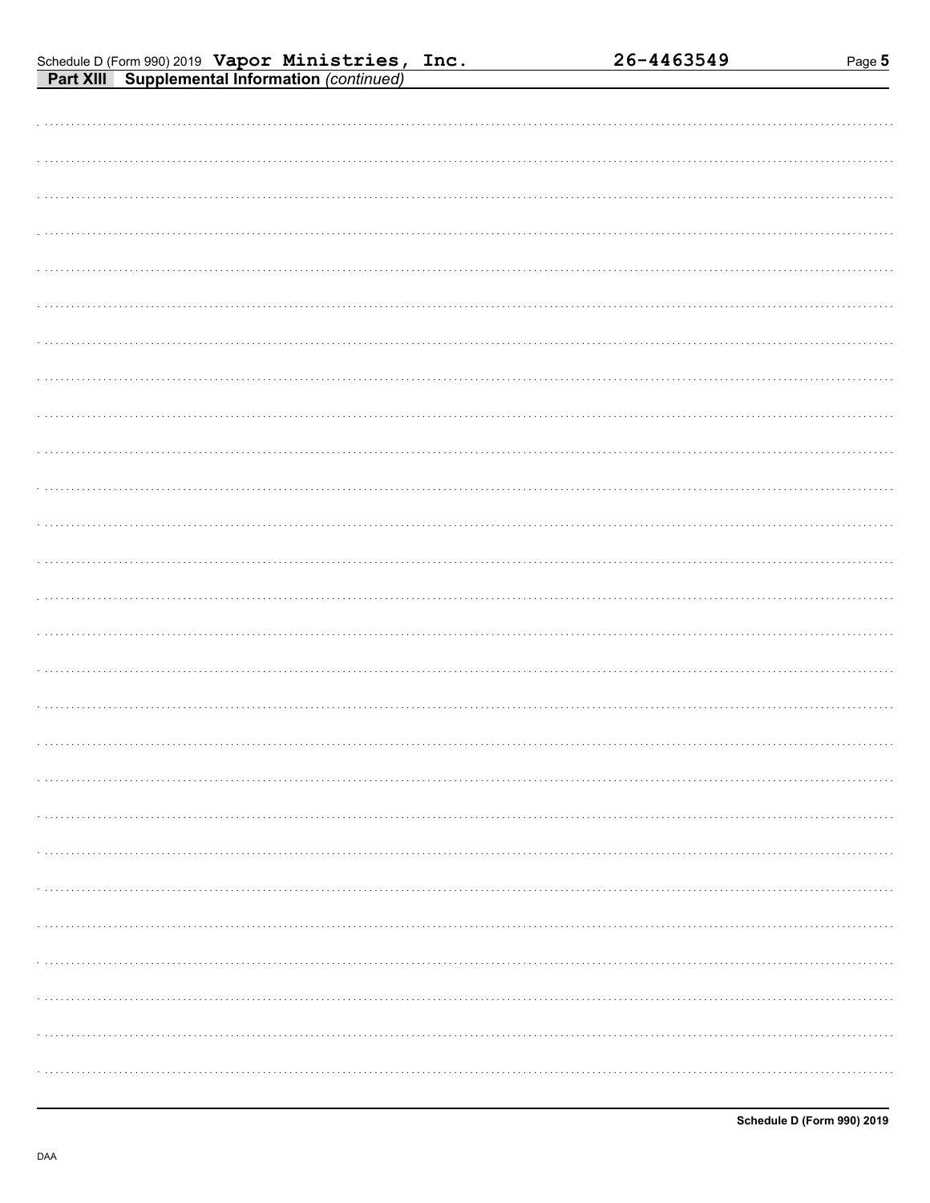Schedule D (Form 990) 2019 **Vapor Ministries, Inc.** **26-4463549**

**Part XIII** **Supplemental Information** *(continued)*

**Schedule D (Form 990) 2019**

DAA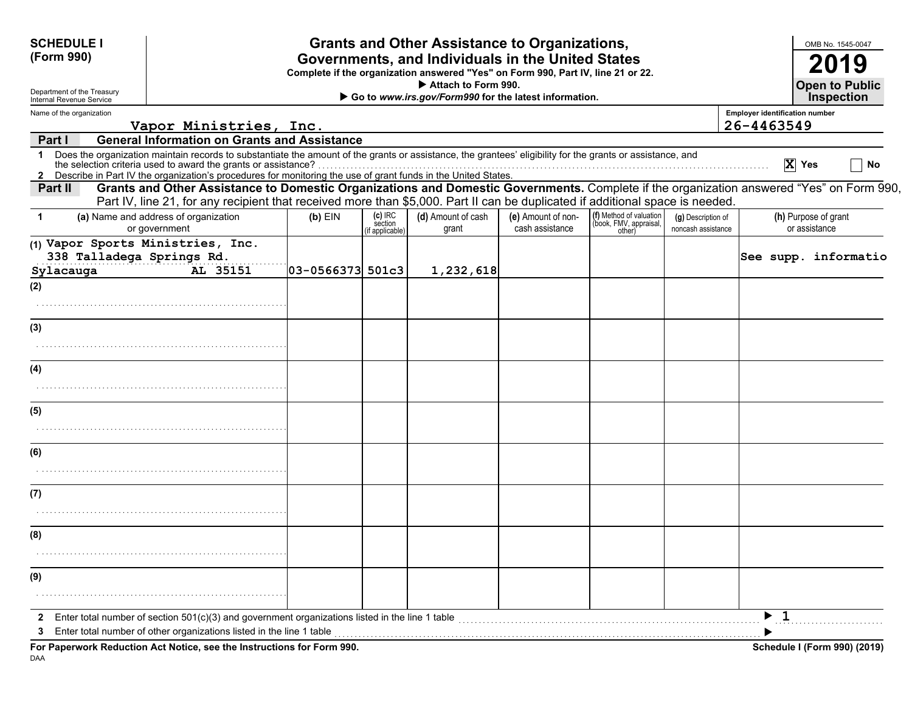**SCHEDULE I (Form 990)**

Department of the Treasury
Internal Revenue Service

# Grants and Other Assistance to Organizations, Governments, and Individuals in the United States

**Complete if the organization answered "Yes" on Form 990, Part IV, line 21 or 22.**
**▶ Attach to Form 990.**
**▶ Go to *www.irs.gov/Form990* for the latest information.**

OMB No. 1545-0047
**2019**
**Open to Public Inspection**

Name of the organization: Vapor Ministries, Inc.
Employer identification number: 26-4463549

**Part I — General Information on Grants and Assistance**

1 Does the organization maintain records to substantiate the amount of the grants or assistance, the grantees' eligibility for the grants or assistance, and the selection criteria used to award the grants or assistance? ☒ Yes ☐ No

2 Describe in Part IV the organization's procedures for monitoring the use of grant funds in the United States.

**Part II — Grants and Other Assistance to Domestic Organizations and Domestic Governments.** Complete if the organization answered "Yes" on Form 990, Part IV, line 21, for any recipient that received more than $5,000. Part II can be duplicated if additional space is needed.

| 1 (a) Name and address of organization or government | (b) EIN | (c) IRC section (if applicable) | (d) Amount of cash grant | (e) Amount of non-cash assistance | (f) Method of valuation (book, FMV, appraisal, other) | (g) Description of noncash assistance | (h) Purpose of grant or assistance |
|---|---|---|---|---|---|---|---|
| (1) Vapor Sports Ministries, Inc. 338 Talladega Springs Rd. Sylacauga AL 35151 | 03-0566373 | 501c3 | 1,232,618 | | | | See supp. informatio |
| (2) | | | | | | | |
| (3) | | | | | | | |
| (4) | | | | | | | |
| (5) | | | | | | | |
| (6) | | | | | | | |
| (7) | | | | | | | |
| (8) | | | | | | | |
| (9) | | | | | | | |

2 Enter total number of section 501(c)(3) and government organizations listed in the line 1 table ▶ 1

3 Enter total number of other organizations listed in the line 1 table ▶

**For Paperwork Reduction Act Notice, see the Instructions for Form 990.**
DAA
**Schedule I (Form 990) (2019)**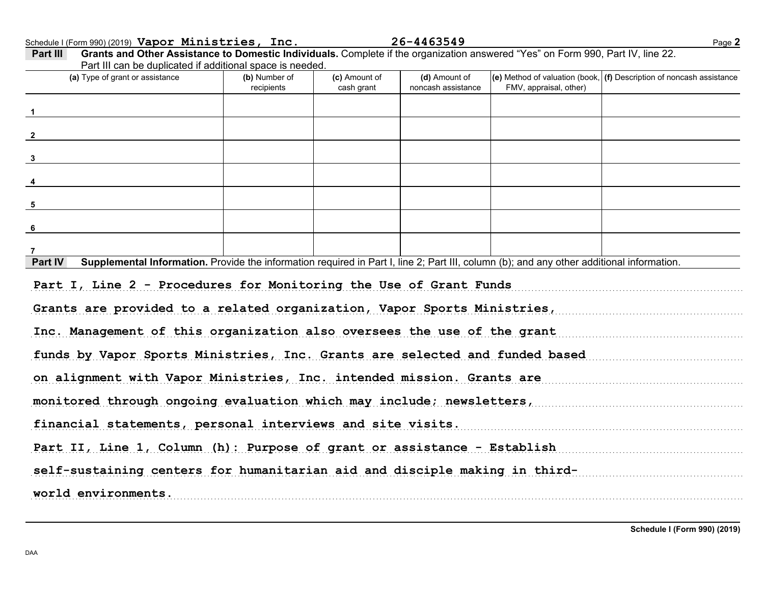Schedule I (Form 990) (2019) **Vapor Ministries, Inc.** **26-4463549**

**Part III** **Grants and Other Assistance to Domestic Individuals.** Complete if the organization answered "Yes" on Form 990, Part IV, line 22. Part III can be duplicated if additional space is needed.

| (a) Type of grant or assistance | (b) Number of recipients | (c) Amount of cash grant | (d) Amount of noncash assistance | (e) Method of valuation (book, FMV, appraisal, other) | (f) Description of noncash assistance |
|---|---|---|---|---|---|
| 1 | | | | | |
| 2 | | | | | |
| 3 | | | | | |
| 4 | | | | | |
| 5 | | | | | |
| 6 | | | | | |
| 7 | | | | | |

**Part IV** **Supplemental Information.** Provide the information required in Part I, line 2; Part III, column (b); and any other additional information.

Part I, Line 2 - Procedures for Monitoring the Use of Grant Funds

Grants are provided to a related organization, Vapor Sports Ministries, Inc. Management of this organization also oversees the use of the grant funds by Vapor Sports Ministries, Inc. Grants are selected and funded based on alignment with Vapor Ministries, Inc. intended mission. Grants are monitored through ongoing evaluation which may include; newsletters, financial statements, personal interviews and site visits.

Part II, Line 1, Column (h): Purpose of grant or assistance - Establish self-sustaining centers for humanitarian aid and disciple making in third-world environments.

Schedule I (Form 990) (2019)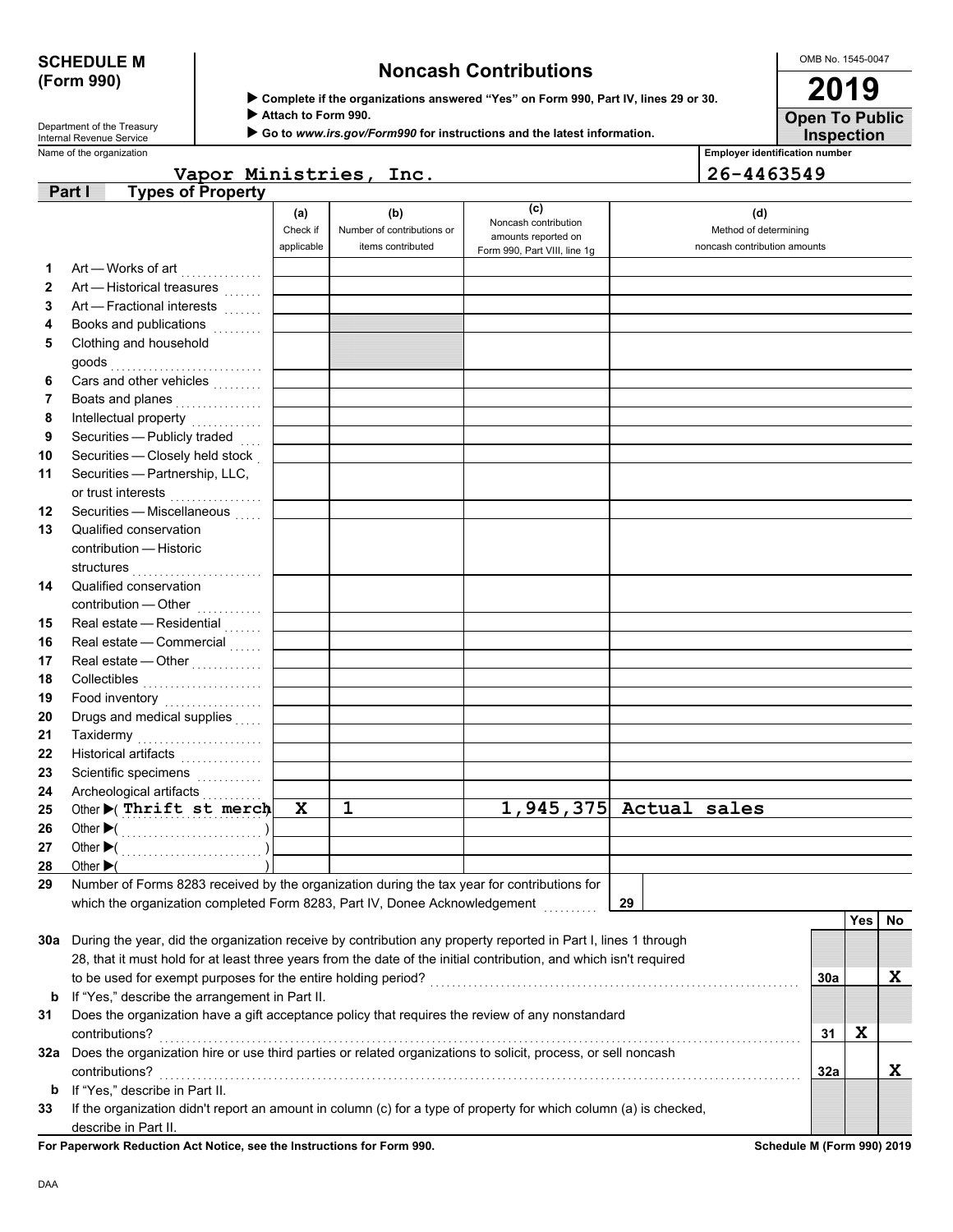**SCHEDULE M (Form 990)**

Department of the Treasury
Internal Revenue Service

# Noncash Contributions

▶ **Complete if the organizations answered "Yes" on Form 990, Part IV, lines 29 or 30.**
▶ **Attach to Form 990.**
▶ **Go to *www.irs.gov/Form990* for instructions and the latest information.**

OMB No. 1545-0047

**2019**

**Open To Public Inspection**

Name of the organization: Vapor Ministries, Inc.

Employer identification number: 26-4463549

## Part I Types of Property

| | | (a) Check if applicable | (b) Number of contributions or items contributed | (c) Noncash contribution amounts reported on Form 990, Part VIII, line 1g | (d) Method of determining noncash contribution amounts |
|---|---|---|---|---|---|
| 1 | Art — Works of art | | | | |
| 2 | Art — Historical treasures | | | | |
| 3 | Art — Fractional interests | | | | |
| 4 | Books and publications | | | | |
| 5 | Clothing and household goods | | | | |
| 6 | Cars and other vehicles | | | | |
| 7 | Boats and planes | | | | |
| 8 | Intellectual property | | | | |
| 9 | Securities — Publicly traded | | | | |
| 10 | Securities — Closely held stock | | | | |
| 11 | Securities — Partnership, LLC, or trust interests | | | | |
| 12 | Securities — Miscellaneous | | | | |
| 13 | Qualified conservation contribution — Historic structures | | | | |
| 14 | Qualified conservation contribution — Other | | | | |
| 15 | Real estate — Residential | | | | |
| 16 | Real estate — Commercial | | | | |
| 17 | Real estate — Other | | | | |
| 18 | Collectibles | | | | |
| 19 | Food inventory | | | | |
| 20 | Drugs and medical supplies | | | | |
| 21 | Taxidermy | | | | |
| 22 | Historical artifacts | | | | |
| 23 | Scientific specimens | | | | |
| 24 | Archeological artifacts | | | | |
| 25 | Other ▶( Thrift st merch ) | X | 1 | 1,945,375 | Actual sales |
| 26 | Other ▶( ) | | | | |
| 27 | Other ▶( ) | | | | |
| 28 | Other ▶( ) | | | | |

29 Number of Forms 8283 received by the organization during the tax year for contributions for which the organization completed Form 8283, Part IV, Donee Acknowledgement ..... 29

| | | | Yes | No |
|---|---|---|---|---|
| 30a | During the year, did the organization receive by contribution any property reported in Part I, lines 1 through 28, that it must hold for at least three years from the date of the initial contribution, and which isn't required to be used for exempt purposes for the entire holding period? | 30a | | X |
| b | If "Yes," describe the arrangement in Part II. | | | |
| 31 | Does the organization have a gift acceptance policy that requires the review of any nonstandard contributions? | 31 | X | |
| 32a | Does the organization hire or use third parties or related organizations to solicit, process, or sell noncash contributions? | 32a | | X |
| b | If "Yes," describe in Part II. | | | |
| 33 | If the organization didn't report an amount in column (c) for a type of property for which column (a) is checked, describe in Part II. | | | |

**For Paperwork Reduction Act Notice, see the Instructions for Form 990.** **Schedule M (Form 990) 2019**

DAA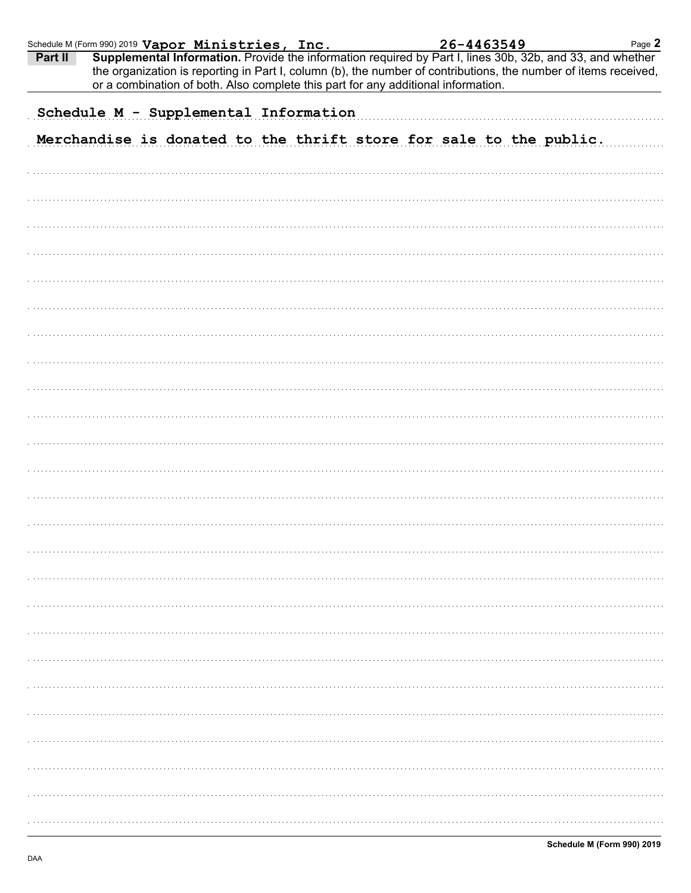Schedule M (Form 990) 2019 **Vapor Ministries, Inc.** **26-4463549**

**Part II** **Supplemental Information.** Provide the information required by Part I, lines 30b, 32b, and 33, and whether the organization is reporting in Part I, column (b), the number of contributions, the number of items received, or a combination of both. Also complete this part for any additional information.

Schedule M - Supplemental Information

Merchandise is donated to the thrift store for sale to the public.

**Schedule M (Form 990) 2019**

DAA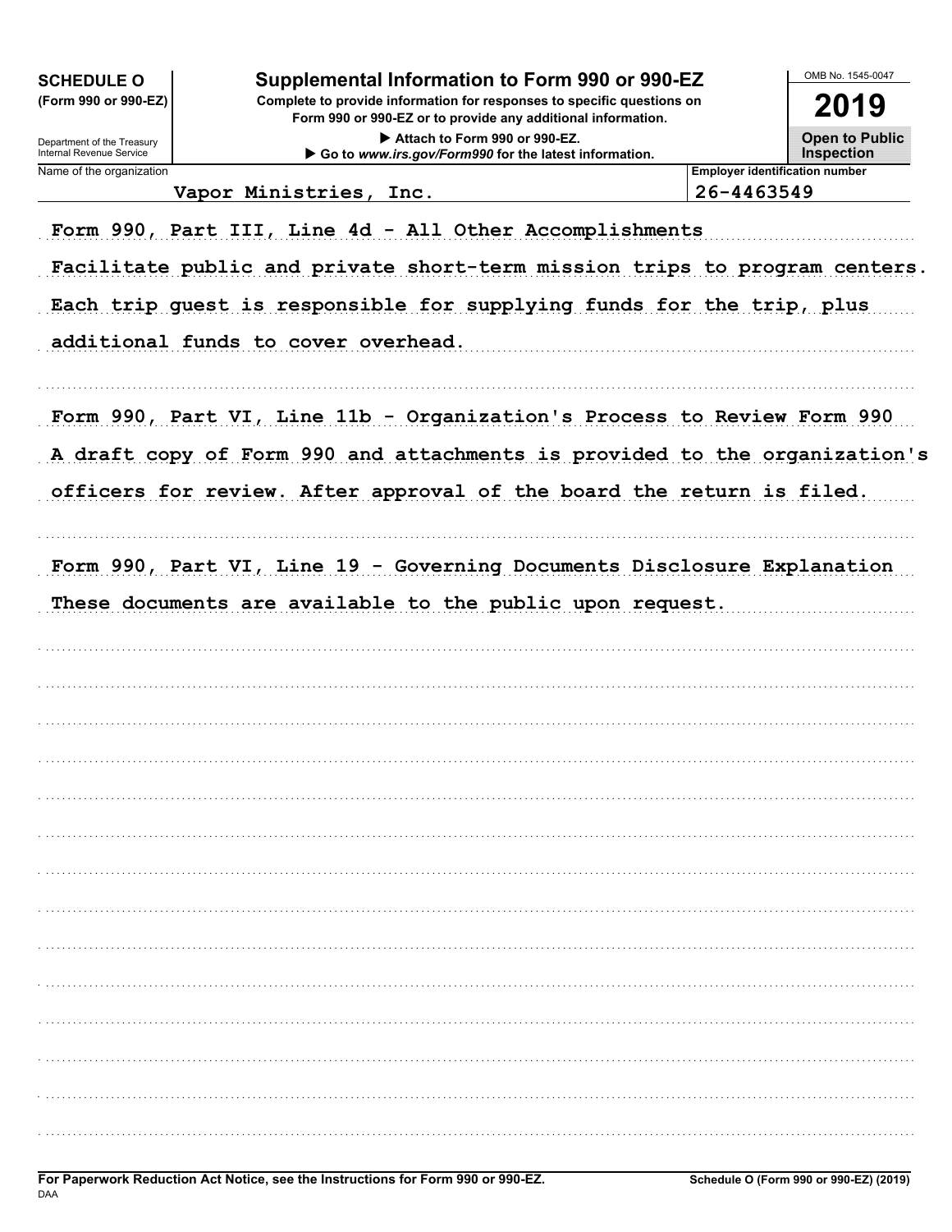**SCHEDULE O (Form 990 or 990-EZ)**

Department of the Treasury
Internal Revenue Service

# Supplemental Information to Form 990 or 990-EZ

**Complete to provide information for responses to specific questions on Form 990 or 990-EZ or to provide any additional information.**

▶ Attach to Form 990 or 990-EZ.
▶ Go to *www.irs.gov/Form990* for the latest information.

OMB No. 1545-0047

**2019**

**Open to Public Inspection**

| Name of the organization | Employer identification number |
|---|---|
| Vapor Ministries, Inc. | 26-4463549 |

Form 990, Part III, Line 4d - All Other Accomplishments

Facilitate public and private short-term mission trips to program centers. Each trip guest is responsible for supplying funds for the trip, plus additional funds to cover overhead.

Form 990, Part VI, Line 11b - Organization's Process to Review Form 990

A draft copy of Form 990 and attachments is provided to the organization's officers for review. After approval of the board the return is filed.

Form 990, Part VI, Line 19 - Governing Documents Disclosure Explanation

These documents are available to the public upon request.

**For Paperwork Reduction Act Notice, see the Instructions for Form 990 or 990-EZ.**

DAA

**Schedule O (Form 990 or 990-EZ) (2019)**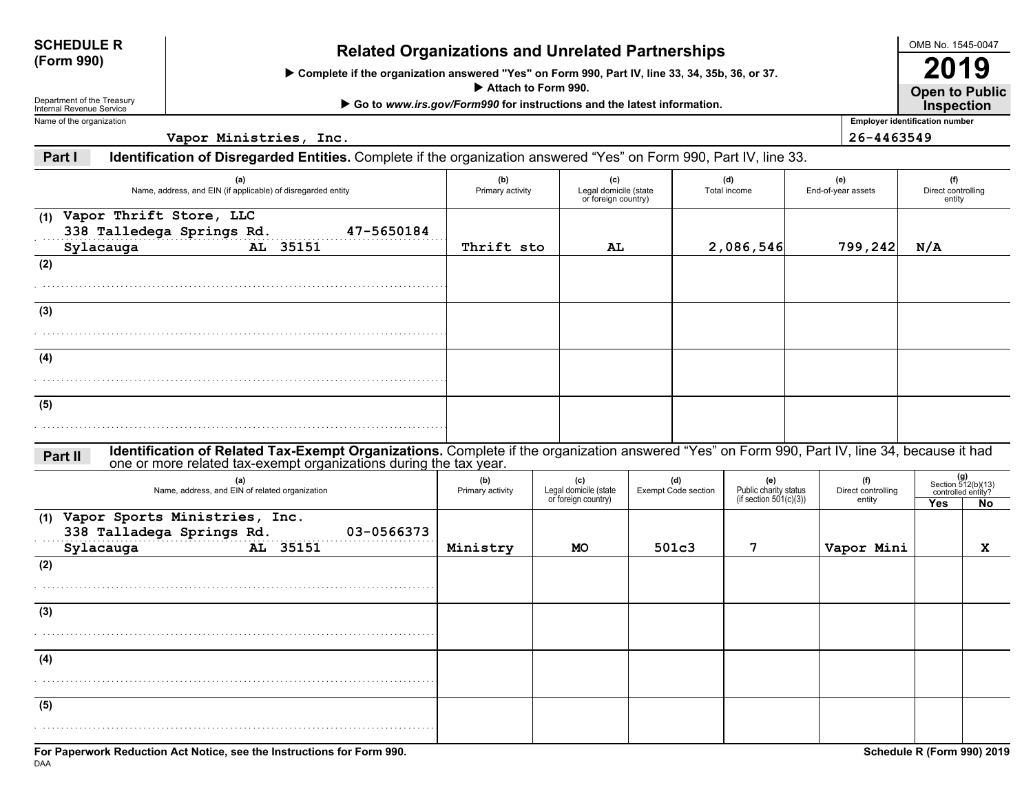**SCHEDULE R (Form 990)**

Department of the Treasury
Internal Revenue Service

# Related Organizations and Unrelated Partnerships

▶ Complete if the organization answered "Yes" on Form 990, Part IV, line 33, 34, 35b, 36, or 37.
▶ Attach to Form 990.
▶ Go to *www.irs.gov/Form990* for instructions and the latest information.

OMB No. 1545-0047

**2019**

**Open to Public Inspection**

Name of the organization: Vapor Ministries, Inc.

Employer identification number: 26-4463549

## Part I — Identification of Disregarded Entities. Complete if the organization answered "Yes" on Form 990, Part IV, line 33.

| | (a) Name, address, and EIN (if applicable) of disregarded entity | (b) Primary activity | (c) Legal domicile (state or foreign country) | (d) Total income | (e) End-of-year assets | (f) Direct controlling entity |
|---|---|---|---|---|---|---|
| (1) | Vapor Thrift Store, LLC<br>338 Talledega Springs Rd. 47-5650184<br>Sylacauga AL 35151 | Thrift sto | AL | 2,086,546 | 799,242 | N/A |
| (2) | | | | | | |
| (3) | | | | | | |
| (4) | | | | | | |
| (5) | | | | | | |

## Part II — Identification of Related Tax-Exempt Organizations. Complete if the organization answered "Yes" on Form 990, Part IV, line 34, because it had one or more related tax-exempt organizations during the tax year.

| | (a) Name, address, and EIN of related organization | (b) Primary activity | (c) Legal domicile (state or foreign country) | (d) Exempt Code section | (e) Public charity status (if section 501(c)(3)) | (f) Direct controlling entity | (g) Section 512(b)(13) controlled entity? Yes | No |
|---|---|---|---|---|---|---|---|---|
| (1) | Vapor Sports Ministries, Inc.<br>338 Talladega Springs Rd. 03-0566373<br>Sylacauga AL 35151 | Ministry | MO | 501c3 | 7 | Vapor Mini | | X |
| (2) | | | | | | | | |
| (3) | | | | | | | | |
| (4) | | | | | | | | |
| (5) | | | | | | | | |

**For Paperwork Reduction Act Notice, see the Instructions for Form 990.**

DAA

**Schedule R (Form 990) 2019**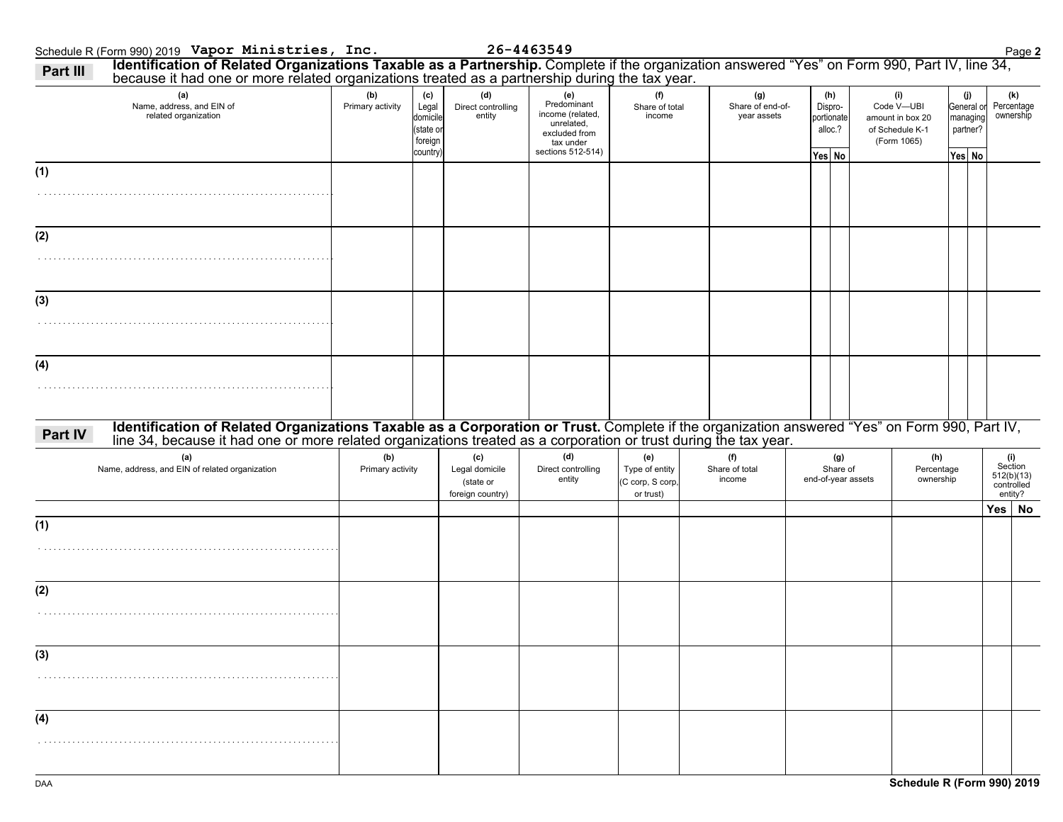Schedule R (Form 990) 2019 **Vapor Ministries, Inc.** **26-4463549**

**Part III** **Identification of Related Organizations Taxable as a Partnership.** Complete if the organization answered "Yes" on Form 990, Part IV, line 34, because it had one or more related organizations treated as a partnership during the tax year.

| (a) Name, address, and EIN of related organization | (b) Primary activity | (c) Legal domicile (state or foreign country) | (d) Direct controlling entity | (e) Predominant income (related, unrelated, excluded from tax under sections 512-514) | (f) Share of total income | (g) Share of end-of-year assets | (h) Dispro-portionate alloc.? | | (i) Code V—UBI amount in box 20 of Schedule K-1 (Form 1065) | (j) General or managing partner? | | (k) Percentage ownership |
|---|---|---|---|---|---|---|---|---|---|---|---|---|
| | | | | | | | Yes | No | | Yes | No | |
| (1) | | | | | | | | | | | | |
| (2) | | | | | | | | | | | | |
| (3) | | | | | | | | | | | | |
| (4) | | | | | | | | | | | | |

**Part IV** **Identification of Related Organizations Taxable as a Corporation or Trust.** Complete if the organization answered "Yes" on Form 990, Part IV, line 34, because it had one or more related organizations treated as a corporation or trust during the tax year.

| (a) Name, address, and EIN of related organization | (b) Primary activity | (c) Legal domicile (state or foreign country) | (d) Direct controlling entity | (e) Type of entity (C corp, S corp, or trust) | (f) Share of total income | (g) Share of end-of-year assets | (h) Percentage ownership | (i) Section 512(b)(13) controlled entity? | |
|---|---|---|---|---|---|---|---|---|---|
| | | | | | | | | Yes | No |
| (1) | | | | | | | | | |
| (2) | | | | | | | | | |
| (3) | | | | | | | | | |
| (4) | | | | | | | | | |

DAA **Schedule R (Form 990) 2019**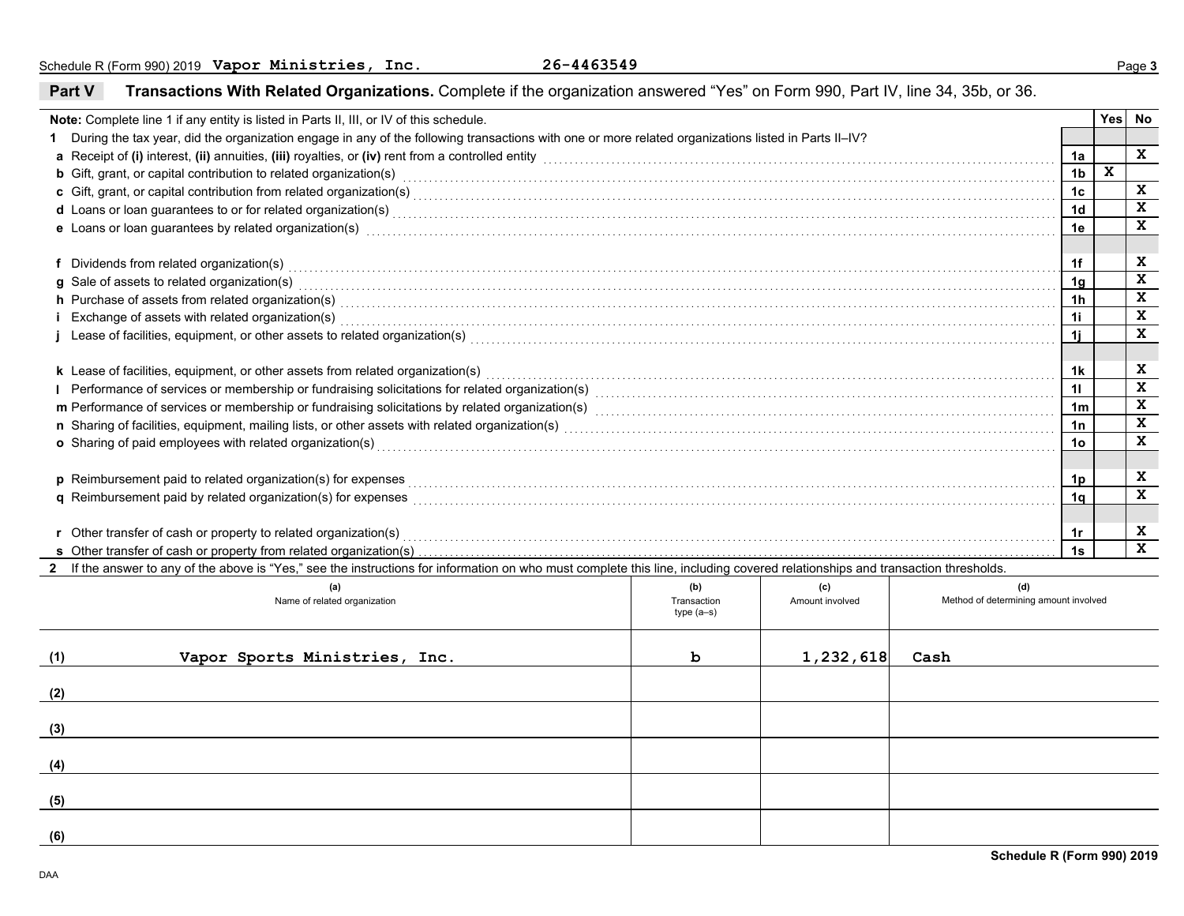Schedule R (Form 990) 2019 **Vapor Ministries, Inc.** **26-4463549**

## Part V Transactions With Related Organizations. Complete if the organization answered "Yes" on Form 990, Part IV, line 34, 35b, or 36.

| Note: Complete line 1 if any entity is listed in Parts II, III, or IV of this schedule. | | Yes | No |
|---|---|---|---|
| **1** During the tax year, did the organization engage in any of the following transactions with one or more related organizations listed in Parts II–IV? | | | |
| **a** Receipt of **(i)** interest, **(ii)** annuities, **(iii)** royalties, or **(iv)** rent from a controlled entity | 1a | | X |
| **b** Gift, grant, or capital contribution to related organization(s) | 1b | X | |
| **c** Gift, grant, or capital contribution from related organization(s) | 1c | | X |
| **d** Loans or loan guarantees to or for related organization(s) | 1d | | X |
| **e** Loans or loan guarantees by related organization(s) | 1e | | X |
| **f** Dividends from related organization(s) | 1f | | X |
| **g** Sale of assets to related organization(s) | 1g | | X |
| **h** Purchase of assets from related organization(s) | 1h | | X |
| **i** Exchange of assets with related organization(s) | 1i | | X |
| **j** Lease of facilities, equipment, or other assets to related organization(s) | 1j | | X |
| **k** Lease of facilities, equipment, or other assets from related organization(s) | 1k | | X |
| **l** Performance of services or membership or fundraising solicitations for related organization(s) | 1l | | X |
| **m** Performance of services or membership or fundraising solicitations by related organization(s) | 1m | | X |
| **n** Sharing of facilities, equipment, mailing lists, or other assets with related organization(s) | 1n | | X |
| **o** Sharing of paid employees with related organization(s) | 1o | | X |
| **p** Reimbursement paid to related organization(s) for expenses | 1p | | X |
| **q** Reimbursement paid by related organization(s) for expenses | 1q | | X |
| **r** Other transfer of cash or property to related organization(s) | 1r | | X |
| **s** Other transfer of cash or property from related organization(s) | 1s | | X |

**2** If the answer to any of the above is "Yes," see the instructions for information on who must complete this line, including covered relationships and transaction thresholds.

| | (a) Name of related organization | (b) Transaction type (a–s) | (c) Amount involved | (d) Method of determining amount involved |
|---|---|---|---|---|
| (1) | Vapor Sports Ministries, Inc. | b | 1,232,618 | Cash |
| (2) | | | | |
| (3) | | | | |
| (4) | | | | |
| (5) | | | | |
| (6) | | | | |

Schedule R (Form 990) 2019

DAA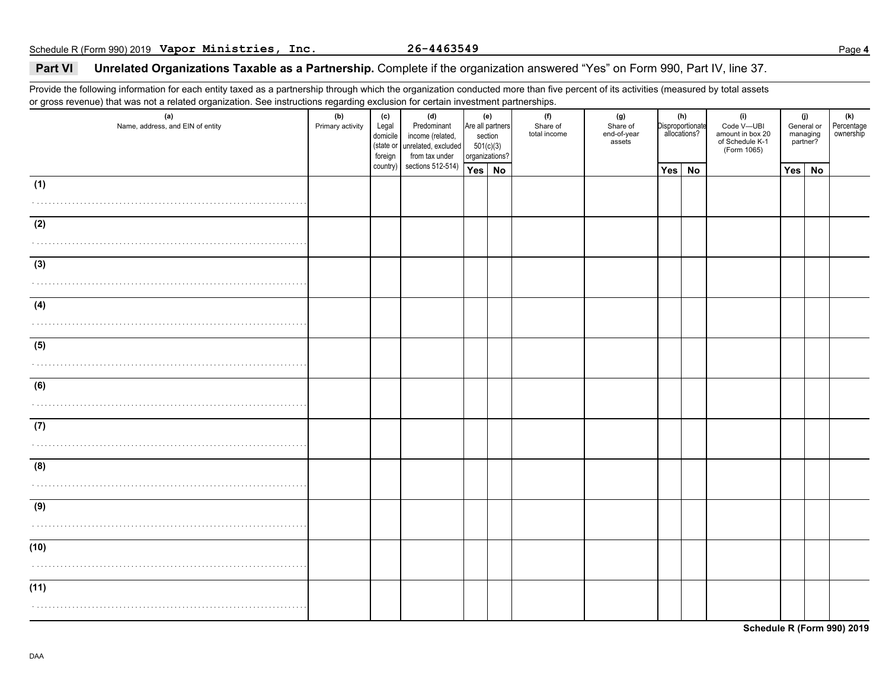Schedule R (Form 990) 2019 **Vapor Ministries, Inc.** **26-4463549**

## Part VI Unrelated Organizations Taxable as a Partnership. Complete if the organization answered "Yes" on Form 990, Part IV, line 37.

Provide the following information for each entity taxed as a partnership through which the organization conducted more than five percent of its activities (measured by total assets or gross revenue) that was not a related organization. See instructions regarding exclusion for certain investment partnerships.

| (a) Name, address, and EIN of entity | (b) Primary activity | (c) Legal domicile (state or foreign country) | (d) Predominant income (related, unrelated, excluded from tax under sections 512-514) | (e) Are all partners section 501(c)(3) organizations? | | (f) Share of total income | (g) Share of end-of-year assets | (h) Disproportionate allocations? | | (i) Code V—UBI amount in box 20 of Schedule K-1 (Form 1065) | (j) General or managing partner? | | (k) Percentage ownership |
|---|---|---|---|---|---|---|---|---|---|---|---|---|---|
| | | | | Yes | No | | | Yes | No | | Yes | No | |
| (1) | | | | | | | | | | | | | |
| (2) | | | | | | | | | | | | | |
| (3) | | | | | | | | | | | | | |
| (4) | | | | | | | | | | | | | |
| (5) | | | | | | | | | | | | | |
| (6) | | | | | | | | | | | | | |
| (7) | | | | | | | | | | | | | |
| (8) | | | | | | | | | | | | | |
| (9) | | | | | | | | | | | | | |
| (10) | | | | | | | | | | | | | |
| (11) | | | | | | | | | | | | | |

**Schedule R (Form 990) 2019**

DAA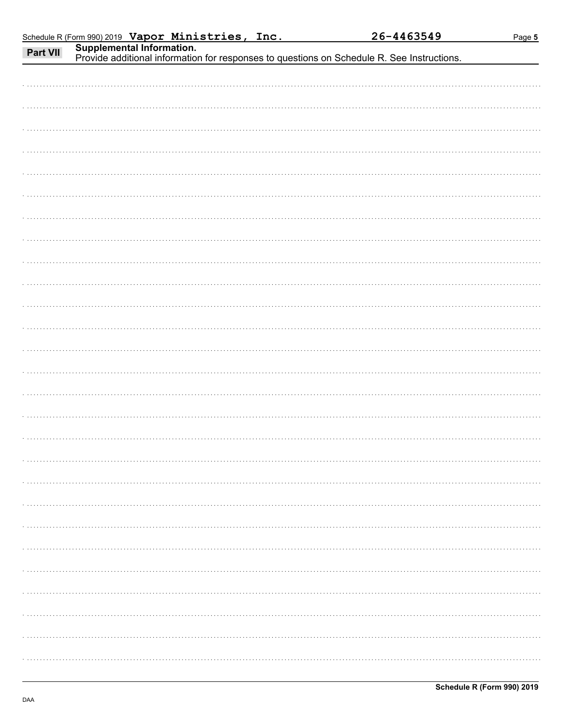Schedule R (Form 990) 2019 **Vapor Ministries, Inc.** **26-4463549**

**Part VII** **Supplemental Information.**
Provide additional information for responses to questions on Schedule R. See Instructions.

**Schedule R (Form 990) 2019**

DAA